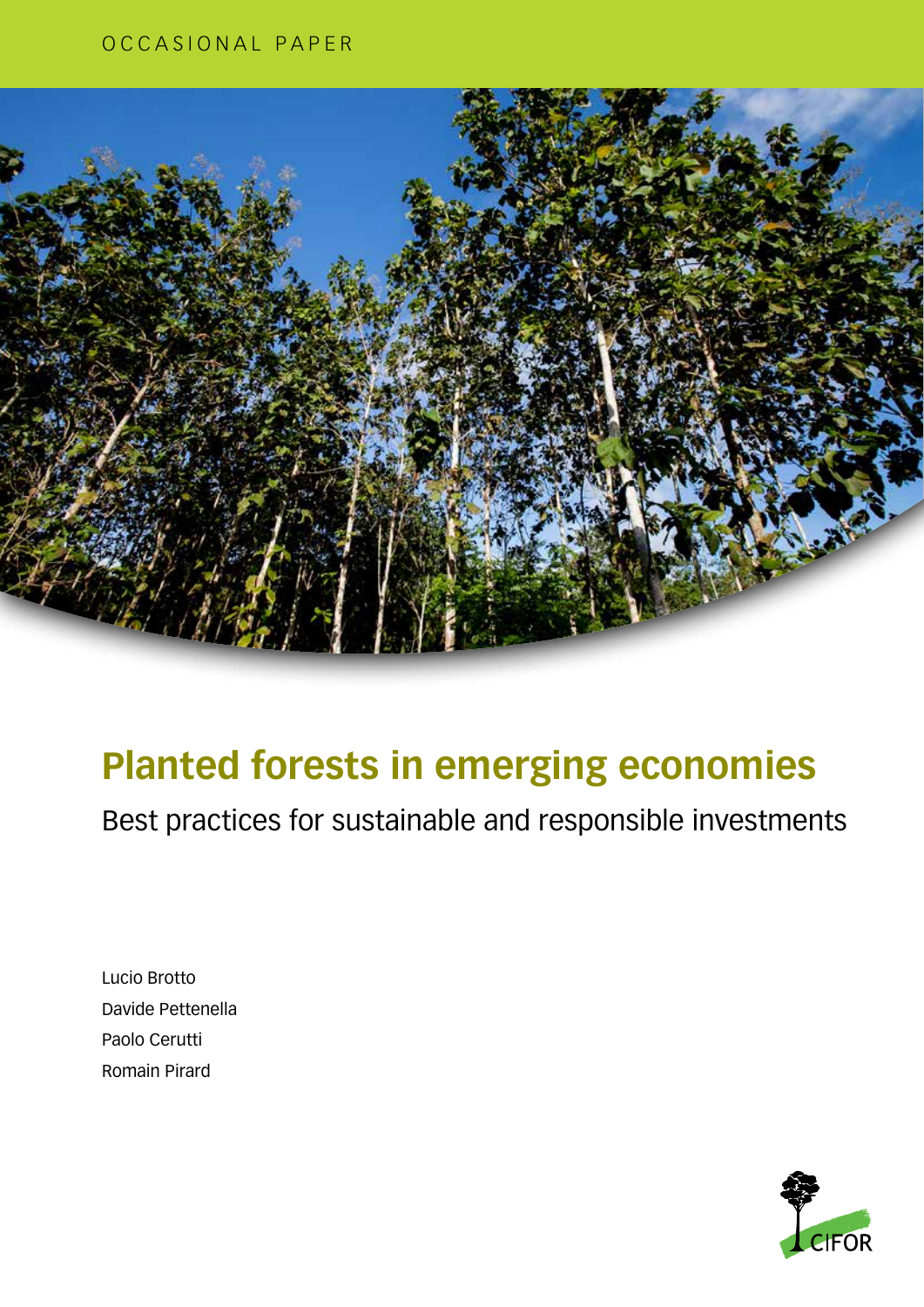OCCASIONAL PAPER

# Planted forests in emerging economies

## Best practices for sustainable and responsible investments

Lucio Brotto
Davide Pettenella
Paolo Cerutti
Romain Pirard

CIFOR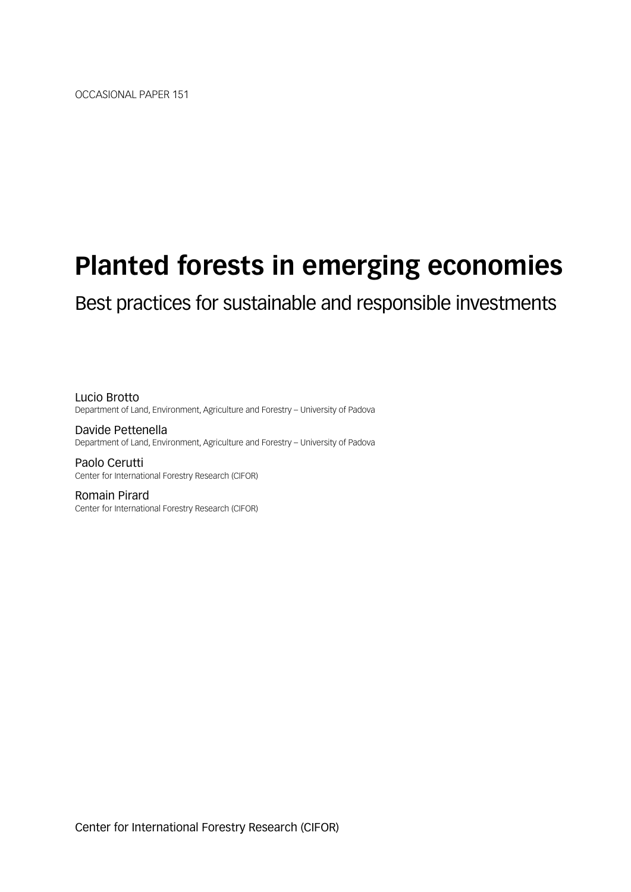OCCASIONAL PAPER 151

# Planted forests in emerging economies

## Best practices for sustainable and responsible investments

Lucio Brotto
Department of Land, Environment, Agriculture and Forestry – University of Padova

Davide Pettenella
Department of Land, Environment, Agriculture and Forestry – University of Padova

Paolo Cerutti
Center for International Forestry Research (CIFOR)

Romain Pirard
Center for International Forestry Research (CIFOR)

Center for International Forestry Research (CIFOR)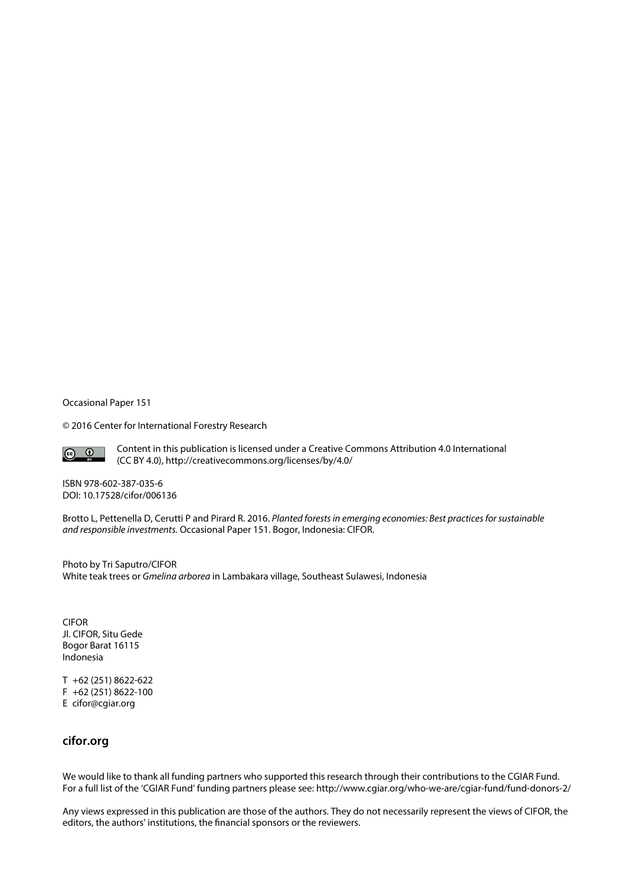Occasional Paper 151

© 2016 Center for International Forestry Research

Content in this publication is licensed under a Creative Commons Attribution 4.0 International (CC BY 4.0), http://creativecommons.org/licenses/by/4.0/

ISBN 978-602-387-035-6
DOI: 10.17528/cifor/006136

Brotto L, Pettenella D, Cerutti P and Pirard R. 2016. *Planted forests in emerging economies: Best practices for sustainable and responsible investments.* Occasional Paper 151. Bogor, Indonesia: CIFOR.

Photo by Tri Saputro/CIFOR
White teak trees or *Gmelina arborea* in Lambakara village, Southeast Sulawesi, Indonesia

CIFOR
Jl. CIFOR, Situ Gede
Bogor Barat 16115
Indonesia

T +62 (251) 8622-622
F +62 (251) 8622-100
E cifor@cgiar.org

**cifor.org**

We would like to thank all funding partners who supported this research through their contributions to the CGIAR Fund. For a full list of the 'CGIAR Fund' funding partners please see: http://www.cgiar.org/who-we-are/cgiar-fund/fund-donors-2/

Any views expressed in this publication are those of the authors. They do not necessarily represent the views of CIFOR, the editors, the authors' institutions, the financial sponsors or the reviewers.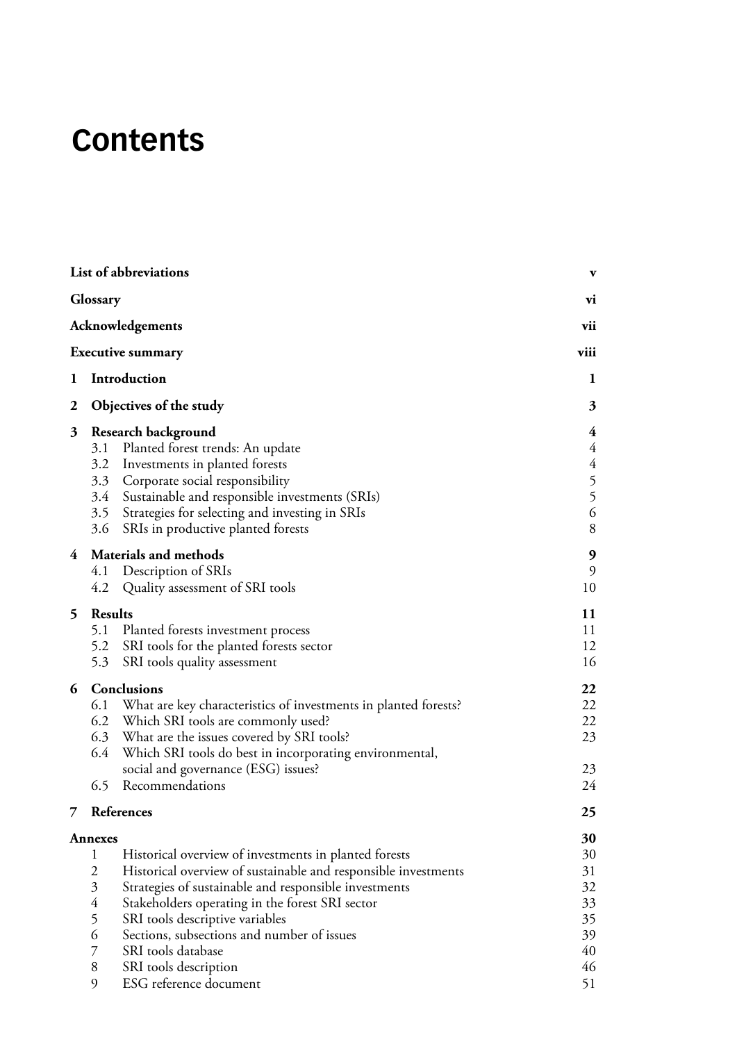# Contents

| | | |
|---|---|---|
| **List of abbreviations** | | **v** |
| **Glossary** | | **vi** |
| **Acknowledgements** | | **vii** |
| **Executive summary** | | **viii** |
| **1** | **Introduction** | **1** |
| **2** | **Objectives of the study** | **3** |
| **3** | **Research background** | **4** |
| | 3.1 Planted forest trends: An update | 4 |
| | 3.2 Investments in planted forests | 4 |
| | 3.3 Corporate social responsibility | 5 |
| | 3.4 Sustainable and responsible investments (SRIs) | 5 |
| | 3.5 Strategies for selecting and investing in SRIs | 6 |
| | 3.6 SRIs in productive planted forests | 8 |
| **4** | **Materials and methods** | **9** |
| | 4.1 Description of SRIs | 9 |
| | 4.2 Quality assessment of SRI tools | 10 |
| **5** | **Results** | **11** |
| | 5.1 Planted forests investment process | 11 |
| | 5.2 SRI tools for the planted forests sector | 12 |
| | 5.3 SRI tools quality assessment | 16 |
| **6** | **Conclusions** | **22** |
| | 6.1 What are key characteristics of investments in planted forests? | 22 |
| | 6.2 Which SRI tools are commonly used? | 22 |
| | 6.3 What are the issues covered by SRI tools? | 23 |
| | 6.4 Which SRI tools do best in incorporating environmental, social and governance (ESG) issues? | 23 |
| | 6.5 Recommendations | 24 |
| **7** | **References** | **25** |
| **Annexes** | | **30** |
| 1 | Historical overview of investments in planted forests | 30 |
| 2 | Historical overview of sustainable and responsible investments | 31 |
| 3 | Strategies of sustainable and responsible investments | 32 |
| 4 | Stakeholders operating in the forest SRI sector | 33 |
| 5 | SRI tools descriptive variables | 35 |
| 6 | Sections, subsections and number of issues | 39 |
| 7 | SRI tools database | 40 |
| 8 | SRI tools description | 46 |
| 9 | ESG reference document | 51 |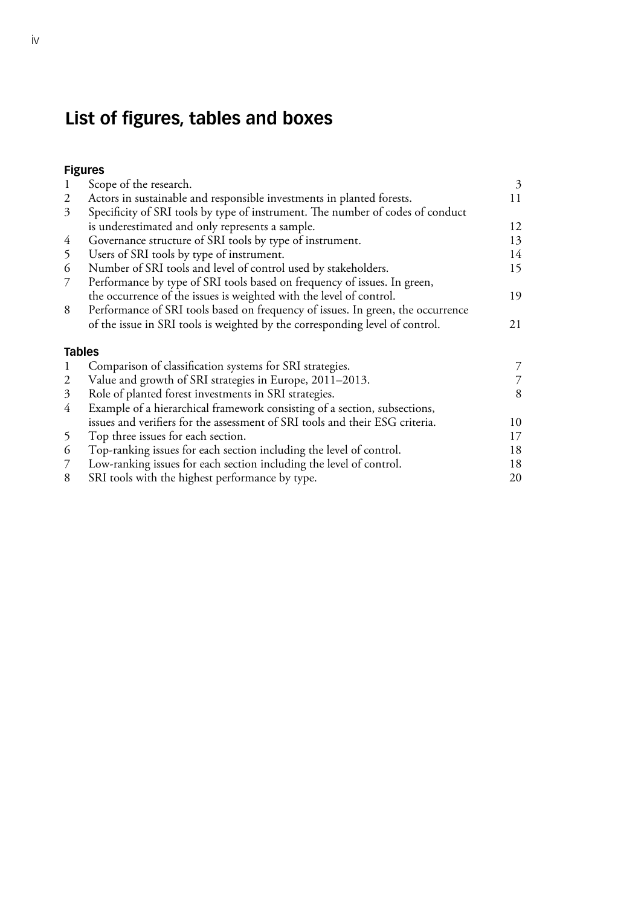# List of figures, tables and boxes

## Figures

| | | |
|---|---|---|
| 1 | Scope of the research. | 3 |
| 2 | Actors in sustainable and responsible investments in planted forests. | 11 |
| 3 | Specificity of SRI tools by type of instrument. The number of codes of conduct is underestimated and only represents a sample. | 12 |
| 4 | Governance structure of SRI tools by type of instrument. | 13 |
| 5 | Users of SRI tools by type of instrument. | 14 |
| 6 | Number of SRI tools and level of control used by stakeholders. | 15 |
| 7 | Performance by type of SRI tools based on frequency of issues. In green, the occurrence of the issues is weighted with the level of control. | 19 |
| 8 | Performance of SRI tools based on frequency of issues. In green, the occurrence of the issue in SRI tools is weighted by the corresponding level of control. | 21 |

## Tables

| | | |
|---|---|---|
| 1 | Comparison of classification systems for SRI strategies. | 7 |
| 2 | Value and growth of SRI strategies in Europe, 2011–2013. | 7 |
| 3 | Role of planted forest investments in SRI strategies. | 8 |
| 4 | Example of a hierarchical framework consisting of a section, subsections, issues and verifiers for the assessment of SRI tools and their ESG criteria. | 10 |
| 5 | Top three issues for each section. | 17 |
| 6 | Top-ranking issues for each section including the level of control. | 18 |
| 7 | Low-ranking issues for each section including the level of control. | 18 |
| 8 | SRI tools with the highest performance by type. | 20 |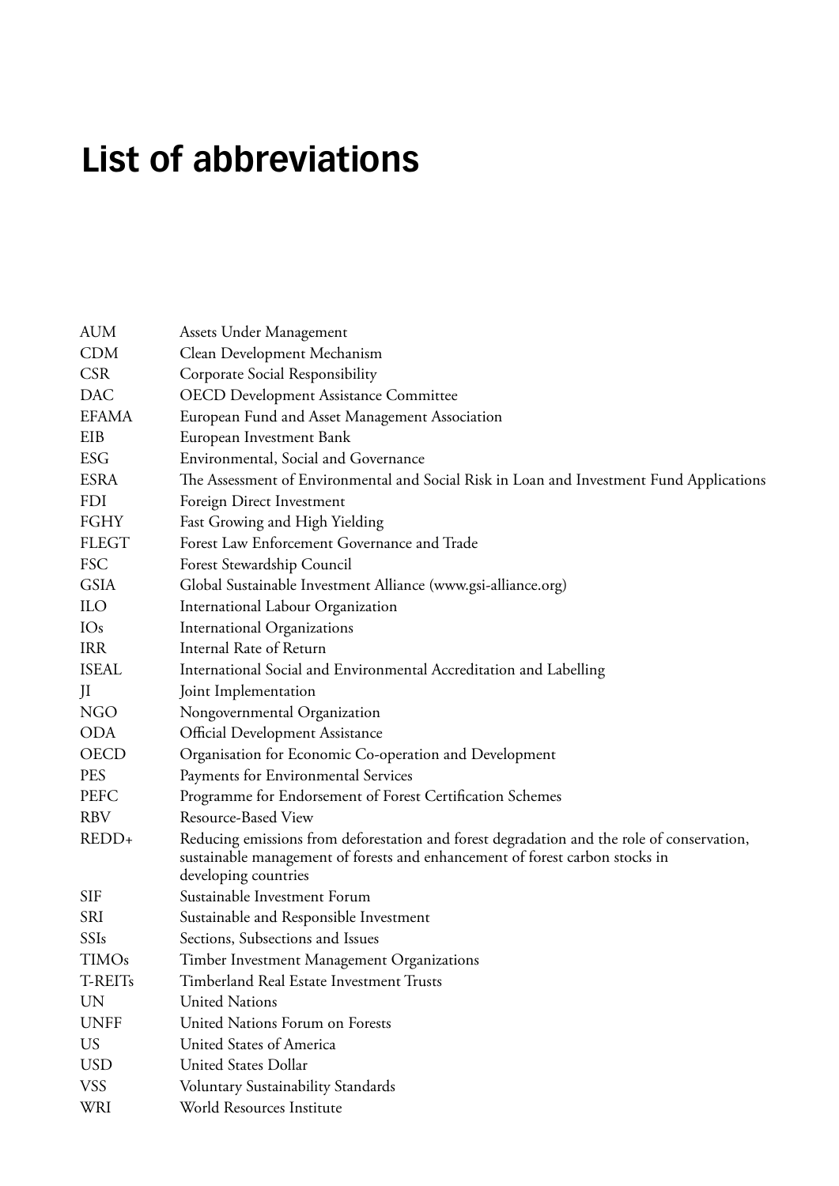# List of abbreviations

| | |
|---|---|
| AUM | Assets Under Management |
| CDM | Clean Development Mechanism |
| CSR | Corporate Social Responsibility |
| DAC | OECD Development Assistance Committee |
| EFAMA | European Fund and Asset Management Association |
| EIB | European Investment Bank |
| ESG | Environmental, Social and Governance |
| ESRA | The Assessment of Environmental and Social Risk in Loan and Investment Fund Applications |
| FDI | Foreign Direct Investment |
| FGHY | Fast Growing and High Yielding |
| FLEGT | Forest Law Enforcement Governance and Trade |
| FSC | Forest Stewardship Council |
| GSIA | Global Sustainable Investment Alliance (www.gsi-alliance.org) |
| ILO | International Labour Organization |
| IOs | International Organizations |
| IRR | Internal Rate of Return |
| ISEAL | International Social and Environmental Accreditation and Labelling |
| JI | Joint Implementation |
| NGO | Nongovernmental Organization |
| ODA | Official Development Assistance |
| OECD | Organisation for Economic Co-operation and Development |
| PES | Payments for Environmental Services |
| PEFC | Programme for Endorsement of Forest Certification Schemes |
| RBV | Resource-Based View |
| REDD+ | Reducing emissions from deforestation and forest degradation and the role of conservation, sustainable management of forests and enhancement of forest carbon stocks in developing countries |
| SIF | Sustainable Investment Forum |
| SRI | Sustainable and Responsible Investment |
| SSIs | Sections, Subsections and Issues |
| TIMOs | Timber Investment Management Organizations |
| T-REITs | Timberland Real Estate Investment Trusts |
| UN | United Nations |
| UNFF | United Nations Forum on Forests |
| US | United States of America |
| USD | United States Dollar |
| VSS | Voluntary Sustainability Standards |
| WRI | World Resources Institute |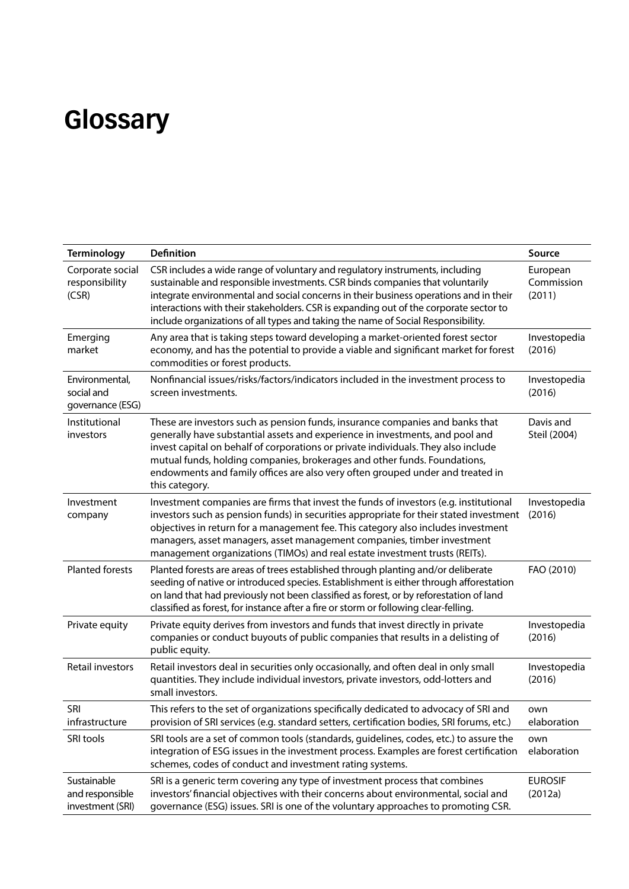# Glossary

| Terminology | Definition | Source |
| --- | --- | --- |
| Corporate social responsibility (CSR) | CSR includes a wide range of voluntary and regulatory instruments, including sustainable and responsible investments. CSR binds companies that voluntarily integrate environmental and social concerns in their business operations and in their interactions with their stakeholders. CSR is expanding out of the corporate sector to include organizations of all types and taking the name of Social Responsibility. | European Commission (2011) |
| Emerging market | Any area that is taking steps toward developing a market-oriented forest sector economy, and has the potential to provide a viable and significant market for forest commodities or forest products. | Investopedia (2016) |
| Environmental, social and governance (ESG) | Nonfinancial issues/risks/factors/indicators included in the investment process to screen investments. | Investopedia (2016) |
| Institutional investors | These are investors such as pension funds, insurance companies and banks that generally have substantial assets and experience in investments, and pool and invest capital on behalf of corporations or private individuals. They also include mutual funds, holding companies, brokerages and other funds. Foundations, endowments and family offices are also very often grouped under and treated in this category. | Davis and Steil (2004) |
| Investment company | Investment companies are firms that invest the funds of investors (e.g. institutional investors such as pension funds) in securities appropriate for their stated investment objectives in return for a management fee. This category also includes investment managers, asset managers, asset management companies, timber investment management organizations (TIMOs) and real estate investment trusts (REITs). | Investopedia (2016) |
| Planted forests | Planted forests are areas of trees established through planting and/or deliberate seeding of native or introduced species. Establishment is either through afforestation on land that had previously not been classified as forest, or by reforestation of land classified as forest, for instance after a fire or storm or following clear-felling. | FAO (2010) |
| Private equity | Private equity derives from investors and funds that invest directly in private companies or conduct buyouts of public companies that results in a delisting of public equity. | Investopedia (2016) |
| Retail investors | Retail investors deal in securities only occasionally, and often deal in only small quantities. They include individual investors, private investors, odd-lotters and small investors. | Investopedia (2016) |
| SRI infrastructure | This refers to the set of organizations specifically dedicated to advocacy of SRI and provision of SRI services (e.g. standard setters, certification bodies, SRI forums, etc.) | own elaboration |
| SRI tools | SRI tools are a set of common tools (standards, guidelines, codes, etc.) to assure the integration of ESG issues in the investment process. Examples are forest certification schemes, codes of conduct and investment rating systems. | own elaboration |
| Sustainable and responsible investment (SRI) | SRI is a generic term covering any type of investment process that combines investors' financial objectives with their concerns about environmental, social and governance (ESG) issues. SRI is one of the voluntary approaches to promoting CSR. | EUROSIF (2012a) |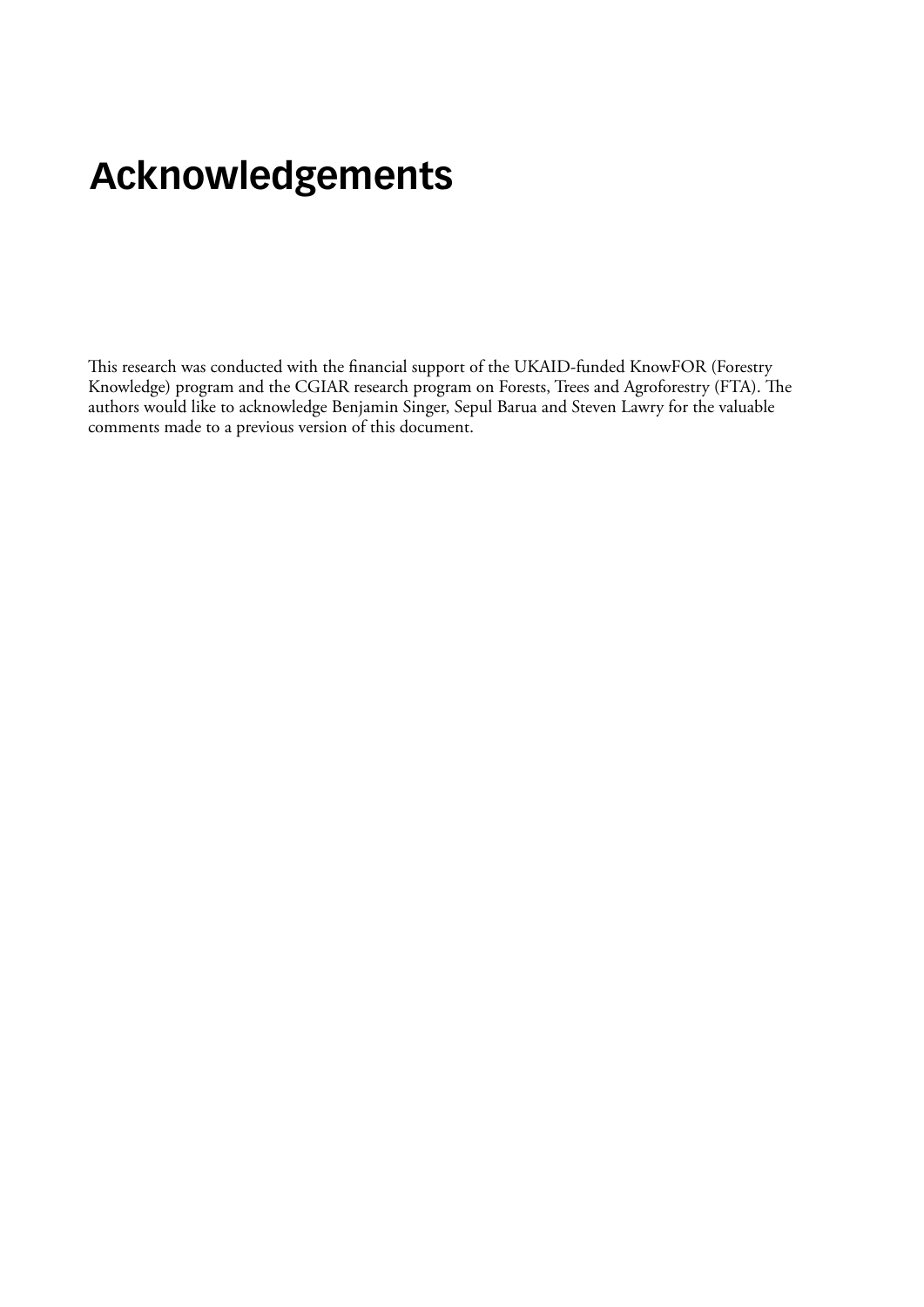# Acknowledgements

This research was conducted with the financial support of the UKAID-funded KnowFOR (Forestry Knowledge) program and the CGIAR research program on Forests, Trees and Agroforestry (FTA). The authors would like to acknowledge Benjamin Singer, Sepul Barua and Steven Lawry for the valuable comments made to a previous version of this document.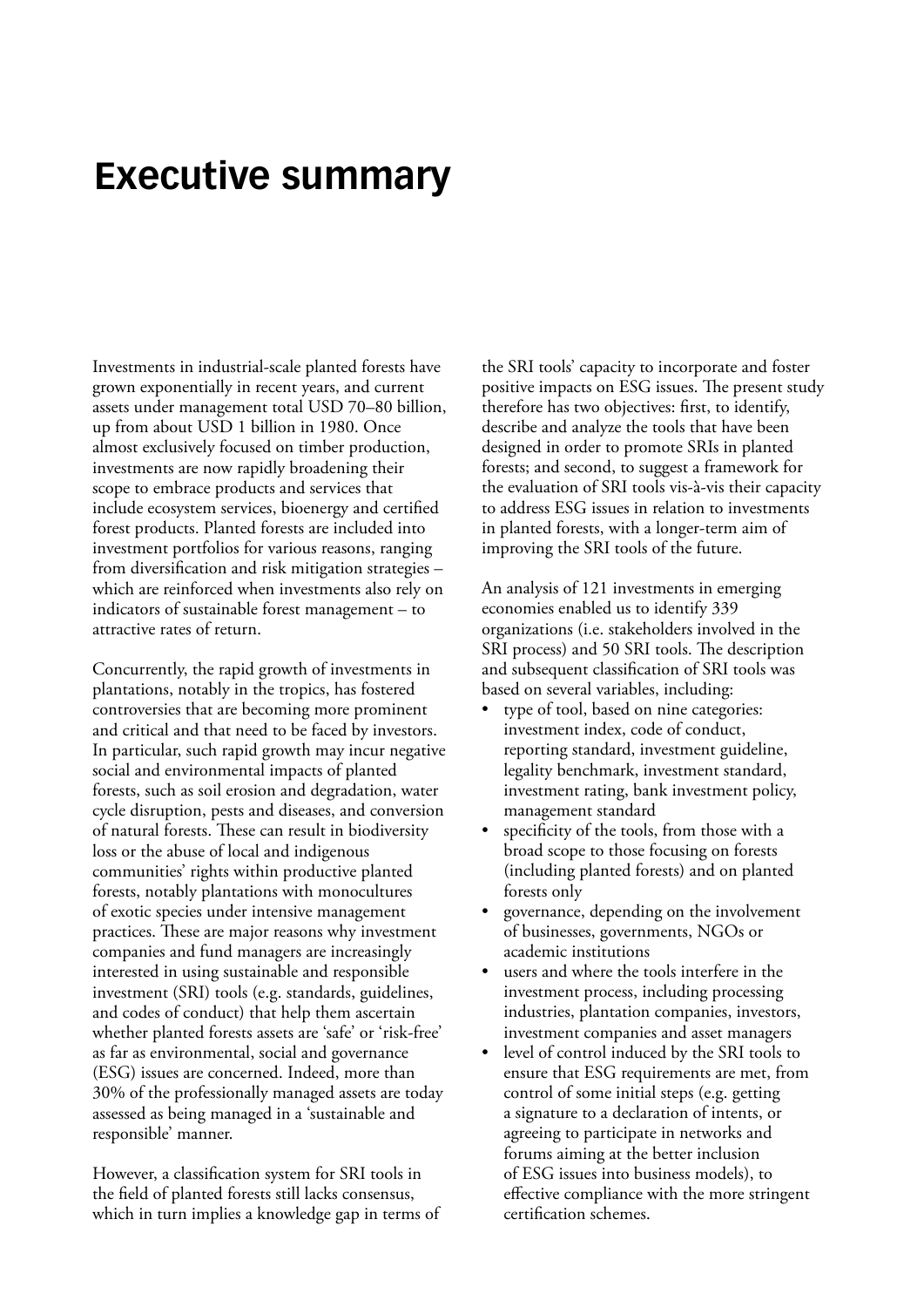# Executive summary

Investments in industrial-scale planted forests have grown exponentially in recent years, and current assets under management total USD 70–80 billion, up from about USD 1 billion in 1980. Once almost exclusively focused on timber production, investments are now rapidly broadening their scope to embrace products and services that include ecosystem services, bioenergy and certified forest products. Planted forests are included into investment portfolios for various reasons, ranging from diversification and risk mitigation strategies – which are reinforced when investments also rely on indicators of sustainable forest management – to attractive rates of return.

Concurrently, the rapid growth of investments in plantations, notably in the tropics, has fostered controversies that are becoming more prominent and critical and that need to be faced by investors. In particular, such rapid growth may incur negative social and environmental impacts of planted forests, such as soil erosion and degradation, water cycle disruption, pests and diseases, and conversion of natural forests. These can result in biodiversity loss or the abuse of local and indigenous communities' rights within productive planted forests, notably plantations with monocultures of exotic species under intensive management practices. These are major reasons why investment companies and fund managers are increasingly interested in using sustainable and responsible investment (SRI) tools (e.g. standards, guidelines, and codes of conduct) that help them ascertain whether planted forests assets are 'safe' or 'risk-free' as far as environmental, social and governance (ESG) issues are concerned. Indeed, more than 30% of the professionally managed assets are today assessed as being managed in a 'sustainable and responsible' manner.

However, a classification system for SRI tools in the field of planted forests still lacks consensus, which in turn implies a knowledge gap in terms of the SRI tools' capacity to incorporate and foster positive impacts on ESG issues. The present study therefore has two objectives: first, to identify, describe and analyze the tools that have been designed in order to promote SRIs in planted forests; and second, to suggest a framework for the evaluation of SRI tools vis-à-vis their capacity to address ESG issues in relation to investments in planted forests, with a longer-term aim of improving the SRI tools of the future.

An analysis of 121 investments in emerging economies enabled us to identify 339 organizations (i.e. stakeholders involved in the SRI process) and 50 SRI tools. The description and subsequent classification of SRI tools was based on several variables, including:

- type of tool, based on nine categories: investment index, code of conduct, reporting standard, investment guideline, legality benchmark, investment standard, investment rating, bank investment policy, management standard
- specificity of the tools, from those with a broad scope to those focusing on forests (including planted forests) and on planted forests only
- governance, depending on the involvement of businesses, governments, NGOs or academic institutions
- users and where the tools interfere in the investment process, including processing industries, plantation companies, investors, investment companies and asset managers
- level of control induced by the SRI tools to ensure that ESG requirements are met, from control of some initial steps (e.g. getting a signature to a declaration of intents, or agreeing to participate in networks and forums aiming at the better inclusion of ESG issues into business models), to effective compliance with the more stringent certification schemes.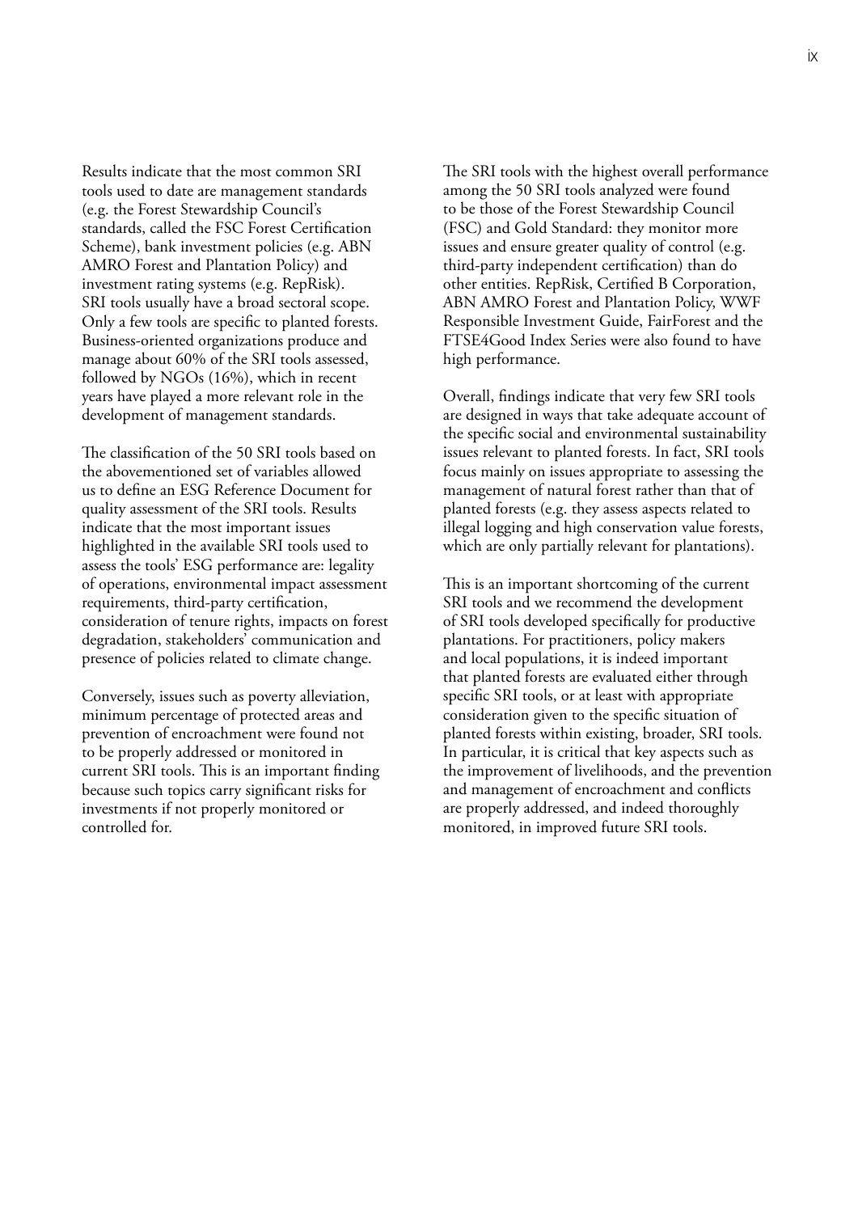Results indicate that the most common SRI tools used to date are management standards (e.g. the Forest Stewardship Council's standards, called the FSC Forest Certification Scheme), bank investment policies (e.g. ABN AMRO Forest and Plantation Policy) and investment rating systems (e.g. RepRisk). SRI tools usually have a broad sectoral scope. Only a few tools are specific to planted forests. Business-oriented organizations produce and manage about 60% of the SRI tools assessed, followed by NGOs (16%), which in recent years have played a more relevant role in the development of management standards.

The classification of the 50 SRI tools based on the abovementioned set of variables allowed us to define an ESG Reference Document for quality assessment of the SRI tools. Results indicate that the most important issues highlighted in the available SRI tools used to assess the tools' ESG performance are: legality of operations, environmental impact assessment requirements, third-party certification, consideration of tenure rights, impacts on forest degradation, stakeholders' communication and presence of policies related to climate change.

Conversely, issues such as poverty alleviation, minimum percentage of protected areas and prevention of encroachment were found not to be properly addressed or monitored in current SRI tools. This is an important finding because such topics carry significant risks for investments if not properly monitored or controlled for.

The SRI tools with the highest overall performance among the 50 SRI tools analyzed were found to be those of the Forest Stewardship Council (FSC) and Gold Standard: they monitor more issues and ensure greater quality of control (e.g. third-party independent certification) than do other entities. RepRisk, Certified B Corporation, ABN AMRO Forest and Plantation Policy, WWF Responsible Investment Guide, FairForest and the FTSE4Good Index Series were also found to have high performance.

Overall, findings indicate that very few SRI tools are designed in ways that take adequate account of the specific social and environmental sustainability issues relevant to planted forests. In fact, SRI tools focus mainly on issues appropriate to assessing the management of natural forest rather than that of planted forests (e.g. they assess aspects related to illegal logging and high conservation value forests, which are only partially relevant for plantations).

This is an important shortcoming of the current SRI tools and we recommend the development of SRI tools developed specifically for productive plantations. For practitioners, policy makers and local populations, it is indeed important that planted forests are evaluated either through specific SRI tools, or at least with appropriate consideration given to the specific situation of planted forests within existing, broader, SRI tools. In particular, it is critical that key aspects such as the improvement of livelihoods, and the prevention and management of encroachment and conflicts are properly addressed, and indeed thoroughly monitored, in improved future SRI tools.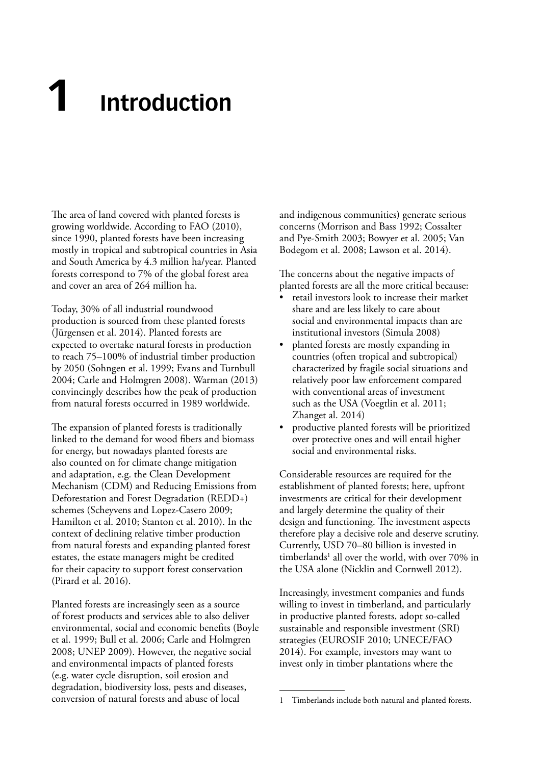# 1 Introduction

The area of land covered with planted forests is growing worldwide. According to FAO (2010), since 1990, planted forests have been increasing mostly in tropical and subtropical countries in Asia and South America by 4.3 million ha/year. Planted forests correspond to 7% of the global forest area and cover an area of 264 million ha.

Today, 30% of all industrial roundwood production is sourced from these planted forests (Jürgensen et al. 2014). Planted forests are expected to overtake natural forests in production to reach 75–100% of industrial timber production by 2050 (Sohngen et al. 1999; Evans and Turnbull 2004; Carle and Holmgren 2008). Warman (2013) convincingly describes how the peak of production from natural forests occurred in 1989 worldwide.

The expansion of planted forests is traditionally linked to the demand for wood fibers and biomass for energy, but nowadays planted forests are also counted on for climate change mitigation and adaptation, e.g. the Clean Development Mechanism (CDM) and Reducing Emissions from Deforestation and Forest Degradation (REDD+) schemes (Scheyvens and Lopez-Casero 2009; Hamilton et al. 2010; Stanton et al. 2010). In the context of declining relative timber production from natural forests and expanding planted forest estates, the estate managers might be credited for their capacity to support forest conservation (Pirard et al. 2016).

Planted forests are increasingly seen as a source of forest products and services able to also deliver environmental, social and economic benefits (Boyle et al. 1999; Bull et al. 2006; Carle and Holmgren 2008; UNEP 2009). However, the negative social and environmental impacts of planted forests (e.g. water cycle disruption, soil erosion and degradation, biodiversity loss, pests and diseases, conversion of natural forests and abuse of local and indigenous communities) generate serious concerns (Morrison and Bass 1992; Cossalter and Pye-Smith 2003; Bowyer et al. 2005; Van Bodegom et al. 2008; Lawson et al. 2014).

The concerns about the negative impacts of planted forests are all the more critical because:

- retail investors look to increase their market share and are less likely to care about social and environmental impacts than are institutional investors (Simula 2008)
- planted forests are mostly expanding in countries (often tropical and subtropical) characterized by fragile social situations and relatively poor law enforcement compared with conventional areas of investment such as the USA (Voegtlin et al. 2011; Zhanget al. 2014)
- productive planted forests will be prioritized over protective ones and will entail higher social and environmental risks.

Considerable resources are required for the establishment of planted forests; here, upfront investments are critical for their development and largely determine the quality of their design and functioning. The investment aspects therefore play a decisive role and deserve scrutiny. Currently, USD 70–80 billion is invested in timberlands[1] all over the world, with over 70% in the USA alone (Nicklin and Cornwell 2012).

Increasingly, investment companies and funds willing to invest in timberland, and particularly in productive planted forests, adopt so-called sustainable and responsible investment (SRI) strategies (EUROSIF 2010; UNECE/FAO 2014). For example, investors may want to invest only in timber plantations where the

1 Timberlands include both natural and planted forests.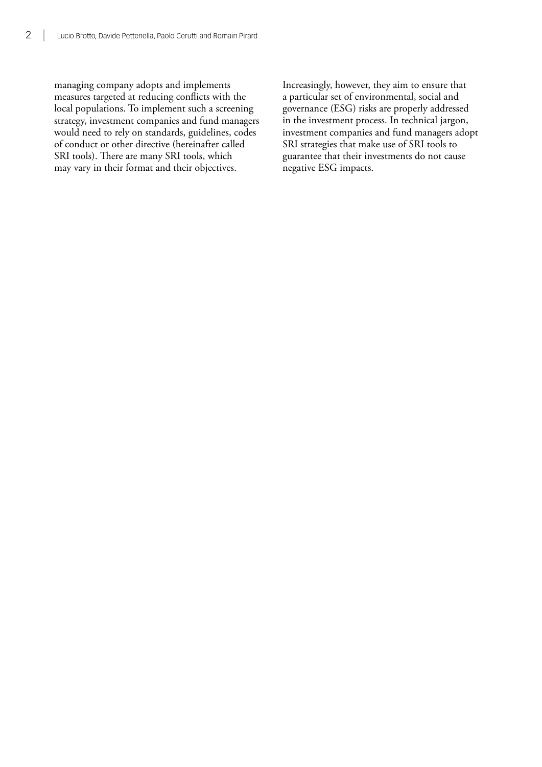managing company adopts and implements measures targeted at reducing conflicts with the local populations. To implement such a screening strategy, investment companies and fund managers would need to rely on standards, guidelines, codes of conduct or other directive (hereinafter called SRI tools). There are many SRI tools, which may vary in their format and their objectives. Increasingly, however, they aim to ensure that a particular set of environmental, social and governance (ESG) risks are properly addressed in the investment process. In technical jargon, investment companies and fund managers adopt SRI strategies that make use of SRI tools to guarantee that their investments do not cause negative ESG impacts.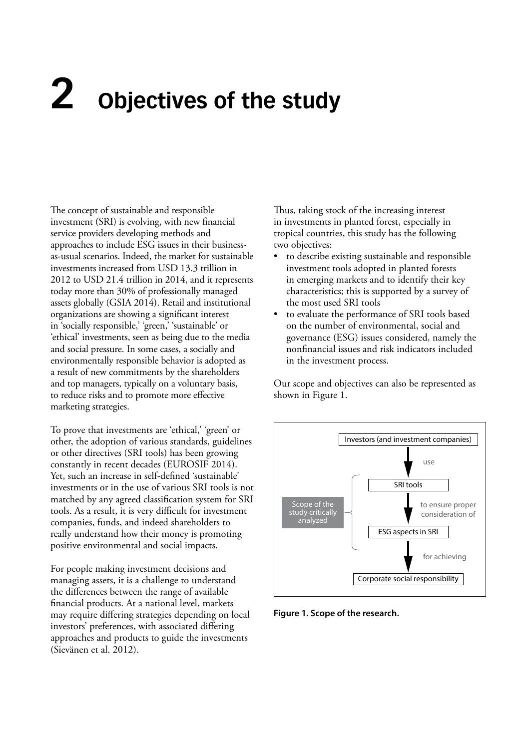# 2 Objectives of the study

The concept of sustainable and responsible investment (SRI) is evolving, with new financial service providers developing methods and approaches to include ESG issues in their business-as-usual scenarios. Indeed, the market for sustainable investments increased from USD 13.3 trillion in 2012 to USD 21.4 trillion in 2014, and it represents today more than 30% of professionally managed assets globally (GSIA 2014). Retail and institutional organizations are showing a significant interest in 'socially responsible,' 'green,' 'sustainable' or 'ethical' investments, seen as being due to the media and social pressure. In some cases, a socially and environmentally responsible behavior is adopted as a result of new commitments by the shareholders and top managers, typically on a voluntary basis, to reduce risks and to promote more effective marketing strategies.

To prove that investments are 'ethical,' 'green' or other, the adoption of various standards, guidelines or other directives (SRI tools) has been growing constantly in recent decades (EUROSIF 2014). Yet, such an increase in self-defined 'sustainable' investments or in the use of various SRI tools is not matched by any agreed classification system for SRI tools. As a result, it is very difficult for investment companies, funds, and indeed shareholders to really understand how their money is promoting positive environmental and social impacts.

For people making investment decisions and managing assets, it is a challenge to understand the differences between the range of available financial products. At a national level, markets may require differing strategies depending on local investors' preferences, with associated differing approaches and products to guide the investments (Sievänen et al. 2012).

Thus, taking stock of the increasing interest in investments in planted forest, especially in tropical countries, this study has the following two objectives:

- to describe existing sustainable and responsible investment tools adopted in planted forests in emerging markets and to identify their key characteristics; this is supported by a survey of the most used SRI tools
- to evaluate the performance of SRI tools based on the number of environmental, social and governance (ESG) issues considered, namely the nonfinancial issues and risk indicators included in the investment process.

Our scope and objectives can also be represented as shown in Figure 1.

Investors (and investment companies) → use → SRI tools → to ensure proper consideration of → ESG aspects in SRI → for achieving → Corporate social responsibility

Scope of the study critically analyzed: SRI tools; ESG aspects in SRI

**Figure 1. Scope of the research.**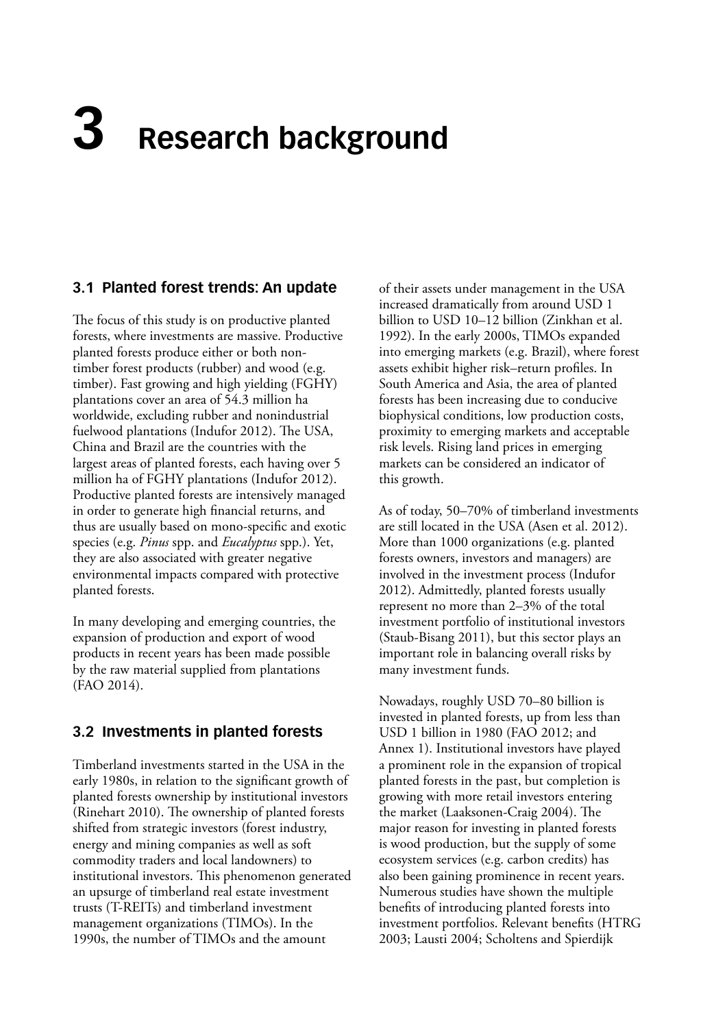# 3 Research background

## 3.1 Planted forest trends: An update

The focus of this study is on productive planted forests, where investments are massive. Productive planted forests produce either or both non-timber forest products (rubber) and wood (e.g. timber). Fast growing and high yielding (FGHY) plantations cover an area of 54.3 million ha worldwide, excluding rubber and nonindustrial fuelwood plantations (Indufor 2012). The USA, China and Brazil are the countries with the largest areas of planted forests, each having over 5 million ha of FGHY plantations (Indufor 2012). Productive planted forests are intensively managed in order to generate high financial returns, and thus are usually based on mono-specific and exotic species (e.g. *Pinus* spp. and *Eucalyptus* spp.). Yet, they are also associated with greater negative environmental impacts compared with protective planted forests.

In many developing and emerging countries, the expansion of production and export of wood products in recent years has been made possible by the raw material supplied from plantations (FAO 2014).

## 3.2 Investments in planted forests

Timberland investments started in the USA in the early 1980s, in relation to the significant growth of planted forests ownership by institutional investors (Rinehart 2010). The ownership of planted forests shifted from strategic investors (forest industry, energy and mining companies as well as soft commodity traders and local landowners) to institutional investors. This phenomenon generated an upsurge of timberland real estate investment trusts (T-REITs) and timberland investment management organizations (TIMOs). In the 1990s, the number of TIMOs and the amount of their assets under management in the USA increased dramatically from around USD 1 billion to USD 10–12 billion (Zinkhan et al. 1992). In the early 2000s, TIMOs expanded into emerging markets (e.g. Brazil), where forest assets exhibit higher risk–return profiles. In South America and Asia, the area of planted forests has been increasing due to conducive biophysical conditions, low production costs, proximity to emerging markets and acceptable risk levels. Rising land prices in emerging markets can be considered an indicator of this growth.

As of today, 50–70% of timberland investments are still located in the USA (Asen et al. 2012). More than 1000 organizations (e.g. planted forests owners, investors and managers) are involved in the investment process (Indufor 2012). Admittedly, planted forests usually represent no more than 2–3% of the total investment portfolio of institutional investors (Staub-Bisang 2011), but this sector plays an important role in balancing overall risks by many investment funds.

Nowadays, roughly USD 70–80 billion is invested in planted forests, up from less than USD 1 billion in 1980 (FAO 2012; and Annex 1). Institutional investors have played a prominent role in the expansion of tropical planted forests in the past, but completion is growing with more retail investors entering the market (Laaksonen-Craig 2004). The major reason for investing in planted forests is wood production, but the supply of some ecosystem services (e.g. carbon credits) has also been gaining prominence in recent years. Numerous studies have shown the multiple benefits of introducing planted forests into investment portfolios. Relevant benefits (HTRG 2003; Lausti 2004; Scholtens and Spierdijk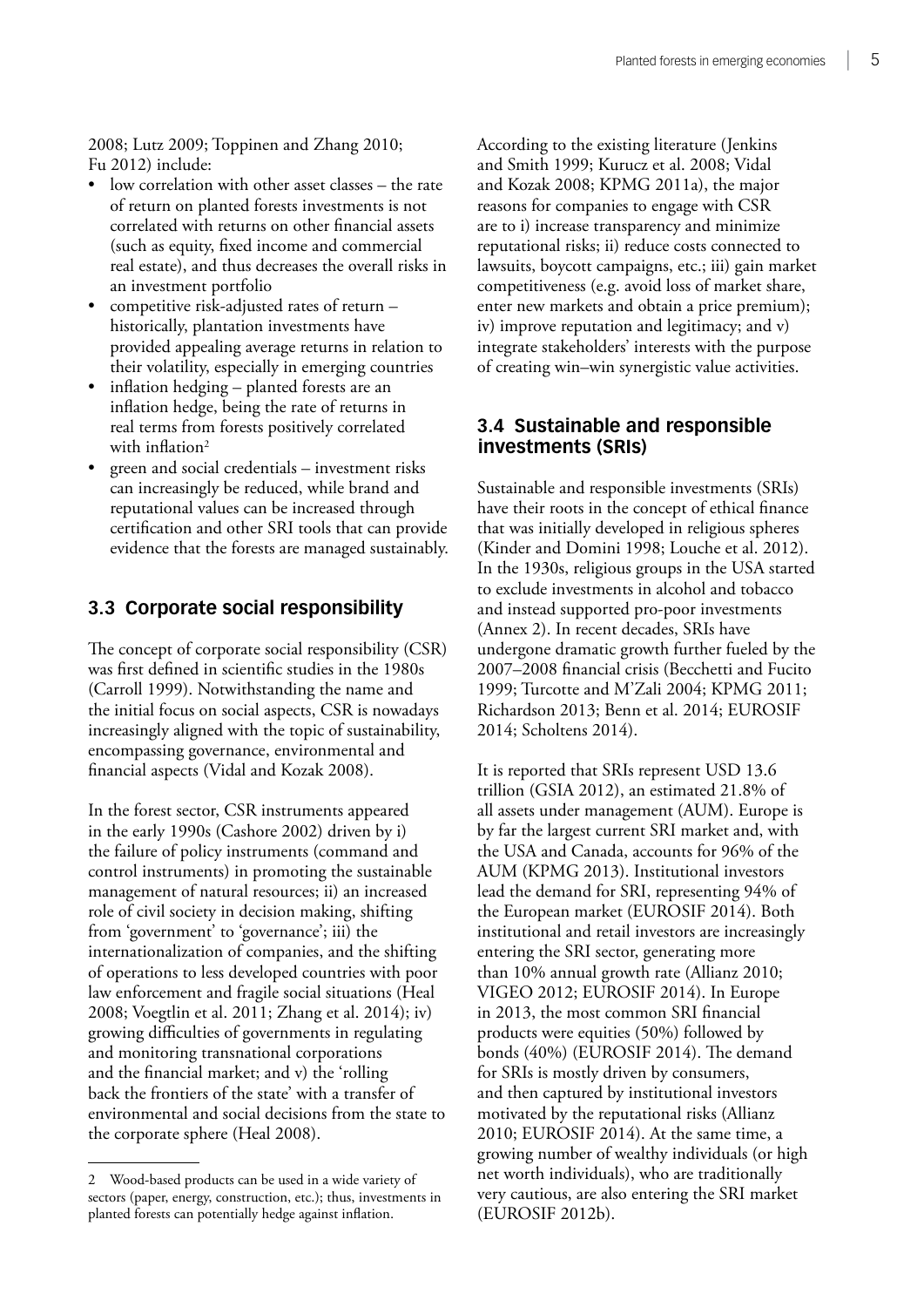2008; Lutz 2009; Toppinen and Zhang 2010; Fu 2012) include:

- low correlation with other asset classes – the rate of return on planted forests investments is not correlated with returns on other financial assets (such as equity, fixed income and commercial real estate), and thus decreases the overall risks in an investment portfolio
- competitive risk-adjusted rates of return – historically, plantation investments have provided appealing average returns in relation to their volatility, especially in emerging countries
- inflation hedging – planted forests are an inflation hedge, being the rate of returns in real terms from forests positively correlated with inflation[2]
- green and social credentials – investment risks can increasingly be reduced, while brand and reputational values can be increased through certification and other SRI tools that can provide evidence that the forests are managed sustainably.

## 3.3 Corporate social responsibility

The concept of corporate social responsibility (CSR) was first defined in scientific studies in the 1980s (Carroll 1999). Notwithstanding the name and the initial focus on social aspects, CSR is nowadays increasingly aligned with the topic of sustainability, encompassing governance, environmental and financial aspects (Vidal and Kozak 2008).

In the forest sector, CSR instruments appeared in the early 1990s (Cashore 2002) driven by i) the failure of policy instruments (command and control instruments) in promoting the sustainable management of natural resources; ii) an increased role of civil society in decision making, shifting from 'government' to 'governance'; iii) the internationalization of companies, and the shifting of operations to less developed countries with poor law enforcement and fragile social situations (Heal 2008; Voegtlin et al. 2011; Zhang et al. 2014); iv) growing difficulties of governments in regulating and monitoring transnational corporations and the financial market; and v) the 'rolling back the frontiers of the state' with a transfer of environmental and social decisions from the state to the corporate sphere (Heal 2008).

According to the existing literature (Jenkins and Smith 1999; Kurucz et al. 2008; Vidal and Kozak 2008; KPMG 2011a), the major reasons for companies to engage with CSR are to i) increase transparency and minimize reputational risks; ii) reduce costs connected to lawsuits, boycott campaigns, etc.; iii) gain market competitiveness (e.g. avoid loss of market share, enter new markets and obtain a price premium); iv) improve reputation and legitimacy; and v) integrate stakeholders' interests with the purpose of creating win–win synergistic value activities.

## 3.4 Sustainable and responsible investments (SRIs)

Sustainable and responsible investments (SRIs) have their roots in the concept of ethical finance that was initially developed in religious spheres (Kinder and Domini 1998; Louche et al. 2012). In the 1930s, religious groups in the USA started to exclude investments in alcohol and tobacco and instead supported pro-poor investments (Annex 2). In recent decades, SRIs have undergone dramatic growth further fueled by the 2007–2008 financial crisis (Becchetti and Fucito 1999; Turcotte and M'Zali 2004; KPMG 2011; Richardson 2013; Benn et al. 2014; EUROSIF 2014; Scholtens 2014).

It is reported that SRIs represent USD 13.6 trillion (GSIA 2012), an estimated 21.8% of all assets under management (AUM). Europe is by far the largest current SRI market and, with the USA and Canada, accounts for 96% of the AUM (KPMG 2013). Institutional investors lead the demand for SRI, representing 94% of the European market (EUROSIF 2014). Both institutional and retail investors are increasingly entering the SRI sector, generating more than 10% annual growth rate (Allianz 2010; VIGEO 2012; EUROSIF 2014). In Europe in 2013, the most common SRI financial products were equities (50%) followed by bonds (40%) (EUROSIF 2014). The demand for SRIs is mostly driven by consumers, and then captured by institutional investors motivated by the reputational risks (Allianz 2010; EUROSIF 2014). At the same time, a growing number of wealthy individuals (or high net worth individuals), who are traditionally very cautious, are also entering the SRI market (EUROSIF 2012b).

---

2 Wood-based products can be used in a wide variety of sectors (paper, energy, construction, etc.); thus, investments in planted forests can potentially hedge against inflation.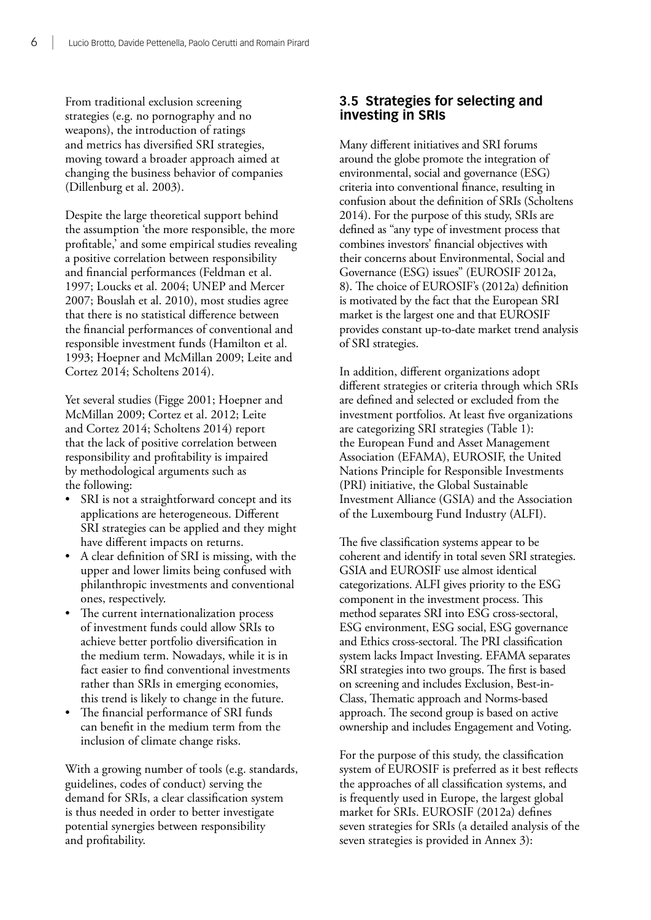From traditional exclusion screening strategies (e.g. no pornography and no weapons), the introduction of ratings and metrics has diversified SRI strategies, moving toward a broader approach aimed at changing the business behavior of companies (Dillenburg et al. 2003).

Despite the large theoretical support behind the assumption 'the more responsible, the more profitable,' and some empirical studies revealing a positive correlation between responsibility and financial performances (Feldman et al. 1997; Loucks et al. 2004; UNEP and Mercer 2007; Bouslah et al. 2010), most studies agree that there is no statistical difference between the financial performances of conventional and responsible investment funds (Hamilton et al. 1993; Hoepner and McMillan 2009; Leite and Cortez 2014; Scholtens 2014).

Yet several studies (Figge 2001; Hoepner and McMillan 2009; Cortez et al. 2012; Leite and Cortez 2014; Scholtens 2014) report that the lack of positive correlation between responsibility and profitability is impaired by methodological arguments such as the following:

- SRI is not a straightforward concept and its applications are heterogeneous. Different SRI strategies can be applied and they might have different impacts on returns.
- A clear definition of SRI is missing, with the upper and lower limits being confused with philanthropic investments and conventional ones, respectively.
- The current internationalization process of investment funds could allow SRIs to achieve better portfolio diversification in the medium term. Nowadays, while it is in fact easier to find conventional investments rather than SRIs in emerging economies, this trend is likely to change in the future.
- The financial performance of SRI funds can benefit in the medium term from the inclusion of climate change risks.

With a growing number of tools (e.g. standards, guidelines, codes of conduct) serving the demand for SRIs, a clear classification system is thus needed in order to better investigate potential synergies between responsibility and profitability.

### 3.5 Strategies for selecting and investing in SRIs

Many different initiatives and SRI forums around the globe promote the integration of environmental, social and governance (ESG) criteria into conventional finance, resulting in confusion about the definition of SRIs (Scholtens 2014). For the purpose of this study, SRIs are defined as "any type of investment process that combines investors' financial objectives with their concerns about Environmental, Social and Governance (ESG) issues" (EUROSIF 2012a, 8). The choice of EUROSIF's (2012a) definition is motivated by the fact that the European SRI market is the largest one and that EUROSIF provides constant up-to-date market trend analysis of SRI strategies.

In addition, different organizations adopt different strategies or criteria through which SRIs are defined and selected or excluded from the investment portfolios. At least five organizations are categorizing SRI strategies (Table 1): the European Fund and Asset Management Association (EFAMA), EUROSIF, the United Nations Principle for Responsible Investments (PRI) initiative, the Global Sustainable Investment Alliance (GSIA) and the Association of the Luxembourg Fund Industry (ALFI).

The five classification systems appear to be coherent and identify in total seven SRI strategies. GSIA and EUROSIF use almost identical categorizations. ALFI gives priority to the ESG component in the investment process. This method separates SRI into ESG cross-sectoral, ESG environment, ESG social, ESG governance and Ethics cross-sectoral. The PRI classification system lacks Impact Investing. EFAMA separates SRI strategies into two groups. The first is based on screening and includes Exclusion, Best-in-Class, Thematic approach and Norms-based approach. The second group is based on active ownership and includes Engagement and Voting.

For the purpose of this study, the classification system of EUROSIF is preferred as it best reflects the approaches of all classification systems, and is frequently used in Europe, the largest global market for SRIs. EUROSIF (2012a) defines seven strategies for SRIs (a detailed analysis of the seven strategies is provided in Annex 3):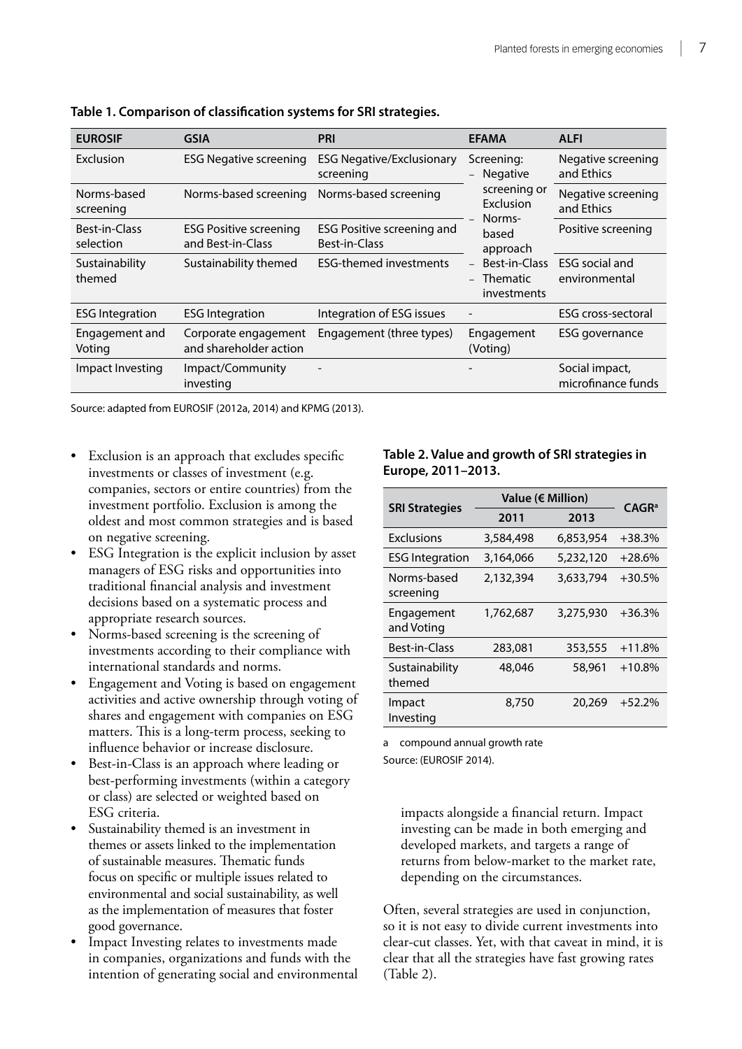**Table 1. Comparison of classification systems for SRI strategies.**

| EUROSIF | GSIA | PRI | EFAMA | ALFI |
|---|---|---|---|---|
| Exclusion | ESG Negative screening | ESG Negative/Exclusionary screening | Screening: – Negative screening or Exclusion – Norms-based approach – Best-in-Class – Thematic investments | Negative screening and Ethics |
| Norms-based screening | Norms-based screening | Norms-based screening | | Negative screening and Ethics |
| Best-in-Class selection | ESG Positive screening and Best-in-Class | ESG Positive screening and Best-in-Class | | Positive screening |
| Sustainability themed | Sustainability themed | ESG-themed investments | | ESG social and environmental |
| ESG Integration | ESG Integration | Integration of ESG issues | - | ESG cross-sectoral |
| Engagement and Voting | Corporate engagement and shareholder action | Engagement (three types) | Engagement (Voting) | ESG governance |
| Impact Investing | Impact/Community investing | - | - | Social impact, microfinance funds |

Source: adapted from EUROSIF (2012a, 2014) and KPMG (2013).

- Exclusion is an approach that excludes specific investments or classes of investment (e.g. companies, sectors or entire countries) from the investment portfolio. Exclusion is among the oldest and most common strategies and is based on negative screening.
- ESG Integration is the explicit inclusion by asset managers of ESG risks and opportunities into traditional financial analysis and investment decisions based on a systematic process and appropriate research sources.
- Norms-based screening is the screening of investments according to their compliance with international standards and norms.
- Engagement and Voting is based on engagement activities and active ownership through voting of shares and engagement with companies on ESG matters. This is a long-term process, seeking to influence behavior or increase disclosure.
- Best-in-Class is an approach where leading or best-performing investments (within a category or class) are selected or weighted based on ESG criteria.
- Sustainability themed is an investment in themes or assets linked to the implementation of sustainable measures. Thematic funds focus on specific or multiple issues related to environmental and social sustainability, as well as the implementation of measures that foster good governance.
- Impact Investing relates to investments made in companies, organizations and funds with the intention of generating social and environmental impacts alongside a financial return. Impact investing can be made in both emerging and developed markets, and targets a range of returns from below-market to the market rate, depending on the circumstances.

**Table 2. Value and growth of SRI strategies in Europe, 2011–2013.**

| SRI Strategies | Value (€ Million) | | CAGR[a] |
|---|---|---|---|
| | 2011 | 2013 | |
| Exclusions | 3,584,498 | 6,853,954 | +38.3% |
| ESG Integration | 3,164,066 | 5,232,120 | +28.6% |
| Norms-based screening | 2,132,394 | 3,633,794 | +30.5% |
| Engagement and Voting | 1,762,687 | 3,275,930 | +36.3% |
| Best-in-Class | 283,081 | 353,555 | +11.8% |
| Sustainability themed | 48,046 | 58,961 | +10.8% |
| Impact Investing | 8,750 | 20,269 | +52.2% |

a compound annual growth rate

Source: (EUROSIF 2014).

Often, several strategies are used in conjunction, so it is not easy to divide current investments into clear-cut classes. Yet, with that caveat in mind, it is clear that all the strategies have fast growing rates (Table 2).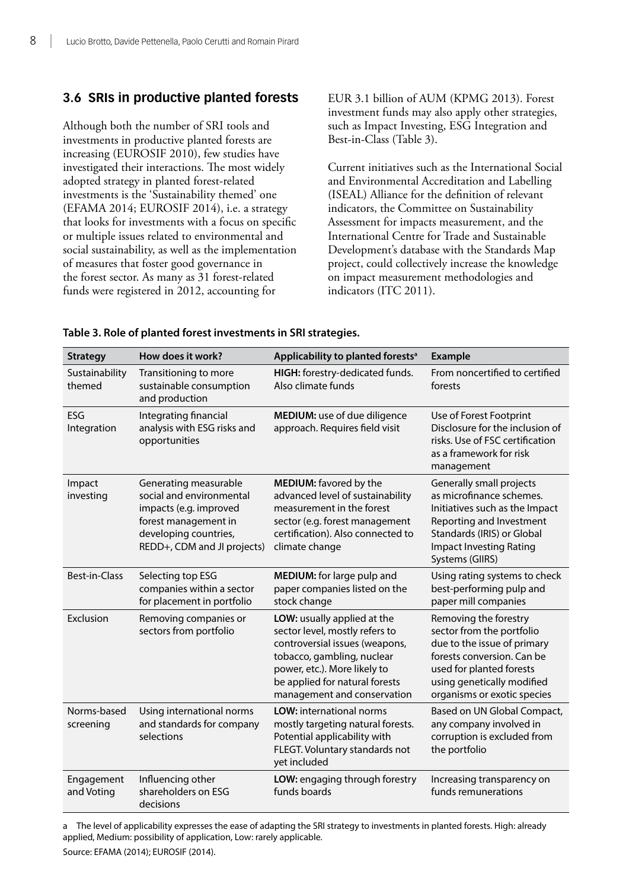## 3.6 SRIs in productive planted forests

Although both the number of SRI tools and investments in productive planted forests are increasing (EUROSIF 2010), few studies have investigated their interactions. The most widely adopted strategy in planted forest-related investments is the 'Sustainability themed' one (EFAMA 2014; EUROSIF 2014), i.e. a strategy that looks for investments with a focus on specific or multiple issues related to environmental and social sustainability, as well as the implementation of measures that foster good governance in the forest sector. As many as 31 forest-related funds were registered in 2012, accounting for EUR 3.1 billion of AUM (KPMG 2013). Forest investment funds may also apply other strategies, such as Impact Investing, ESG Integration and Best-in-Class (Table 3).

Current initiatives such as the International Social and Environmental Accreditation and Labelling (ISEAL) Alliance for the definition of relevant indicators, the Committee on Sustainability Assessment for impacts measurement, and the International Centre for Trade and Sustainable Development's database with the Standards Map project, could collectively increase the knowledge on impact measurement methodologies and indicators (ITC 2011).

**Table 3. Role of planted forest investments in SRI strategies.**

| Strategy | How does it work? | Applicability to planted forests[a] | Example |
|---|---|---|---|
| Sustainability themed | Transitioning to more sustainable consumption and production | **HIGH:** forestry-dedicated funds. Also climate funds | From noncertified to certified forests |
| ESG Integration | Integrating financial analysis with ESG risks and opportunities | **MEDIUM:** use of due diligence approach. Requires field visit | Use of Forest Footprint Disclosure for the inclusion of risks. Use of FSC certification as a framework for risk management |
| Impact investing | Generating measurable social and environmental impacts (e.g. improved forest management in developing countries, REDD+, CDM and JI projects) | **MEDIUM:** favored by the advanced level of sustainability measurement in the forest sector (e.g. forest management certification). Also connected to climate change | Generally small projects as microfinance schemes. Initiatives such as the Impact Reporting and Investment Standards (IRIS) or Global Impact Investing Rating Systems (GIIRS) |
| Best-in-Class | Selecting top ESG companies within a sector for placement in portfolio | **MEDIUM:** for large pulp and paper companies listed on the stock change | Using rating systems to check best-performing pulp and paper mill companies |
| Exclusion | Removing companies or sectors from portfolio | **LOW:** usually applied at the sector level, mostly refers to controversial issues (weapons, tobacco, gambling, nuclear power, etc.). More likely to be applied for natural forests management and conservation | Removing the forestry sector from the portfolio due to the issue of primary forests conversion. Can be used for planted forests using genetically modified organisms or exotic species |
| Norms-based screening | Using international norms and standards for company selections | **LOW:** international norms mostly targeting natural forests. Potential applicability with FLEGT. Voluntary standards not yet included | Based on UN Global Compact, any company involved in corruption is excluded from the portfolio |
| Engagement and Voting | Influencing other shareholders on ESG decisions | **LOW:** engaging through forestry funds boards | Increasing transparency on funds remunerations |

a The level of applicability expresses the ease of adapting the SRI strategy to investments in planted forests. High: already applied, Medium: possibility of application, Low: rarely applicable.

Source: EFAMA (2014); EUROSIF (2014).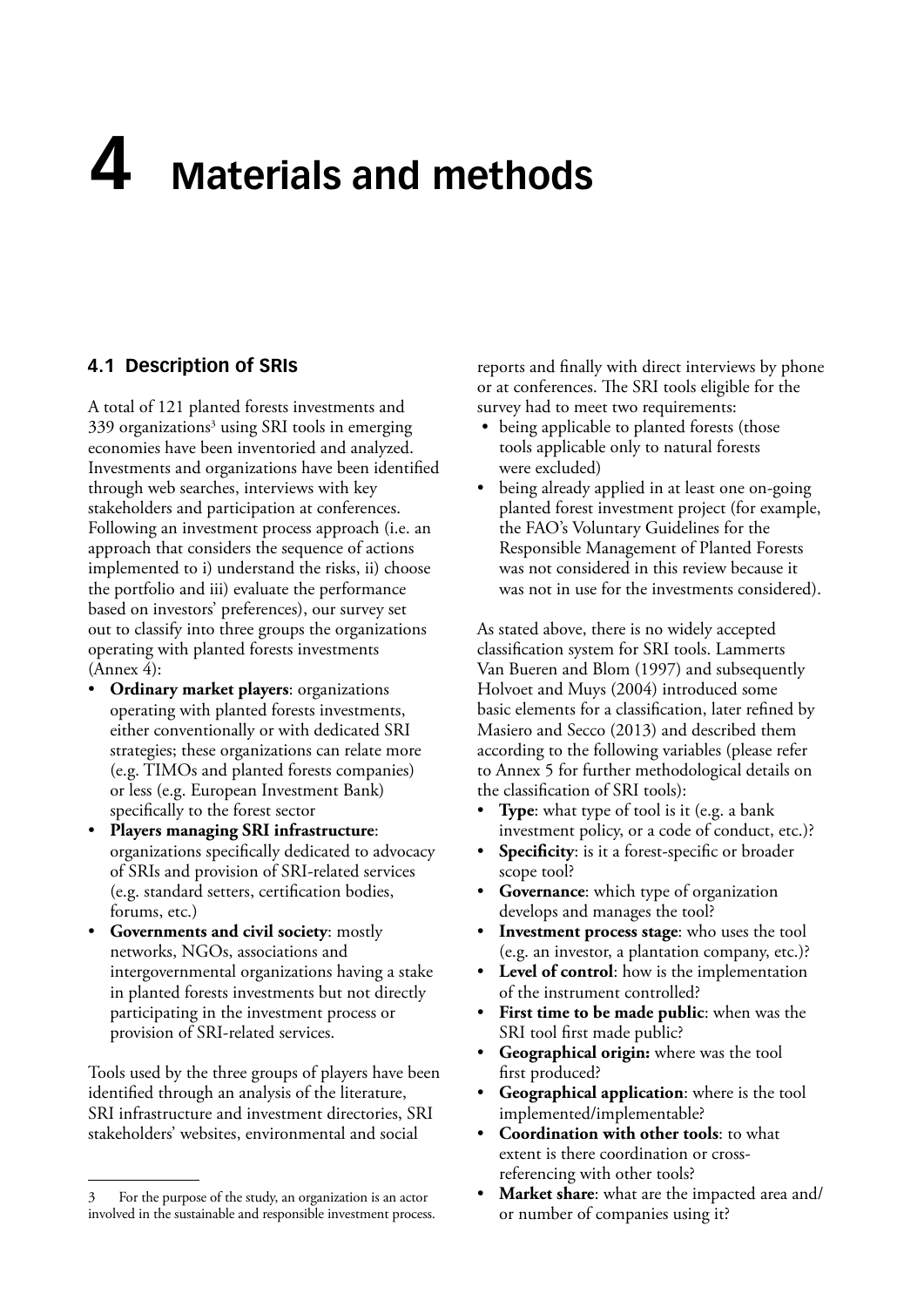# 4 Materials and methods

## 4.1 Description of SRIs

A total of 121 planted forests investments and 339 organizations[3] using SRI tools in emerging economies have been inventoried and analyzed. Investments and organizations have been identified through web searches, interviews with key stakeholders and participation at conferences. Following an investment process approach (i.e. an approach that considers the sequence of actions implemented to i) understand the risks, ii) choose the portfolio and iii) evaluate the performance based on investors' preferences), our survey set out to classify into three groups the organizations operating with planted forests investments (Annex 4):

- **Ordinary market players**: organizations operating with planted forests investments, either conventionally or with dedicated SRI strategies; these organizations can relate more (e.g. TIMOs and planted forests companies) or less (e.g. European Investment Bank) specifically to the forest sector
- **Players managing SRI infrastructure**: organizations specifically dedicated to advocacy of SRIs and provision of SRI-related services (e.g. standard setters, certification bodies, forums, etc.)
- **Governments and civil society**: mostly networks, NGOs, associations and intergovernmental organizations having a stake in planted forests investments but not directly participating in the investment process or provision of SRI-related services.

Tools used by the three groups of players have been identified through an analysis of the literature, SRI infrastructure and investment directories, SRI stakeholders' websites, environmental and social reports and finally with direct interviews by phone or at conferences. The SRI tools eligible for the survey had to meet two requirements:

- being applicable to planted forests (those tools applicable only to natural forests were excluded)
- being already applied in at least one on-going planted forest investment project (for example, the FAO's Voluntary Guidelines for the Responsible Management of Planted Forests was not considered in this review because it was not in use for the investments considered).

As stated above, there is no widely accepted classification system for SRI tools. Lammerts Van Bueren and Blom (1997) and subsequently Holvoet and Muys (2004) introduced some basic elements for a classification, later refined by Masiero and Secco (2013) and described them according to the following variables (please refer to Annex 5 for further methodological details on the classification of SRI tools):

- **Type**: what type of tool is it (e.g. a bank investment policy, or a code of conduct, etc.)?
- **Specificity**: is it a forest-specific or broader scope tool?
- **Governance**: which type of organization develops and manages the tool?
- **Investment process stage**: who uses the tool (e.g. an investor, a plantation company, etc.)?
- **Level of control**: how is the implementation of the instrument controlled?
- **First time to be made public**: when was the SRI tool first made public?
- **Geographical origin:** where was the tool first produced?
- **Geographical application**: where is the tool implemented/implementable?
- **Coordination with other tools**: to what extent is there coordination or cross-referencing with other tools?
- **Market share**: what are the impacted area and/or number of companies using it?

[3] For the purpose of the study, an organization is an actor involved in the sustainable and responsible investment process.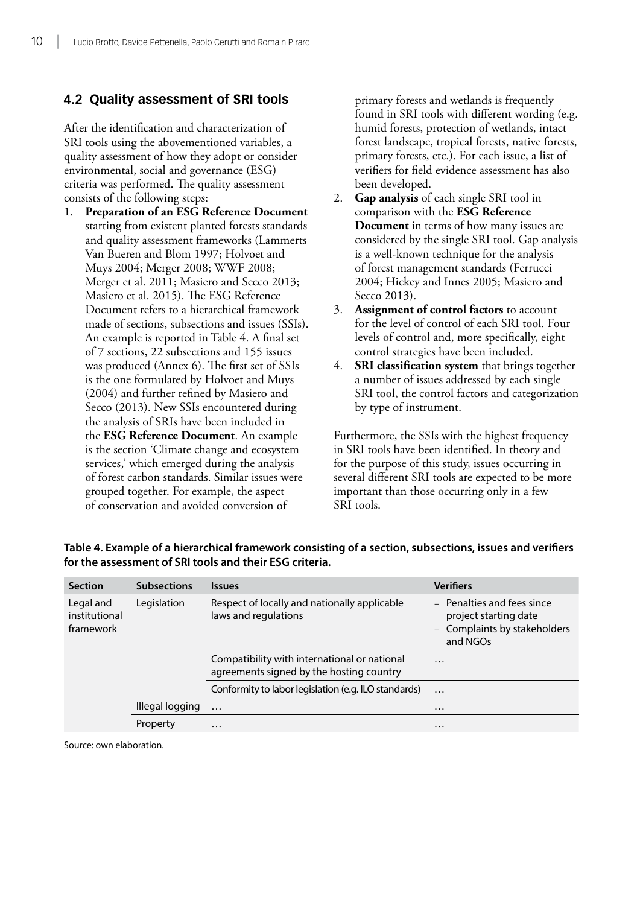## 4.2 Quality assessment of SRI tools

After the identification and characterization of SRI tools using the abovementioned variables, a quality assessment of how they adopt or consider environmental, social and governance (ESG) criteria was performed. The quality assessment consists of the following steps:

1. **Preparation of an ESG Reference Document** starting from existent planted forests standards and quality assessment frameworks (Lammerts Van Bueren and Blom 1997; Holvoet and Muys 2004; Merger 2008; WWF 2008; Merger et al. 2011; Masiero and Secco 2013; Masiero et al. 2015). The ESG Reference Document refers to a hierarchical framework made of sections, subsections and issues (SSIs). An example is reported in Table 4. A final set of 7 sections, 22 subsections and 155 issues was produced (Annex 6). The first set of SSIs is the one formulated by Holvoet and Muys (2004) and further refined by Masiero and Secco (2013). New SSIs encountered during the analysis of SRIs have been included in the **ESG Reference Document**. An example is the section 'Climate change and ecosystem services,' which emerged during the analysis of forest carbon standards. Similar issues were grouped together. For example, the aspect of conservation and avoided conversion of primary forests and wetlands is frequently found in SRI tools with different wording (e.g. humid forests, protection of wetlands, intact forest landscape, tropical forests, native forests, primary forests, etc.). For each issue, a list of verifiers for field evidence assessment has also been developed.
2. **Gap analysis** of each single SRI tool in comparison with the **ESG Reference Document** in terms of how many issues are considered by the single SRI tool. Gap analysis is a well-known technique for the analysis of forest management standards (Ferrucci 2004; Hickey and Innes 2005; Masiero and Secco 2013).
3. **Assignment of control factors** to account for the level of control of each SRI tool. Four levels of control and, more specifically, eight control strategies have been included.
4. **SRI classification system** that brings together a number of issues addressed by each single SRI tool, the control factors and categorization by type of instrument.

Furthermore, the SSIs with the highest frequency in SRI tools have been identified. In theory and for the purpose of this study, issues occurring in several different SRI tools are expected to be more important than those occurring only in a few SRI tools.

**Table 4. Example of a hierarchical framework consisting of a section, subsections, issues and verifiers for the assessment of SRI tools and their ESG criteria.**

| Section | Subsections | Issues | Verifiers |
|---|---|---|---|
| Legal and institutional framework | Legislation | Respect of locally and nationally applicable laws and regulations | – Penalties and fees since project starting date<br>– Complaints by stakeholders and NGOs |
| | | Compatibility with international or national agreements signed by the hosting country | … |
| | | Conformity to labor legislation (e.g. ILO standards) | … |
| | Illegal logging | … | … |
| | Property | … | … |

Source: own elaboration.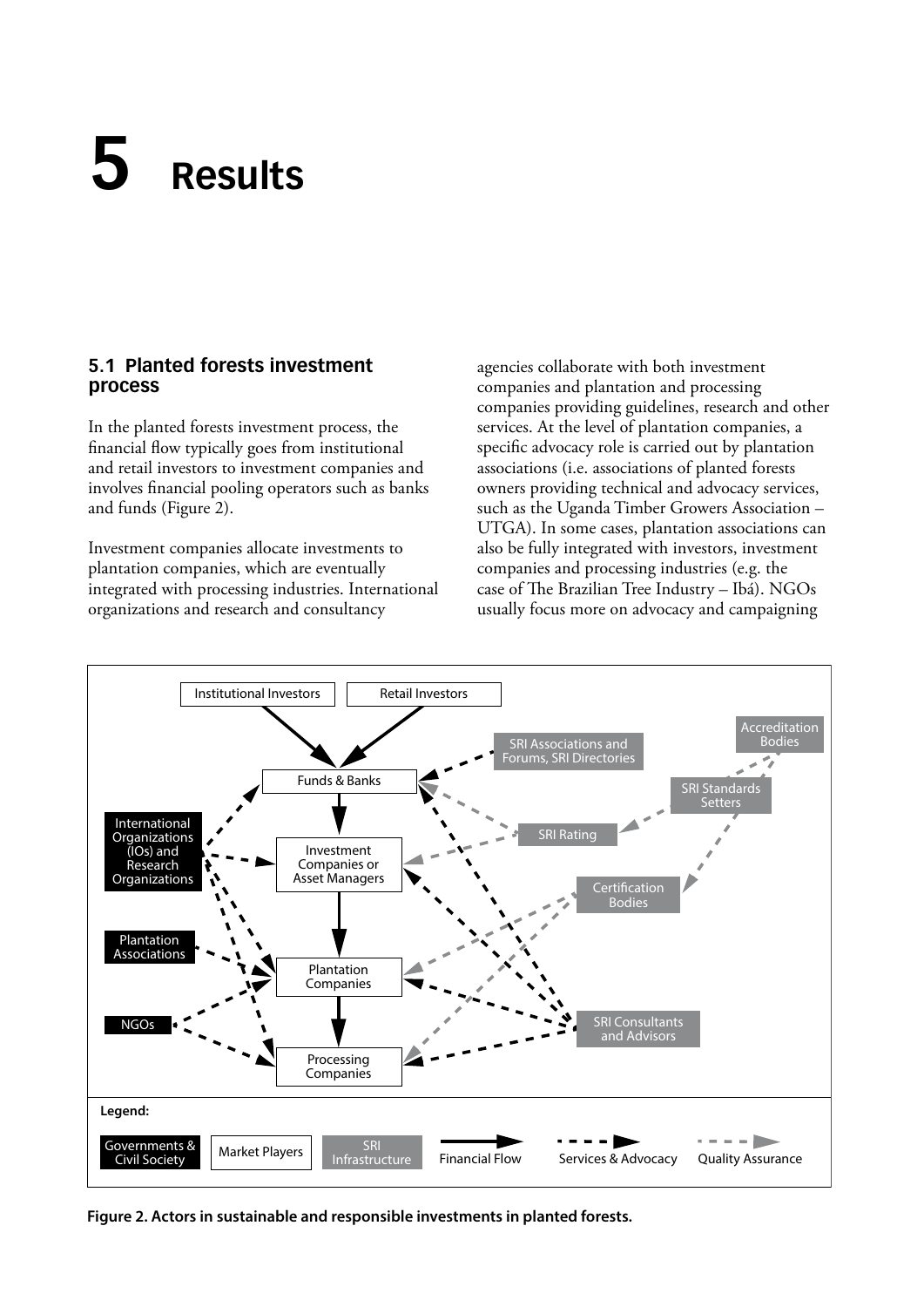# 5 Results

## 5.1 Planted forests investment process

In the planted forests investment process, the financial flow typically goes from institutional and retail investors to investment companies and involves financial pooling operators such as banks and funds (Figure 2).

Investment companies allocate investments to plantation companies, which are eventually integrated with processing industries. International organizations and research and consultancy agencies collaborate with both investment companies and plantation and processing companies providing guidelines, research and other services. At the level of plantation companies, a specific advocacy role is carried out by plantation associations (i.e. associations of planted forests owners providing technical and advocacy services, such as the Uganda Timber Growers Association – UTGA). In some cases, plantation associations can also be fully integrated with investors, investment companies and processing industries (e.g. the case of The Brazilian Tree Industry – Ibá). NGOs usually focus more on advocacy and campaigning

**Figure 2. Actors in sustainable and responsible investments in planted forests.**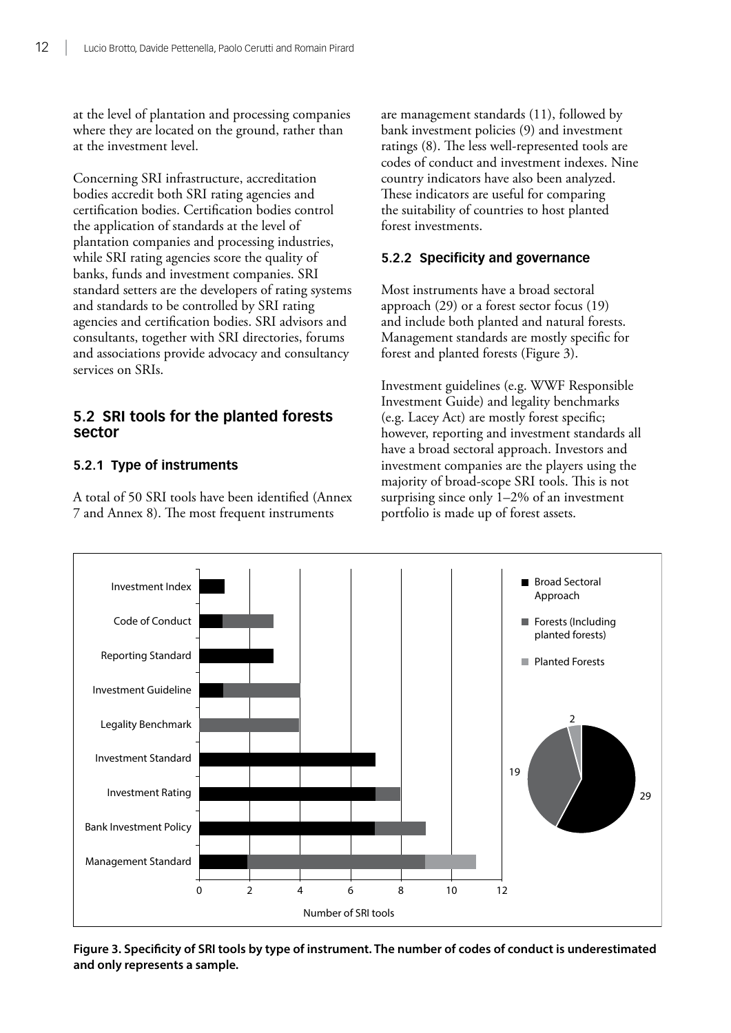at the level of plantation and processing companies where they are located on the ground, rather than at the investment level.

Concerning SRI infrastructure, accreditation bodies accredit both SRI rating agencies and certification bodies. Certification bodies control the application of standards at the level of plantation companies and processing industries, while SRI rating agencies score the quality of banks, funds and investment companies. SRI standard setters are the developers of rating systems and standards to be controlled by SRI rating agencies and certification bodies. SRI advisors and consultants, together with SRI directories, forums and associations provide advocacy and consultancy services on SRIs.

## 5.2 SRI tools for the planted forests sector

### 5.2.1 Type of instruments

A total of 50 SRI tools have been identified (Annex 7 and Annex 8). The most frequent instruments are management standards (11), followed by bank investment policies (9) and investment ratings (8). The less well-represented tools are codes of conduct and investment indexes. Nine country indicators have also been analyzed. These indicators are useful for comparing the suitability of countries to host planted forest investments.

### 5.2.2 Specificity and governance

Most instruments have a broad sectoral approach (29) or a forest sector focus (19) and include both planted and natural forests. Management standards are mostly specific for forest and planted forests (Figure 3).

Investment guidelines (e.g. WWF Responsible Investment Guide) and legality benchmarks (e.g. Lacey Act) are mostly forest specific; however, reporting and investment standards all have a broad sectoral approach. Investors and investment companies are the players using the majority of broad-scope SRI tools. This is not surprising since only 1–2% of an investment portfolio is made up of forest assets.

**Figure 3. Specificity of SRI tools by type of instrument. The number of codes of conduct is underestimated and only represents a sample.**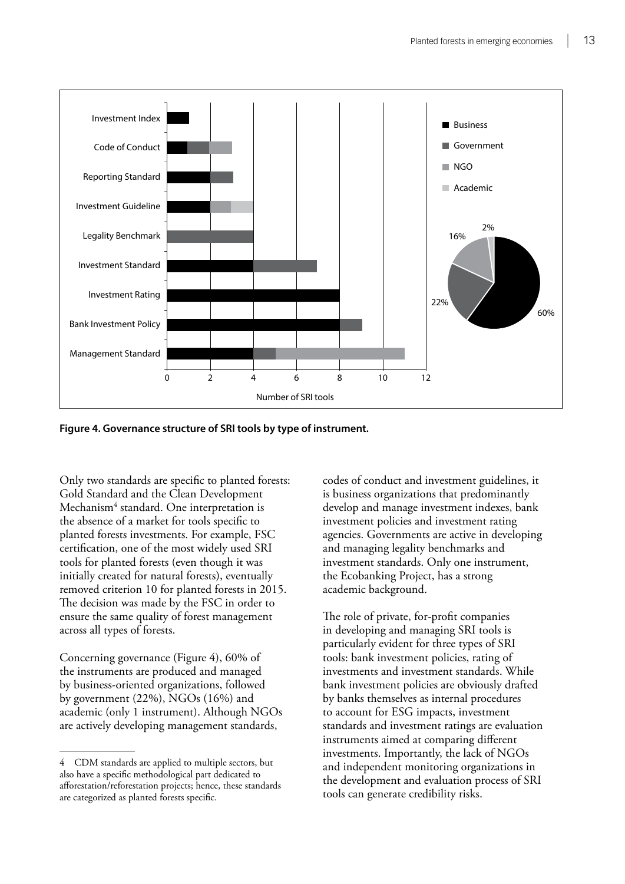Figure 4. Governance structure of SRI tools by type of instrument.

Only two standards are specific to planted forests: Gold Standard and the Clean Development Mechanism[4] standard. One interpretation is the absence of a market for tools specific to planted forests investments. For example, FSC certification, one of the most widely used SRI tools for planted forests (even though it was initially created for natural forests), eventually removed criterion 10 for planted forests in 2015. The decision was made by the FSC in order to ensure the same quality of forest management across all types of forests.

Concerning governance (Figure 4), 60% of the instruments are produced and managed by business-oriented organizations, followed by government (22%), NGOs (16%) and academic (only 1 instrument). Although NGOs are actively developing management standards, codes of conduct and investment guidelines, it is business organizations that predominantly develop and manage investment indexes, bank investment policies and investment rating agencies. Governments are active in developing and managing legality benchmarks and investment standards. Only one instrument, the Ecobanking Project, has a strong academic background.

The role of private, for-profit companies in developing and managing SRI tools is particularly evident for three types of SRI tools: bank investment policies, rating of investments and investment standards. While bank investment policies are obviously drafted by banks themselves as internal procedures to account for ESG impacts, investment standards and investment ratings are evaluation instruments aimed at comparing different investments. Importantly, the lack of NGOs and independent monitoring organizations in the development and evaluation process of SRI tools can generate credibility risks.

4 CDM standards are applied to multiple sectors, but also have a specific methodological part dedicated to afforestation/reforestation projects; hence, these standards are categorized as planted forests specific.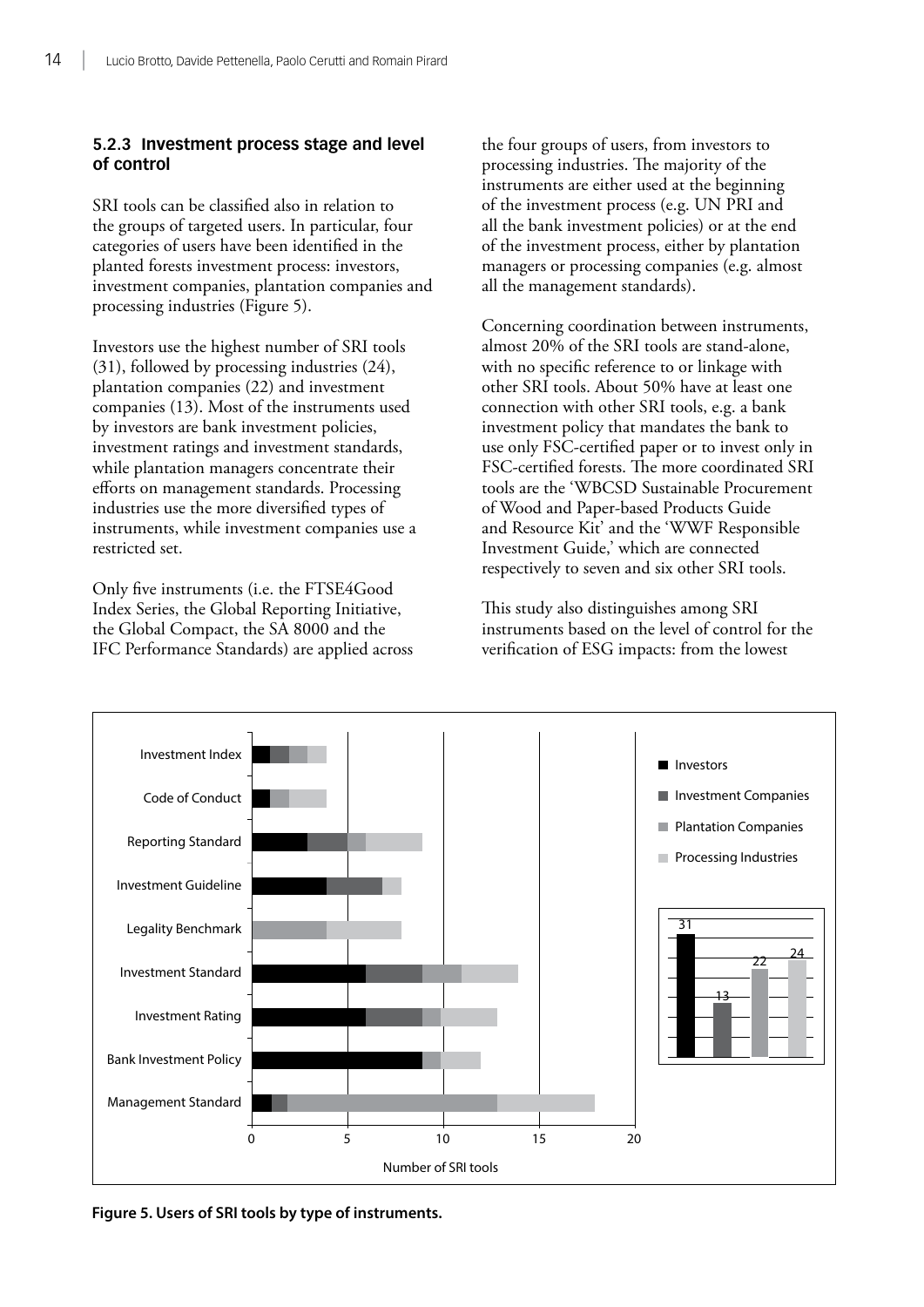### 5.2.3 Investment process stage and level of control

SRI tools can be classified also in relation to the groups of targeted users. In particular, four categories of users have been identified in the planted forests investment process: investors, investment companies, plantation companies and processing industries (Figure 5).

Investors use the highest number of SRI tools (31), followed by processing industries (24), plantation companies (22) and investment companies (13). Most of the instruments used by investors are bank investment policies, investment ratings and investment standards, while plantation managers concentrate their efforts on management standards. Processing industries use the more diversified types of instruments, while investment companies use a restricted set.

Only five instruments (i.e. the FTSE4Good Index Series, the Global Reporting Initiative, the Global Compact, the SA 8000 and the IFC Performance Standards) are applied across the four groups of users, from investors to processing industries. The majority of the instruments are either used at the beginning of the investment process (e.g. UN PRI and all the bank investment policies) or at the end of the investment process, either by plantation managers or processing companies (e.g. almost all the management standards).

Concerning coordination between instruments, almost 20% of the SRI tools are stand-alone, with no specific reference to or linkage with other SRI tools. About 50% have at least one connection with other SRI tools, e.g. a bank investment policy that mandates the bank to use only FSC-certified paper or to invest only in FSC-certified forests. The more coordinated SRI tools are the 'WBCSD Sustainable Procurement of Wood and Paper-based Products Guide and Resource Kit' and the 'WWF Responsible Investment Guide,' which are connected respectively to seven and six other SRI tools.

This study also distinguishes among SRI instruments based on the level of control for the verification of ESG impacts: from the lowest

**Figure 5. Users of SRI tools by type of instruments.**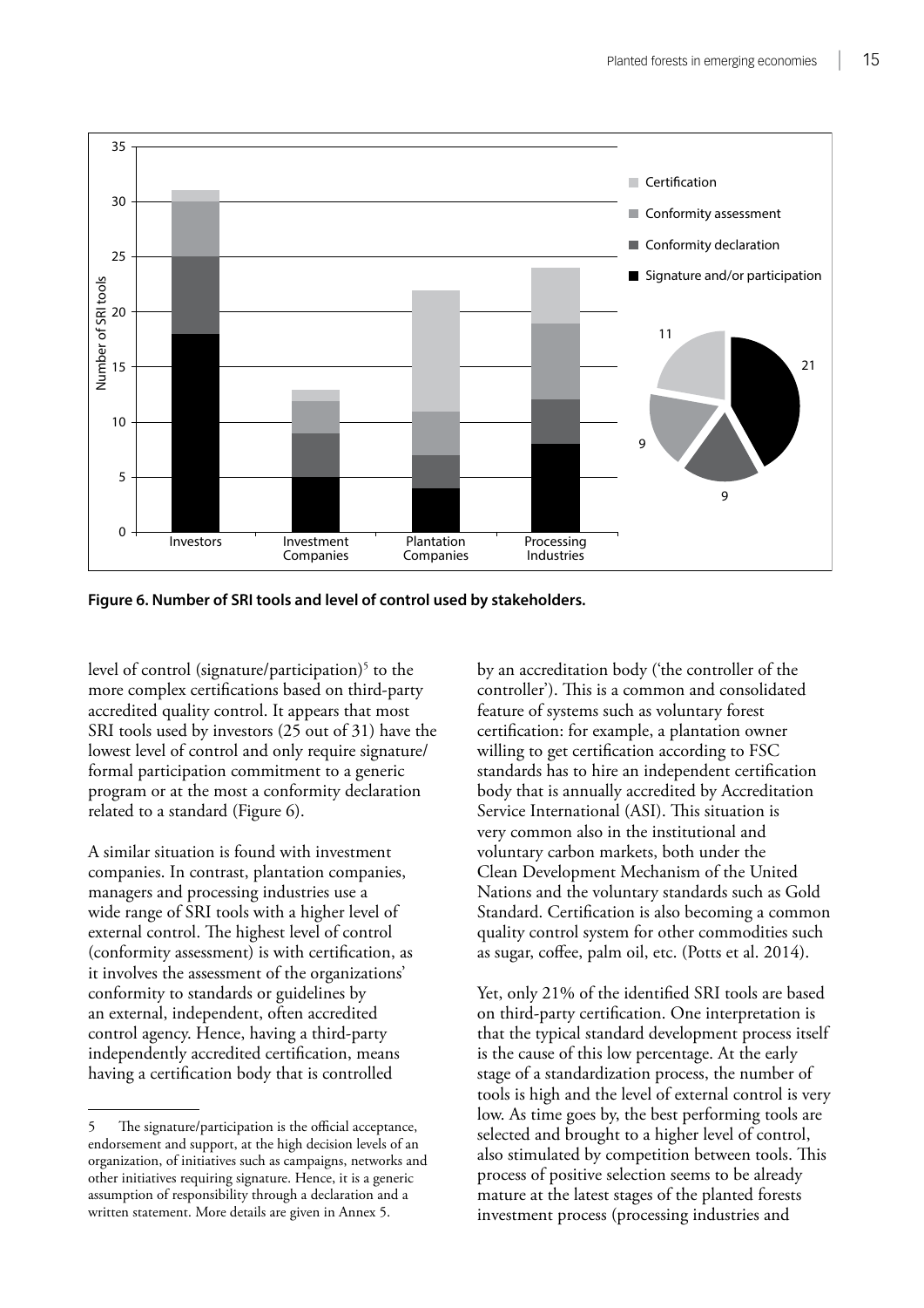Figure 6. Number of SRI tools and level of control used by stakeholders.

level of control (signature/participation)[5] to the more complex certifications based on third-party accredited quality control. It appears that most SRI tools used by investors (25 out of 31) have the lowest level of control and only require signature/ formal participation commitment to a generic program or at the most a conformity declaration related to a standard (Figure 6).

A similar situation is found with investment companies. In contrast, plantation companies, managers and processing industries use a wide range of SRI tools with a higher level of external control. The highest level of control (conformity assessment) is with certification, as it involves the assessment of the organizations' conformity to standards or guidelines by an external, independent, often accredited control agency. Hence, having a third-party independently accredited certification, means having a certification body that is controlled by an accreditation body ('the controller of the controller'). This is a common and consolidated feature of systems such as voluntary forest certification: for example, a plantation owner willing to get certification according to FSC standards has to hire an independent certification body that is annually accredited by Accreditation Service International (ASI). This situation is very common also in the institutional and voluntary carbon markets, both under the Clean Development Mechanism of the United Nations and the voluntary standards such as Gold Standard. Certification is also becoming a common quality control system for other commodities such as sugar, coffee, palm oil, etc. (Potts et al. 2014).

Yet, only 21% of the identified SRI tools are based on third-party certification. One interpretation is that the typical standard development process itself is the cause of this low percentage. At the early stage of a standardization process, the number of tools is high and the level of external control is very low. As time goes by, the best performing tools are selected and brought to a higher level of control, also stimulated by competition between tools. This process of positive selection seems to be already mature at the latest stages of the planted forests investment process (processing industries and

5 The signature/participation is the official acceptance, endorsement and support, at the high decision levels of an organization, of initiatives such as campaigns, networks and other initiatives requiring signature. Hence, it is a generic assumption of responsibility through a declaration and a written statement. More details are given in Annex 5.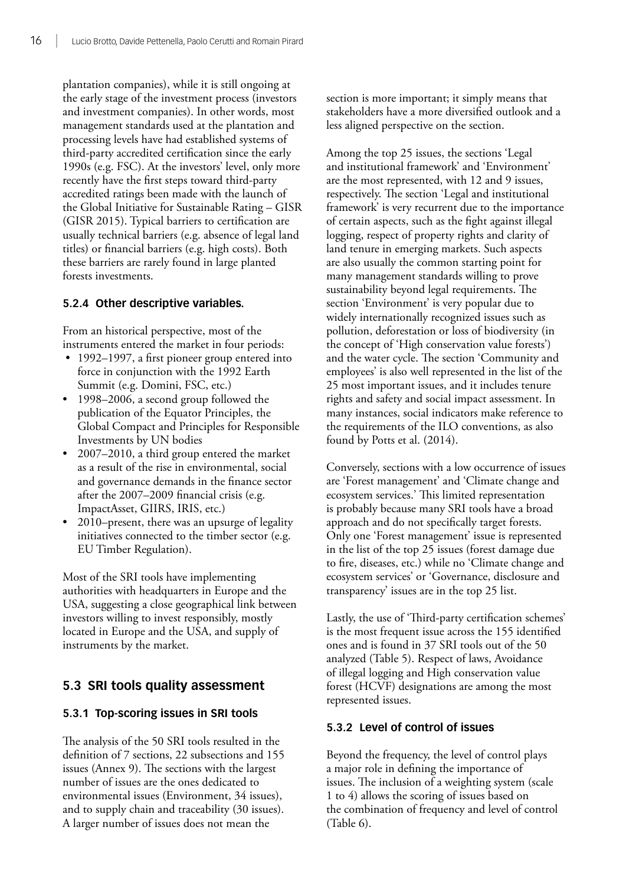plantation companies), while it is still ongoing at the early stage of the investment process (investors and investment companies). In other words, most management standards used at the plantation and processing levels have had established systems of third-party accredited certification since the early 1990s (e.g. FSC). At the investors' level, only more recently have the first steps toward third-party accredited ratings been made with the launch of the Global Initiative for Sustainable Rating – GISR (GISR 2015). Typical barriers to certification are usually technical barriers (e.g. absence of legal land titles) or financial barriers (e.g. high costs). Both these barriers are rarely found in large planted forests investments.

### 5.2.4 Other descriptive variables.

From an historical perspective, most of the instruments entered the market in four periods:

- 1992–1997, a first pioneer group entered into force in conjunction with the 1992 Earth Summit (e.g. Domini, FSC, etc.)
- 1998–2006, a second group followed the publication of the Equator Principles, the Global Compact and Principles for Responsible Investments by UN bodies
- 2007–2010, a third group entered the market as a result of the rise in environmental, social and governance demands in the finance sector after the 2007–2009 financial crisis (e.g. ImpactAsset, GIIRS, IRIS, etc.)
- 2010–present, there was an upsurge of legality initiatives connected to the timber sector (e.g. EU Timber Regulation).

Most of the SRI tools have implementing authorities with headquarters in Europe and the USA, suggesting a close geographical link between investors willing to invest responsibly, mostly located in Europe and the USA, and supply of instruments by the market.

## 5.3 SRI tools quality assessment

### 5.3.1 Top-scoring issues in SRI tools

The analysis of the 50 SRI tools resulted in the definition of 7 sections, 22 subsections and 155 issues (Annex 9). The sections with the largest number of issues are the ones dedicated to environmental issues (Environment, 34 issues), and to supply chain and traceability (30 issues). A larger number of issues does not mean the section is more important; it simply means that stakeholders have a more diversified outlook and a less aligned perspective on the section.

Among the top 25 issues, the sections 'Legal and institutional framework' and 'Environment' are the most represented, with 12 and 9 issues, respectively. The section 'Legal and institutional framework' is very recurrent due to the importance of certain aspects, such as the fight against illegal logging, respect of property rights and clarity of land tenure in emerging markets. Such aspects are also usually the common starting point for many management standards willing to prove sustainability beyond legal requirements. The section 'Environment' is very popular due to widely internationally recognized issues such as pollution, deforestation or loss of biodiversity (in the concept of 'High conservation value forests') and the water cycle. The section 'Community and employees' is also well represented in the list of the 25 most important issues, and it includes tenure rights and safety and social impact assessment. In many instances, social indicators make reference to the requirements of the ILO conventions, as also found by Potts et al. (2014).

Conversely, sections with a low occurrence of issues are 'Forest management' and 'Climate change and ecosystem services.' This limited representation is probably because many SRI tools have a broad approach and do not specifically target forests. Only one 'Forest management' issue is represented in the list of the top 25 issues (forest damage due to fire, diseases, etc.) while no 'Climate change and ecosystem services' or 'Governance, disclosure and transparency' issues are in the top 25 list.

Lastly, the use of 'Third-party certification schemes' is the most frequent issue across the 155 identified ones and is found in 37 SRI tools out of the 50 analyzed (Table 5). Respect of laws, Avoidance of illegal logging and High conservation value forest (HCVF) designations are among the most represented issues.

### 5.3.2 Level of control of issues

Beyond the frequency, the level of control plays a major role in defining the importance of issues. The inclusion of a weighting system (scale 1 to 4) allows the scoring of issues based on the combination of frequency and level of control (Table 6).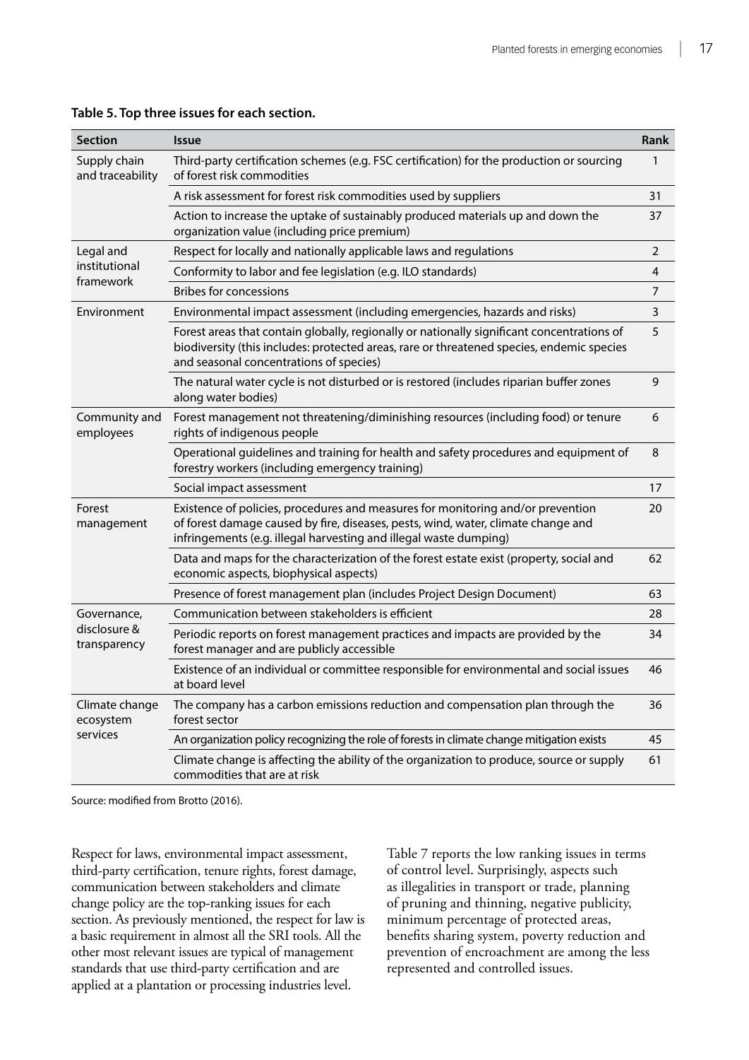**Table 5. Top three issues for each section.**

| Section | Issue | Rank |
|---|---|---|
| Supply chain and traceability | Third-party certification schemes (e.g. FSC certification) for the production or sourcing of forest risk commodities | 1 |
| | A risk assessment for forest risk commodities used by suppliers | 31 |
| | Action to increase the uptake of sustainably produced materials up and down the organization value (including price premium) | 37 |
| Legal and institutional framework | Respect for locally and nationally applicable laws and regulations | 2 |
| | Conformity to labor and fee legislation (e.g. ILO standards) | 4 |
| | Bribes for concessions | 7 |
| Environment | Environmental impact assessment (including emergencies, hazards and risks) | 3 |
| | Forest areas that contain globally, regionally or nationally significant concentrations of biodiversity (this includes: protected areas, rare or threatened species, endemic species and seasonal concentrations of species) | 5 |
| | The natural water cycle is not disturbed or is restored (includes riparian buffer zones along water bodies) | 9 |
| Community and employees | Forest management not threatening/diminishing resources (including food) or tenure rights of indigenous people | 6 |
| | Operational guidelines and training for health and safety procedures and equipment of forestry workers (including emergency training) | 8 |
| | Social impact assessment | 17 |
| Forest management | Existence of policies, procedures and measures for monitoring and/or prevention of forest damage caused by fire, diseases, pests, wind, water, climate change and infringements (e.g. illegal harvesting and illegal waste dumping) | 20 |
| | Data and maps for the characterization of the forest estate exist (property, social and economic aspects, biophysical aspects) | 62 |
| | Presence of forest management plan (includes Project Design Document) | 63 |
| Governance, disclosure & transparency | Communication between stakeholders is efficient | 28 |
| | Periodic reports on forest management practices and impacts are provided by the forest manager and are publicly accessible | 34 |
| | Existence of an individual or committee responsible for environmental and social issues at board level | 46 |
| Climate change ecosystem services | The company has a carbon emissions reduction and compensation plan through the forest sector | 36 |
| | An organization policy recognizing the role of forests in climate change mitigation exists | 45 |
| | Climate change is affecting the ability of the organization to produce, source or supply commodities that are at risk | 61 |

Source: modified from Brotto (2016).

Respect for laws, environmental impact assessment, third-party certification, tenure rights, forest damage, communication between stakeholders and climate change policy are the top-ranking issues for each section. As previously mentioned, the respect for law is a basic requirement in almost all the SRI tools. All the other most relevant issues are typical of management standards that use third-party certification and are applied at a plantation or processing industries level.

Table 7 reports the low ranking issues in terms of control level. Surprisingly, aspects such as illegalities in transport or trade, planning of pruning and thinning, negative publicity, minimum percentage of protected areas, benefits sharing system, poverty reduction and prevention of encroachment are among the less represented and controlled issues.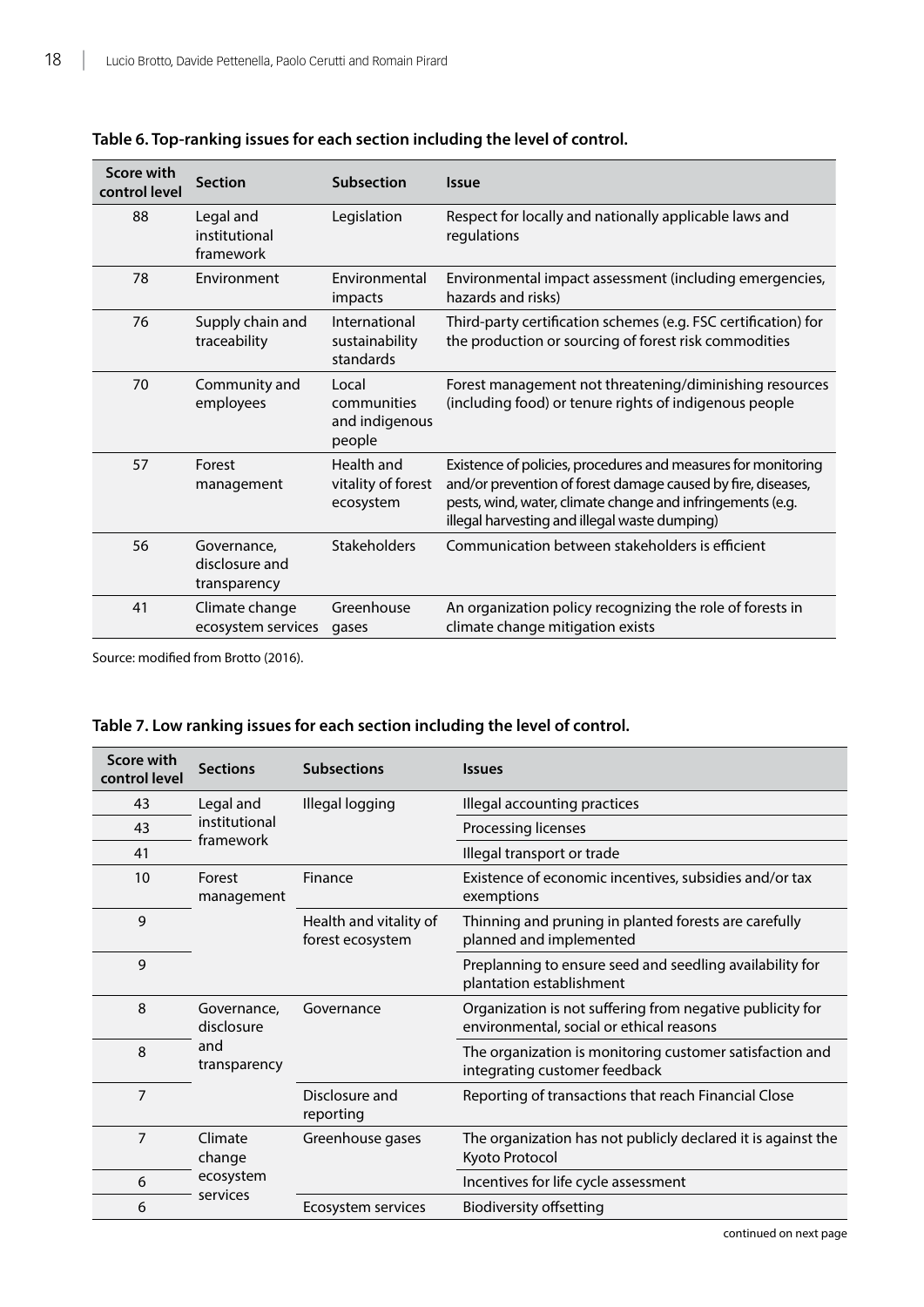**Table 6. Top-ranking issues for each section including the level of control.**

| Score with control level | Section | Subsection | Issue |
|---|---|---|---|
| 88 | Legal and institutional framework | Legislation | Respect for locally and nationally applicable laws and regulations |
| 78 | Environment | Environmental impacts | Environmental impact assessment (including emergencies, hazards and risks) |
| 76 | Supply chain and traceability | International sustainability standards | Third-party certification schemes (e.g. FSC certification) for the production or sourcing of forest risk commodities |
| 70 | Community and employees | Local communities and indigenous people | Forest management not threatening/diminishing resources (including food) or tenure rights of indigenous people |
| 57 | Forest management | Health and vitality of forest ecosystem | Existence of policies, procedures and measures for monitoring and/or prevention of forest damage caused by fire, diseases, pests, wind, water, climate change and infringements (e.g. illegal harvesting and illegal waste dumping) |
| 56 | Governance, disclosure and transparency | Stakeholders | Communication between stakeholders is efficient |
| 41 | Climate change ecosystem services | Greenhouse gases | An organization policy recognizing the role of forests in climate change mitigation exists |

Source: modified from Brotto (2016).

**Table 7. Low ranking issues for each section including the level of control.**

| Score with control level | Sections | Subsections | Issues |
|---|---|---|---|
| 43 | Legal and institutional framework | Illegal logging | Illegal accounting practices |
| 43 | | | Processing licenses |
| 41 | | | Illegal transport or trade |
| 10 | Forest management | Finance | Existence of economic incentives, subsidies and/or tax exemptions |
| 9 | | Health and vitality of forest ecosystem | Thinning and pruning in planted forests are carefully planned and implemented |
| 9 | | | Preplanning to ensure seed and seedling availability for plantation establishment |
| 8 | Governance, disclosure and transparency | Governance | Organization is not suffering from negative publicity for environmental, social or ethical reasons |
| 8 | | | The organization is monitoring customer satisfaction and integrating customer feedback |
| 7 | | Disclosure and reporting | Reporting of transactions that reach Financial Close |
| 7 | Climate change ecosystem services | Greenhouse gases | The organization has not publicly declared it is against the Kyoto Protocol |
| 6 | | | Incentives for life cycle assessment |
| 6 | | Ecosystem services | Biodiversity offsetting |

continued on next page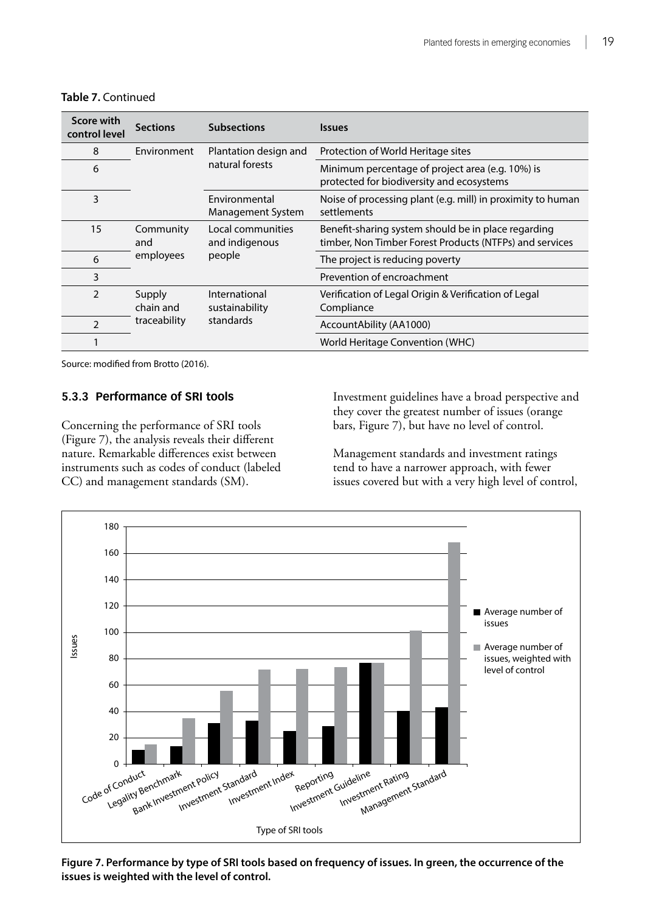**Table 7.** Continued

| Score with control level | Sections | Subsections | Issues |
|---|---|---|---|
| 8 | Environment | Plantation design and natural forests | Protection of World Heritage sites |
| 6 | | | Minimum percentage of project area (e.g. 10%) is protected for biodiversity and ecosystems |
| 3 | | Environmental Management System | Noise of processing plant (e.g. mill) in proximity to human settlements |
| 15 | Community and employees | Local communities and indigenous people | Benefit-sharing system should be in place regarding timber, Non Timber Forest Products (NTFPs) and services |
| 6 | | | The project is reducing poverty |
| 3 | | | Prevention of encroachment |
| 2 | Supply chain and traceability | International sustainability standards | Verification of Legal Origin & Verification of Legal Compliance |
| 2 | | | AccountAbility (AA1000) |
| 1 | | | World Heritage Convention (WHC) |

Source: modified from Brotto (2016).

### 5.3.3 Performance of SRI tools

Concerning the performance of SRI tools (Figure 7), the analysis reveals their different nature. Remarkable differences exist between instruments such as codes of conduct (labeled CC) and management standards (SM).

Investment guidelines have a broad perspective and they cover the greatest number of issues (orange bars, Figure 7), but have no level of control.

Management standards and investment ratings tend to have a narrower approach, with fewer issues covered but with a very high level of control,

**Figure 7. Performance by type of SRI tools based on frequency of issues. In green, the occurrence of the issues is weighted with the level of control.**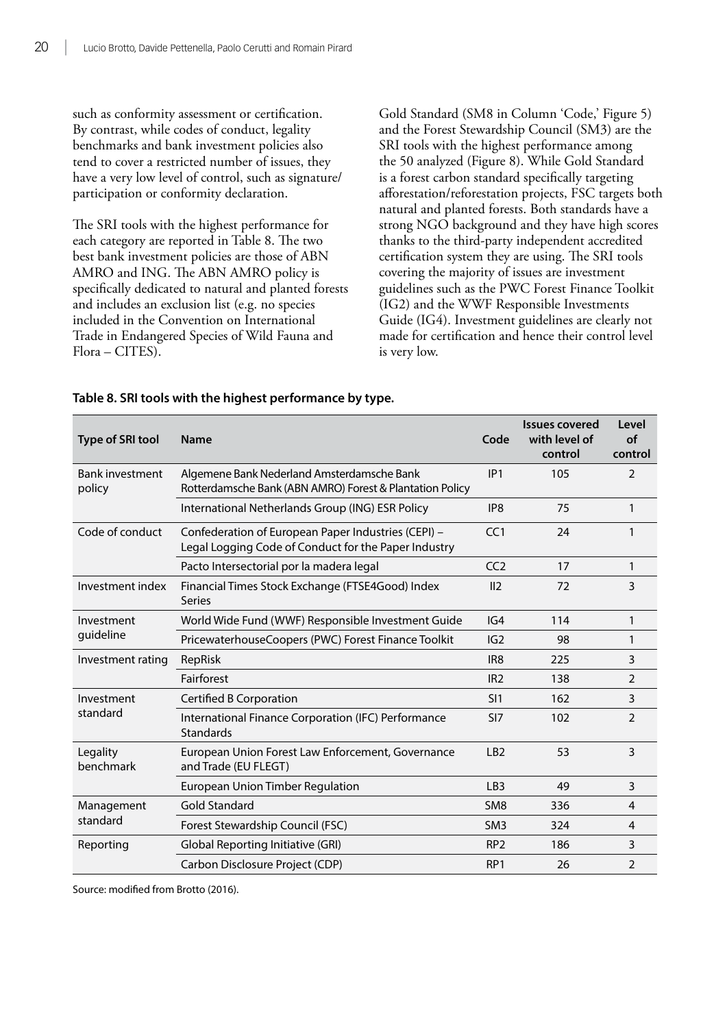such as conformity assessment or certification. By contrast, while codes of conduct, legality benchmarks and bank investment policies also tend to cover a restricted number of issues, they have a very low level of control, such as signature/participation or conformity declaration.

The SRI tools with the highest performance for each category are reported in Table 8. The two best bank investment policies are those of ABN AMRO and ING. The ABN AMRO policy is specifically dedicated to natural and planted forests and includes an exclusion list (e.g. no species included in the Convention on International Trade in Endangered Species of Wild Fauna and Flora – CITES).

Gold Standard (SM8 in Column 'Code,' Figure 5) and the Forest Stewardship Council (SM3) are the SRI tools with the highest performance among the 50 analyzed (Figure 8). While Gold Standard is a forest carbon standard specifically targeting afforestation/reforestation projects, FSC targets both natural and planted forests. Both standards have a strong NGO background and they have high scores thanks to the third-party independent accredited certification system they are using. The SRI tools covering the majority of issues are investment guidelines such as the PWC Forest Finance Toolkit (IG2) and the WWF Responsible Investments Guide (IG4). Investment guidelines are clearly not made for certification and hence their control level is very low.

**Table 8. SRI tools with the highest performance by type.**

| Type of SRI tool | Name | Code | Issues covered with level of control | Level of control |
|---|---|---|---|---|
| Bank investment policy | Algemene Bank Nederland Amsterdamsche Bank Rotterdamsche Bank (ABN AMRO) Forest & Plantation Policy | IP1 | 105 | 2 |
| | International Netherlands Group (ING) ESR Policy | IP8 | 75 | 1 |
| Code of conduct | Confederation of European Paper Industries (CEPI) – Legal Logging Code of Conduct for the Paper Industry | CC1 | 24 | 1 |
| | Pacto Intersectorial por la madera legal | CC2 | 17 | 1 |
| Investment index | Financial Times Stock Exchange (FTSE4Good) Index Series | II2 | 72 | 3 |
| Investment guideline | World Wide Fund (WWF) Responsible Investment Guide | IG4 | 114 | 1 |
| | PricewaterhouseCoopers (PWC) Forest Finance Toolkit | IG2 | 98 | 1 |
| Investment rating | RepRisk | IR8 | 225 | 3 |
| | Fairforest | IR2 | 138 | 2 |
| Investment standard | Certified B Corporation | SI1 | 162 | 3 |
| | International Finance Corporation (IFC) Performance Standards | SI7 | 102 | 2 |
| Legality benchmark | European Union Forest Law Enforcement, Governance and Trade (EU FLEGT) | LB2 | 53 | 3 |
| | European Union Timber Regulation | LB3 | 49 | 3 |
| Management standard | Gold Standard | SM8 | 336 | 4 |
| | Forest Stewardship Council (FSC) | SM3 | 324 | 4 |
| Reporting | Global Reporting Initiative (GRI) | RP2 | 186 | 3 |
| | Carbon Disclosure Project (CDP) | RP1 | 26 | 2 |

Source: modified from Brotto (2016).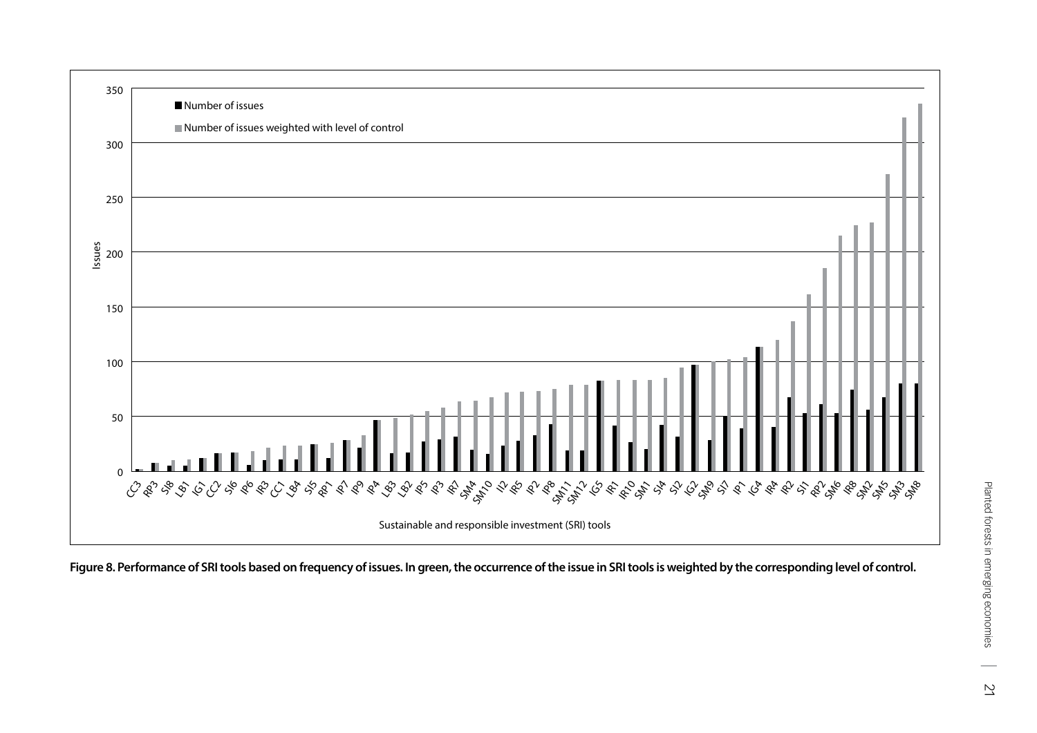**Figure 8. Performance of SRI tools based on frequency of issues. In green, the occurrence of the issue in SRI tools is weighted by the corresponding level of control.**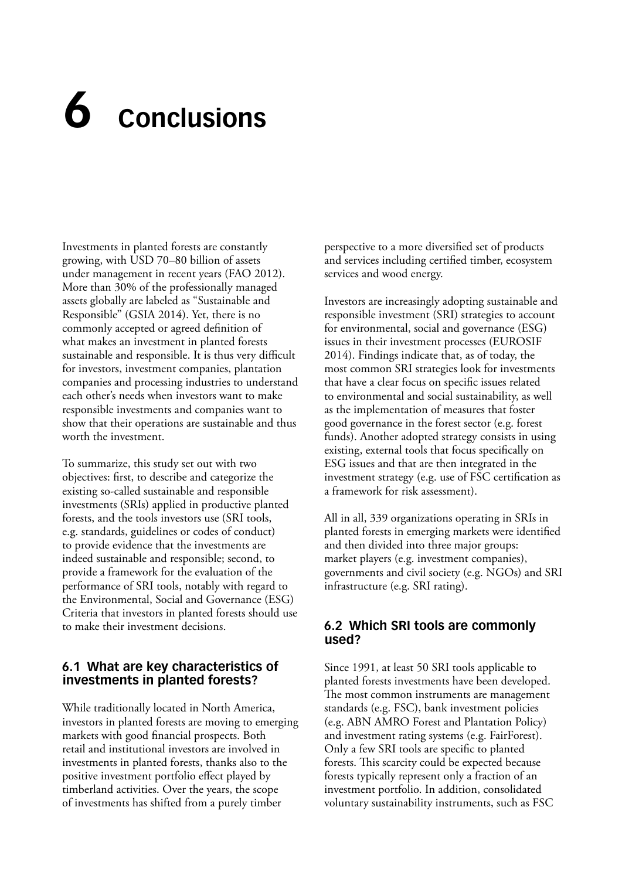# 6 Conclusions

Investments in planted forests are constantly growing, with USD 70–80 billion of assets under management in recent years (FAO 2012). More than 30% of the professionally managed assets globally are labeled as "Sustainable and Responsible" (GSIA 2014). Yet, there is no commonly accepted or agreed definition of what makes an investment in planted forests sustainable and responsible. It is thus very difficult for investors, investment companies, plantation companies and processing industries to understand each other's needs when investors want to make responsible investments and companies want to show that their operations are sustainable and thus worth the investment.

To summarize, this study set out with two objectives: first, to describe and categorize the existing so-called sustainable and responsible investments (SRIs) applied in productive planted forests, and the tools investors use (SRI tools, e.g. standards, guidelines or codes of conduct) to provide evidence that the investments are indeed sustainable and responsible; second, to provide a framework for the evaluation of the performance of SRI tools, notably with regard to the Environmental, Social and Governance (ESG) Criteria that investors in planted forests should use to make their investment decisions.

## 6.1 What are key characteristics of investments in planted forests?

While traditionally located in North America, investors in planted forests are moving to emerging markets with good financial prospects. Both retail and institutional investors are involved in investments in planted forests, thanks also to the positive investment portfolio effect played by timberland activities. Over the years, the scope of investments has shifted from a purely timber perspective to a more diversified set of products and services including certified timber, ecosystem services and wood energy.

Investors are increasingly adopting sustainable and responsible investment (SRI) strategies to account for environmental, social and governance (ESG) issues in their investment processes (EUROSIF 2014). Findings indicate that, as of today, the most common SRI strategies look for investments that have a clear focus on specific issues related to environmental and social sustainability, as well as the implementation of measures that foster good governance in the forest sector (e.g. forest funds). Another adopted strategy consists in using existing, external tools that focus specifically on ESG issues and that are then integrated in the investment strategy (e.g. use of FSC certification as a framework for risk assessment).

All in all, 339 organizations operating in SRIs in planted forests in emerging markets were identified and then divided into three major groups: market players (e.g. investment companies), governments and civil society (e.g. NGOs) and SRI infrastructure (e.g. SRI rating).

## 6.2 Which SRI tools are commonly used?

Since 1991, at least 50 SRI tools applicable to planted forests investments have been developed. The most common instruments are management standards (e.g. FSC), bank investment policies (e.g. ABN AMRO Forest and Plantation Policy) and investment rating systems (e.g. FairForest). Only a few SRI tools are specific to planted forests. This scarcity could be expected because forests typically represent only a fraction of an investment portfolio. In addition, consolidated voluntary sustainability instruments, such as FSC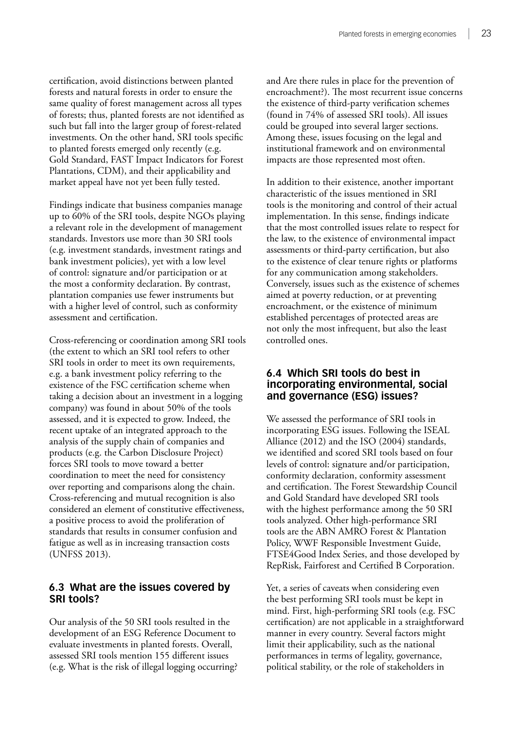certification, avoid distinctions between planted forests and natural forests in order to ensure the same quality of forest management across all types of forests; thus, planted forests are not identified as such but fall into the larger group of forest-related investments. On the other hand, SRI tools specific to planted forests emerged only recently (e.g. Gold Standard, FAST Impact Indicators for Forest Plantations, CDM), and their applicability and market appeal have not yet been fully tested.

Findings indicate that business companies manage up to 60% of the SRI tools, despite NGOs playing a relevant role in the development of management standards. Investors use more than 30 SRI tools (e.g. investment standards, investment ratings and bank investment policies), yet with a low level of control: signature and/or participation or at the most a conformity declaration. By contrast, plantation companies use fewer instruments but with a higher level of control, such as conformity assessment and certification.

Cross-referencing or coordination among SRI tools (the extent to which an SRI tool refers to other SRI tools in order to meet its own requirements, e.g. a bank investment policy referring to the existence of the FSC certification scheme when taking a decision about an investment in a logging company) was found in about 50% of the tools assessed, and it is expected to grow. Indeed, the recent uptake of an integrated approach to the analysis of the supply chain of companies and products (e.g. the Carbon Disclosure Project) forces SRI to move toward a better coordination to meet the need for consistency over reporting and comparisons along the chain. Cross-referencing and mutual recognition is also considered an element of constitutive effectiveness, a positive process to avoid the proliferation of standards that results in consumer confusion and fatigue as well as in increasing transaction costs (UNFSS 2013).

### 6.3 What are the issues covered by SRI tools?

Our analysis of the 50 SRI tools resulted in the development of an ESG Reference Document to evaluate investments in planted forests. Overall, assessed SRI tools mention 155 different issues (e.g. What is the risk of illegal logging occurring? and Are there rules in place for the prevention of encroachment?). The most recurrent issue concerns the existence of third-party verification schemes (found in 74% of assessed SRI tools). All issues could be grouped into several larger sections. Among these, issues focusing on the legal and institutional framework and on environmental impacts are those represented most often.

In addition to their existence, another important characteristic of the issues mentioned in SRI tools is the monitoring and control of their actual implementation. In this sense, findings indicate that the most controlled issues relate to respect for the law, to the existence of environmental impact assessments or third-party certification, but also to the existence of clear tenure rights or platforms for any communication among stakeholders. Conversely, issues such as the existence of schemes aimed at poverty reduction, or at preventing encroachment, or the existence of minimum established percentages of protected areas are not only the most infrequent, but also the least controlled ones.

### 6.4 Which SRI tools do best in incorporating environmental, social and governance (ESG) issues?

We assessed the performance of SRI tools in incorporating ESG issues. Following the ISEAL Alliance (2012) and the ISO (2004) standards, we identified and scored SRI tools based on four levels of control: signature and/or participation, conformity declaration, conformity assessment and certification. The Forest Stewardship Council and Gold Standard have developed SRI tools with the highest performance among the 50 SRI tools analyzed. Other high-performance SRI tools are the ABN AMRO Forest & Plantation Policy, WWF Responsible Investment Guide, FTSE4Good Index Series, and those developed by RepRisk, Fairforest and Certified B Corporation.

Yet, a series of caveats when considering even the best performing SRI tools must be kept in mind. First, high-performing SRI tools (e.g. FSC certification) are not applicable in a straightforward manner in every country. Several factors might limit their applicability, such as the national performances in terms of legality, governance, political stability, or the role of stakeholders in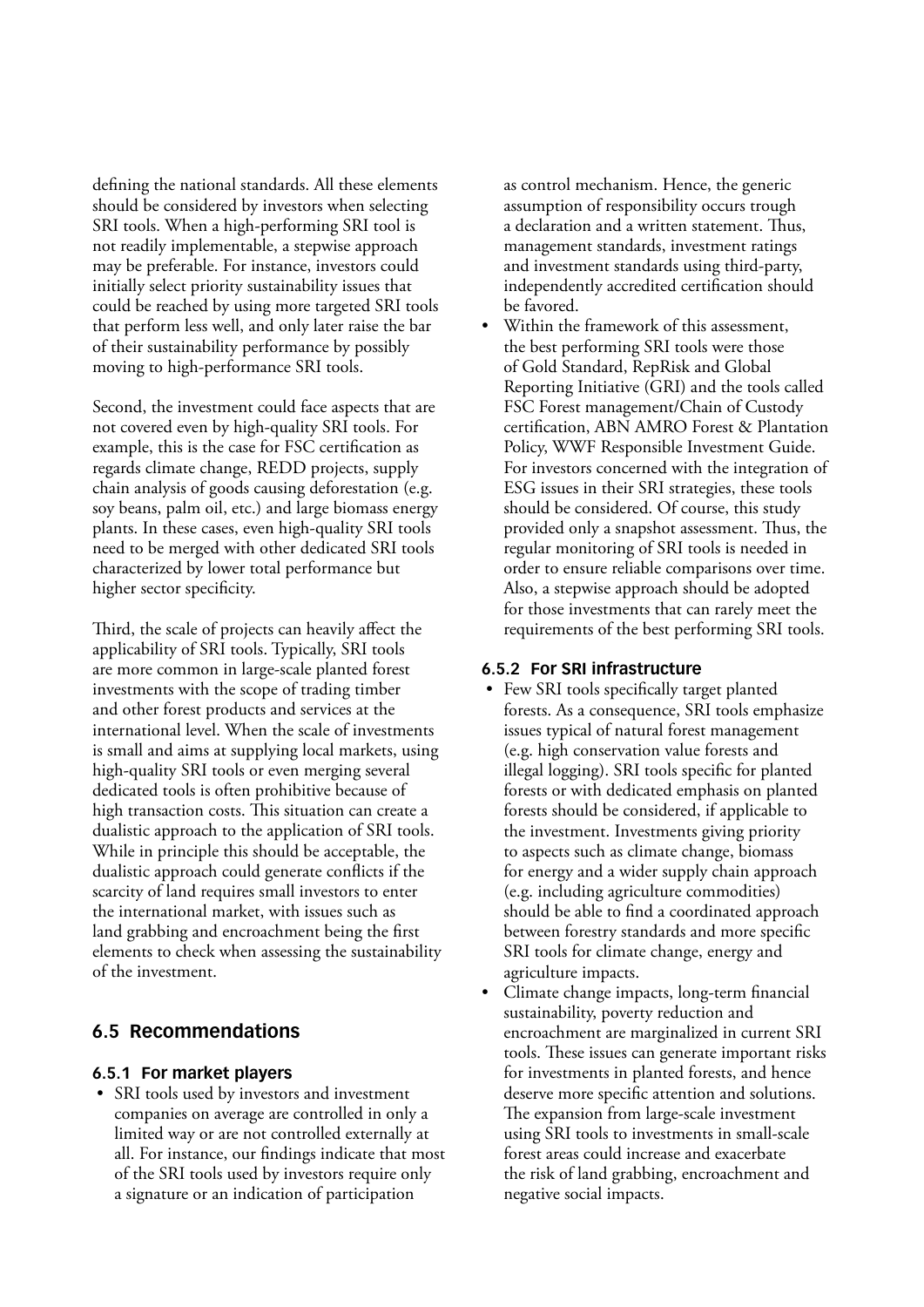defining the national standards. All these elements should be considered by investors when selecting SRI tools. When a high-performing SRI tool is not readily implementable, a stepwise approach may be preferable. For instance, investors could initially select priority sustainability issues that could be reached by using more targeted SRI tools that perform less well, and only later raise the bar of their sustainability performance by possibly moving to high-performance SRI tools.

Second, the investment could face aspects that are not covered even by high-quality SRI tools. For example, this is the case for FSC certification as regards climate change, REDD projects, supply chain analysis of goods causing deforestation (e.g. soy beans, palm oil, etc.) and large biomass energy plants. In these cases, even high-quality SRI tools need to be merged with other dedicated SRI tools characterized by lower total performance but higher sector specificity.

Third, the scale of projects can heavily affect the applicability of SRI tools. Typically, SRI tools are more common in large-scale planted forest investments with the scope of trading timber and other forest products and services at the international level. When the scale of investments is small and aims at supplying local markets, using high-quality SRI tools or even merging several dedicated tools is often prohibitive because of high transaction costs. This situation can create a dualistic approach to the application of SRI tools. While in principle this should be acceptable, the dualistic approach could generate conflicts if the scarcity of land requires small investors to enter the international market, with issues such as land grabbing and encroachment being the first elements to check when assessing the sustainability of the investment.

## 6.5 Recommendations

### 6.5.1 For market players

- SRI tools used by investors and investment companies on average are controlled in only a limited way or are not controlled externally at all. For instance, our findings indicate that most of the SRI tools used by investors require only a signature or an indication of participation as control mechanism. Hence, the generic assumption of responsibility occurs trough a declaration and a written statement. Thus, management standards, investment ratings and investment standards using third-party, independently accredited certification should be favored.
- Within the framework of this assessment, the best performing SRI tools were those of Gold Standard, RepRisk and Global Reporting Initiative (GRI) and the tools called FSC Forest management/Chain of Custody certification, ABN AMRO Forest & Plantation Policy, WWF Responsible Investment Guide. For investors concerned with the integration of ESG issues in their SRI strategies, these tools should be considered. Of course, this study provided only a snapshot assessment. Thus, the regular monitoring of SRI tools is needed in order to ensure reliable comparisons over time. Also, a stepwise approach should be adopted for those investments that can rarely meet the requirements of the best performing SRI tools.

### 6.5.2 For SRI infrastructure

- Few SRI tools specifically target planted forests. As a consequence, SRI tools emphasize issues typical of natural forest management (e.g. high conservation value forests and illegal logging). SRI tools specific for planted forests or with dedicated emphasis on planted forests should be considered, if applicable to the investment. Investments giving priority to aspects such as climate change, biomass for energy and a wider supply chain approach (e.g. including agriculture commodities) should be able to find a coordinated approach between forestry standards and more specific SRI tools for climate change, energy and agriculture impacts.
- Climate change impacts, long-term financial sustainability, poverty reduction and encroachment are marginalized in current SRI tools. These issues can generate important risks for investments in planted forests, and hence deserve more specific attention and solutions. The expansion from large-scale investment using SRI tools to investments in small-scale forest areas could increase and exacerbate the risk of land grabbing, encroachment and negative social impacts.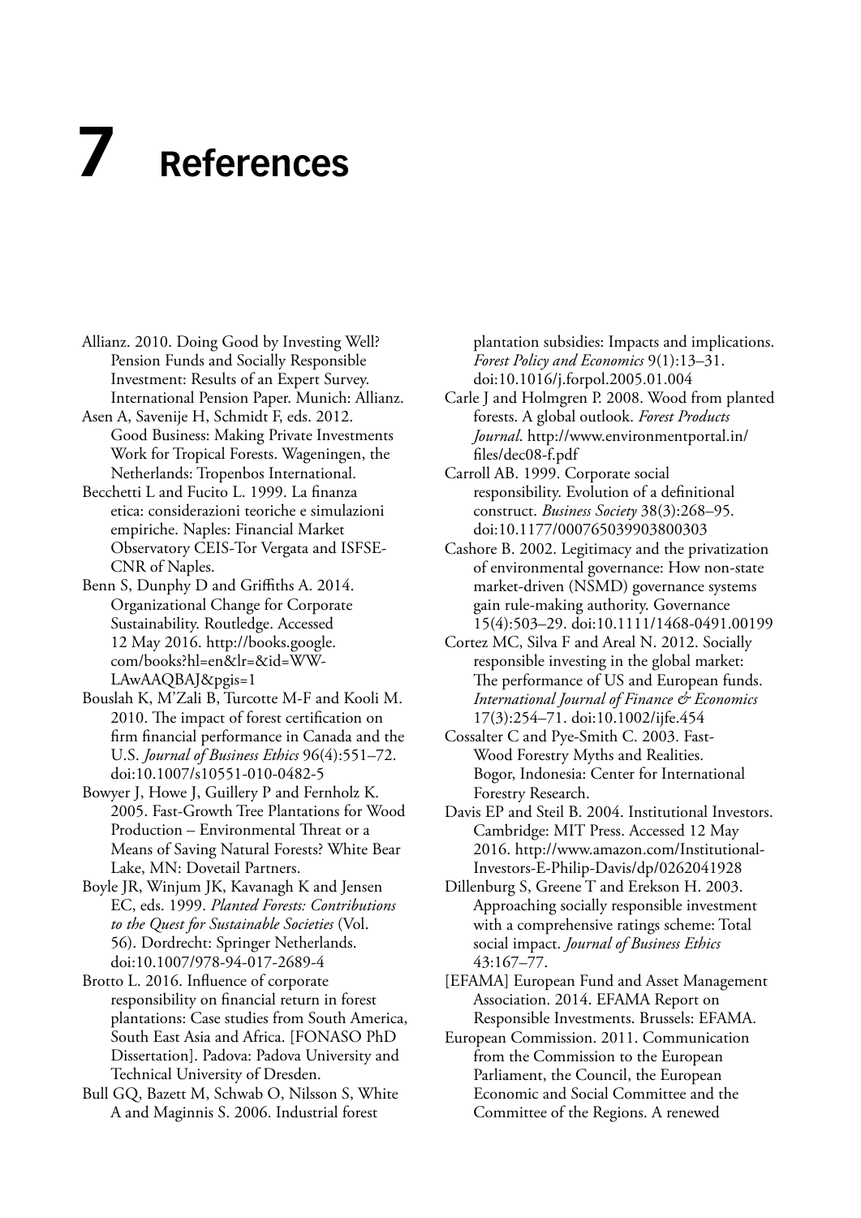# 7 References

Allianz. 2010. Doing Good by Investing Well? Pension Funds and Socially Responsible Investment: Results of an Expert Survey. International Pension Paper. Munich: Allianz.

Asen A, Savenije H, Schmidt F, eds. 2012. Good Business: Making Private Investments Work for Tropical Forests. Wageningen, the Netherlands: Tropenbos International.

Becchetti L and Fucito L. 1999. La finanza etica: considerazioni teoriche e simulazioni empiriche. Naples: Financial Market Observatory CEIS-Tor Vergata and ISFSE-CNR of Naples.

Benn S, Dunphy D and Griffiths A. 2014. Organizational Change for Corporate Sustainability. Routledge. Accessed 12 May 2016. http://books.google.com/books?hl=en&lr=&id=WW-LAwAAQBAJ&pgis=1

Bouslah K, M'Zali B, Turcotte M-F and Kooli M. 2010. The impact of forest certification on firm financial performance in Canada and the U.S. *Journal of Business Ethics* 96(4):551–72. doi:10.1007/s10551-010-0482-5

Bowyer J, Howe J, Guillery P and Fernholz K. 2005. Fast-Growth Tree Plantations for Wood Production – Environmental Threat or a Means of Saving Natural Forests? White Bear Lake, MN: Dovetail Partners.

Boyle JR, Winjum JK, Kavanagh K and Jensen EC, eds. 1999. *Planted Forests: Contributions to the Quest for Sustainable Societies* (Vol. 56). Dordrecht: Springer Netherlands. doi:10.1007/978-94-017-2689-4

Brotto L. 2016. Influence of corporate responsibility on financial return in forest plantations: Case studies from South America, South East Asia and Africa. [FONASO PhD Dissertation]. Padova: Padova University and Technical University of Dresden.

Bull GQ, Bazett M, Schwab O, Nilsson S, White A and Maginnis S. 2006. Industrial forest plantation subsidies: Impacts and implications. *Forest Policy and Economics* 9(1):13–31. doi:10.1016/j.forpol.2005.01.004

Carle J and Holmgren P. 2008. Wood from planted forests. A global outlook. *Forest Products Journal*. http://www.environmentportal.in/files/dec08-f.pdf

Carroll AB. 1999. Corporate social responsibility. Evolution of a definitional construct. *Business Society* 38(3):268–95. doi:10.1177/000765039903800303

Cashore B. 2002. Legitimacy and the privatization of environmental governance: How non-state market-driven (NSMD) governance systems gain rule-making authority. Governance 15(4):503–29. doi:10.1111/1468-0491.00199

Cortez MC, Silva F and Areal N. 2012. Socially responsible investing in the global market: The performance of US and European funds. *International Journal of Finance & Economics* 17(3):254–71. doi:10.1002/ijfe.454

Cossalter C and Pye-Smith C. 2003. Fast-Wood Forestry Myths and Realities. Bogor, Indonesia: Center for International Forestry Research.

Davis EP and Steil B. 2004. Institutional Investors. Cambridge: MIT Press. Accessed 12 May 2016. http://www.amazon.com/Institutional-Investors-E-Philip-Davis/dp/0262041928

Dillenburg S, Greene T and Erekson H. 2003. Approaching socially responsible investment with a comprehensive ratings scheme: Total social impact. *Journal of Business Ethics* 43:167–77.

[EFAMA] European Fund and Asset Management Association. 2014. EFAMA Report on Responsible Investments. Brussels: EFAMA.

European Commission. 2011. Communication from the Commission to the European Parliament, the Council, the European Economic and Social Committee and the Committee of the Regions. A renewed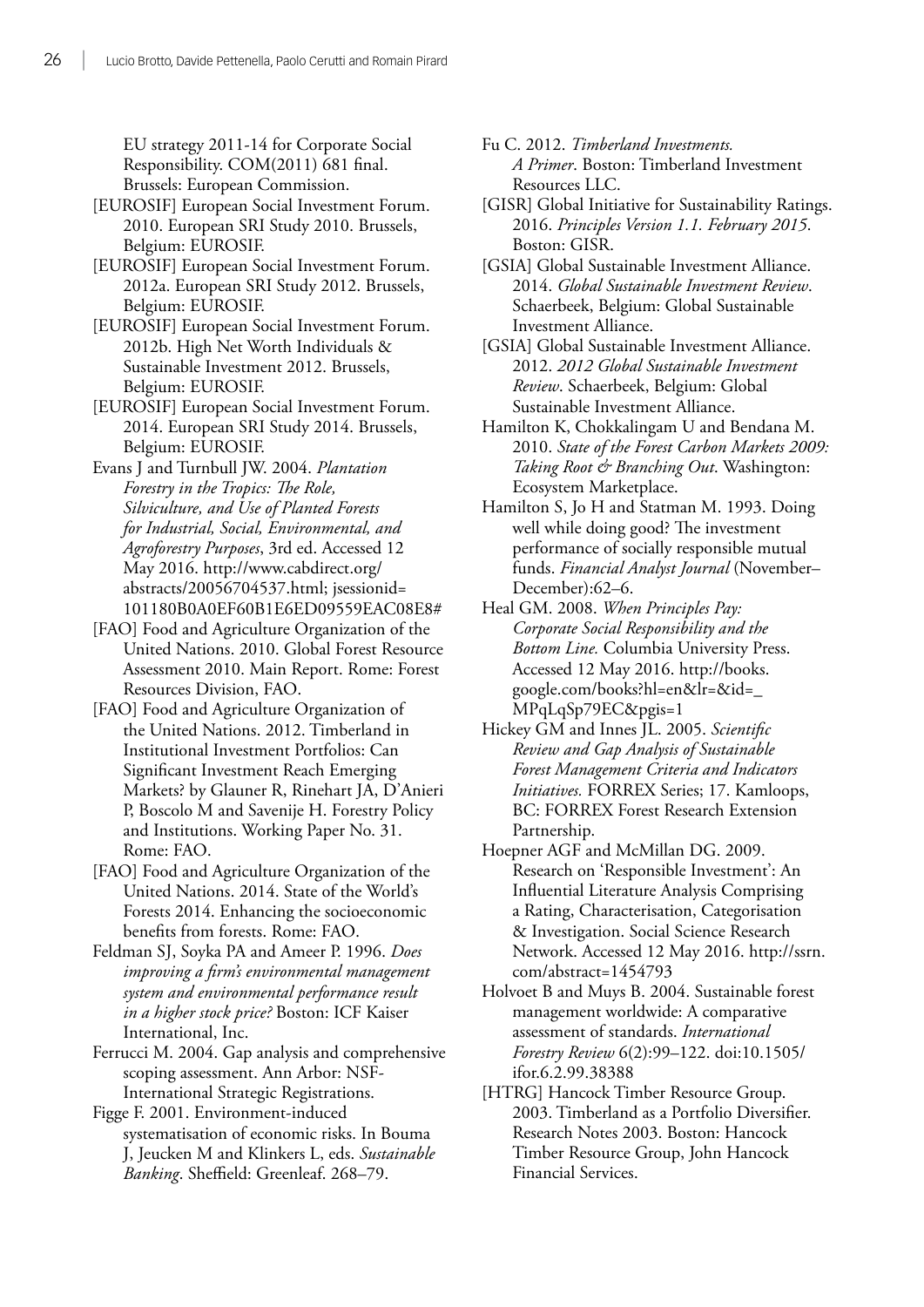EU strategy 2011-14 for Corporate Social Responsibility. COM(2011) 681 final. Brussels: European Commission.

[EUROSIF] European Social Investment Forum. 2010. European SRI Study 2010. Brussels, Belgium: EUROSIF.

[EUROSIF] European Social Investment Forum. 2012a. European SRI Study 2012. Brussels, Belgium: EUROSIF.

[EUROSIF] European Social Investment Forum. 2012b. High Net Worth Individuals & Sustainable Investment 2012. Brussels, Belgium: EUROSIF.

[EUROSIF] European Social Investment Forum. 2014. European SRI Study 2014. Brussels, Belgium: EUROSIF.

Evans J and Turnbull JW. 2004. *Plantation Forestry in the Tropics: The Role, Silviculture, and Use of Planted Forests for Industrial, Social, Environmental, and Agroforestry Purposes*, 3rd ed. Accessed 12 May 2016. http://www.cabdirect.org/abstracts/20056704537.html; jsessionid=101180B0A0EF60B1E6ED09559EAC08E8#

[FAO] Food and Agriculture Organization of the United Nations. 2010. Global Forest Resource Assessment 2010. Main Report. Rome: Forest Resources Division, FAO.

[FAO] Food and Agriculture Organization of the United Nations. 2012. Timberland in Institutional Investment Portfolios: Can Significant Investment Reach Emerging Markets? by Glauner R, Rinehart JA, D'Anieri P, Boscolo M and Savenije H. Forestry Policy and Institutions. Working Paper No. 31. Rome: FAO.

[FAO] Food and Agriculture Organization of the United Nations. 2014. State of the World's Forests 2014. Enhancing the socioeconomic benefits from forests. Rome: FAO.

Feldman SJ, Soyka PA and Ameer P. 1996. *Does improving a firm's environmental management system and environmental performance result in a higher stock price?* Boston: ICF Kaiser International, Inc.

Ferrucci M. 2004. Gap analysis and comprehensive scoping assessment. Ann Arbor: NSF-International Strategic Registrations.

Figge F. 2001. Environment-induced systematisation of economic risks. In Bouma J, Jeucken M and Klinkers L, eds. *Sustainable Banking*. Sheffield: Greenleaf. 268–79.

Fu C. 2012. *Timberland Investments. A Primer*. Boston: Timberland Investment Resources LLC.

[GISR] Global Initiative for Sustainability Ratings. 2016. *Principles Version 1.1. February 2015.* Boston: GISR.

[GSIA] Global Sustainable Investment Alliance. 2014. *Global Sustainable Investment Review*. Schaerbeek, Belgium: Global Sustainable Investment Alliance.

[GSIA] Global Sustainable Investment Alliance. 2012. *2012 Global Sustainable Investment Review*. Schaerbeek, Belgium: Global Sustainable Investment Alliance.

Hamilton K, Chokkalingam U and Bendana M. 2010. *State of the Forest Carbon Markets 2009: Taking Root & Branching Out*. Washington: Ecosystem Marketplace.

Hamilton S, Jo H and Statman M. 1993. Doing well while doing good? The investment performance of socially responsible mutual funds. *Financial Analyst Journal* (November–December):62–6.

Heal GM. 2008. *When Principles Pay: Corporate Social Responsibility and the Bottom Line.* Columbia University Press. Accessed 12 May 2016. http://books.google.com/books?hl=en&lr=&id=_MPqLqSp79EC&pgis=1

Hickey GM and Innes JL. 2005. *Scientific Review and Gap Analysis of Sustainable Forest Management Criteria and Indicators Initiatives.* FORREX Series; 17. Kamloops, BC: FORREX Forest Research Extension Partnership.

Hoepner AGF and McMillan DG. 2009. Research on 'Responsible Investment': An Influential Literature Analysis Comprising a Rating, Characterisation, Categorisation & Investigation. Social Science Research Network. Accessed 12 May 2016. http://ssrn.com/abstract=1454793

Holvoet B and Muys B. 2004. Sustainable forest management worldwide: A comparative assessment of standards. *International Forestry Review* 6(2):99–122. doi:10.1505/ifor.6.2.99.38388

[HTRG] Hancock Timber Resource Group. 2003. Timberland as a Portfolio Diversifier. Research Notes 2003. Boston: Hancock Timber Resource Group, John Hancock Financial Services.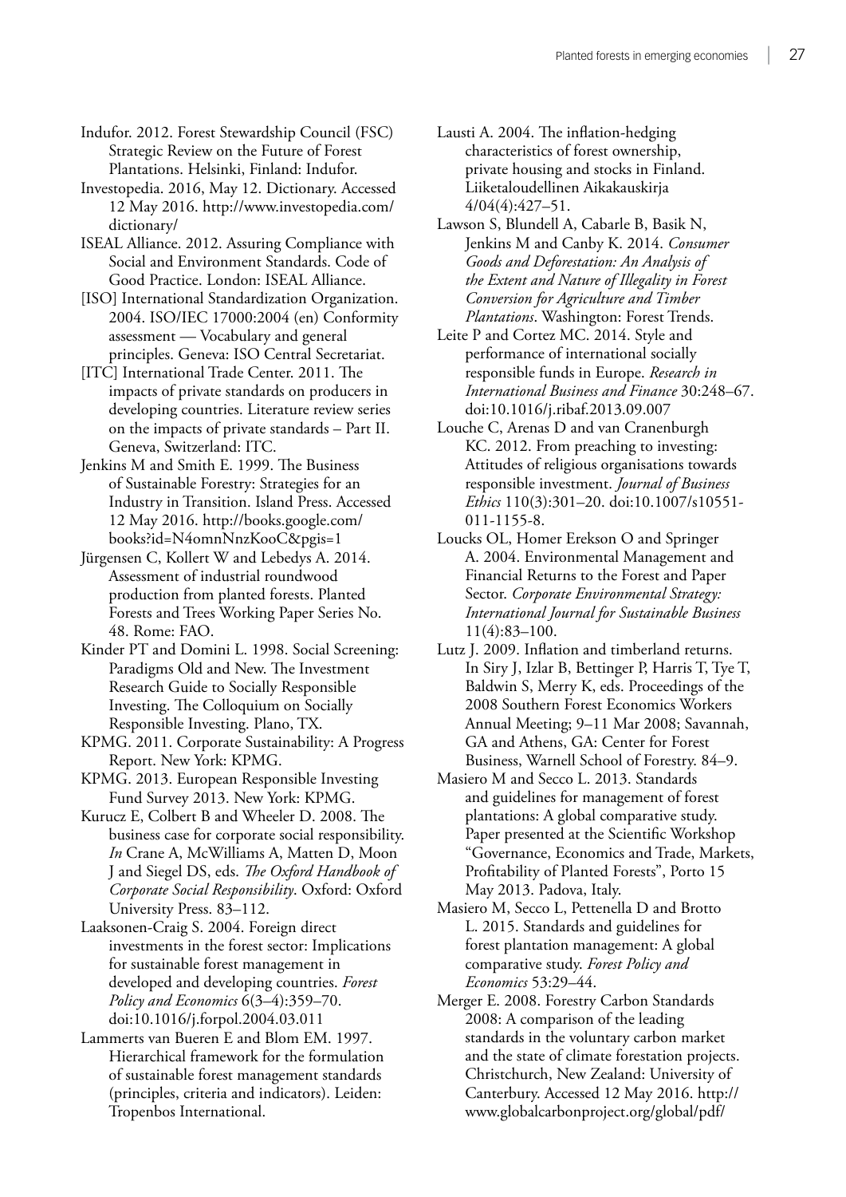Indufor. 2012. Forest Stewardship Council (FSC) Strategic Review on the Future of Forest Plantations. Helsinki, Finland: Indufor.

Investopedia. 2016, May 12. Dictionary. Accessed 12 May 2016. http://www.investopedia.com/dictionary/

ISEAL Alliance. 2012. Assuring Compliance with Social and Environment Standards. Code of Good Practice. London: ISEAL Alliance.

[ISO] International Standardization Organization. 2004. ISO/IEC 17000:2004 (en) Conformity assessment — Vocabulary and general principles. Geneva: ISO Central Secretariat.

[ITC] International Trade Center. 2011. The impacts of private standards on producers in developing countries. Literature review series on the impacts of private standards – Part II. Geneva, Switzerland: ITC.

Jenkins M and Smith E. 1999. The Business of Sustainable Forestry: Strategies for an Industry in Transition. Island Press. Accessed 12 May 2016. http://books.google.com/books?id=N4omnNnzKooC&pgis=1

Jürgensen C, Kollert W and Lebedys A. 2014. Assessment of industrial roundwood production from planted forests. Planted Forests and Trees Working Paper Series No. 48. Rome: FAO.

Kinder PT and Domini L. 1998. Social Screening: Paradigms Old and New. The Investment Research Guide to Socially Responsible Investing. The Colloquium on Socially Responsible Investing. Plano, TX.

KPMG. 2011. Corporate Sustainability: A Progress Report. New York: KPMG.

KPMG. 2013. European Responsible Investing Fund Survey 2013. New York: KPMG.

Kurucz E, Colbert B and Wheeler D. 2008. The business case for corporate social responsibility. *In* Crane A, McWilliams A, Matten D, Moon J and Siegel DS, eds. *The Oxford Handbook of Corporate Social Responsibility*. Oxford: Oxford University Press. 83–112.

Laaksonen-Craig S. 2004. Foreign direct investments in the forest sector: Implications for sustainable forest management in developed and developing countries. *Forest Policy and Economics* 6(3–4):359–70. doi:10.1016/j.forpol.2004.03.011

Lammerts van Bueren E and Blom EM. 1997. Hierarchical framework for the formulation of sustainable forest management standards (principles, criteria and indicators). Leiden: Tropenbos International.

Lausti A. 2004. The inflation-hedging characteristics of forest ownership, private housing and stocks in Finland. Liiketaloudellinen Aikakauskirja 4/04(4):427–51.

Lawson S, Blundell A, Cabarle B, Basik N, Jenkins M and Canby K. 2014. *Consumer Goods and Deforestation: An Analysis of the Extent and Nature of Illegality in Forest Conversion for Agriculture and Timber Plantations*. Washington: Forest Trends.

Leite P and Cortez MC. 2014. Style and performance of international socially responsible funds in Europe. *Research in International Business and Finance* 30:248–67. doi:10.1016/j.ribaf.2013.09.007

Louche C, Arenas D and van Cranenburgh KC. 2012. From preaching to investing: Attitudes of religious organisations towards responsible investment. *Journal of Business Ethics* 110(3):301–20. doi:10.1007/s10551-011-1155-8.

Loucks OL, Homer Erekson O and Springer A. 2004. Environmental Management and Financial Returns to the Forest and Paper Sector. *Corporate Environmental Strategy: International Journal for Sustainable Business* 11(4):83–100.

Lutz J. 2009. Inflation and timberland returns. In Siry J, Izlar B, Bettinger P, Harris T, Tye T, Baldwin S, Merry K, eds. Proceedings of the 2008 Southern Forest Economics Workers Annual Meeting; 9–11 Mar 2008; Savannah, GA and Athens, GA: Center for Forest Business, Warnell School of Forestry. 84–9.

Masiero M and Secco L. 2013. Standards and guidelines for management of forest plantations: A global comparative study. Paper presented at the Scientific Workshop "Governance, Economics and Trade, Markets, Profitability of Planted Forests", Porto 15 May 2013. Padova, Italy.

Masiero M, Secco L, Pettenella D and Brotto L. 2015. Standards and guidelines for forest plantation management: A global comparative study. *Forest Policy and Economics* 53:29–44.

Merger E. 2008. Forestry Carbon Standards 2008: A comparison of the leading standards in the voluntary carbon market and the state of climate forestation projects. Christchurch, New Zealand: University of Canterbury. Accessed 12 May 2016. http://www.globalcarbonproject.org/global/pdf/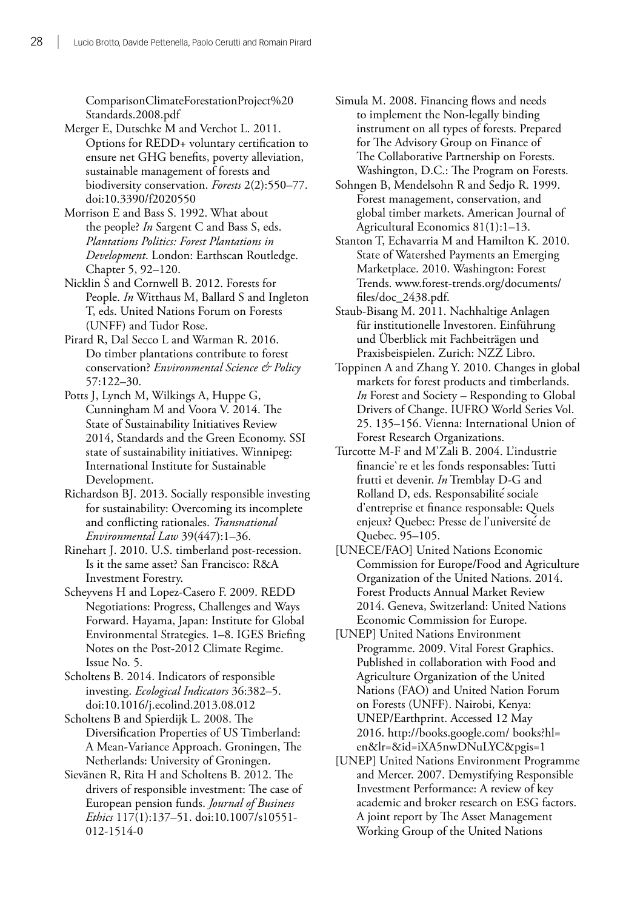ComparisonClimateForestationProject%20 Standards.2008.pdf

Merger E, Dutschke M and Verchot L. 2011. Options for REDD+ voluntary certification to ensure net GHG benefits, poverty alleviation, sustainable management of forests and biodiversity conservation. *Forests* 2(2):550–77. doi:10.3390/f2020550

Morrison E and Bass S. 1992. What about the people? *In* Sargent C and Bass S, eds. *Plantations Politics: Forest Plantations in Development*. London: Earthscan Routledge. Chapter 5, 92–120.

Nicklin S and Cornwell B. 2012. Forests for People. *In* Witthaus M, Ballard S and Ingleton T, eds. United Nations Forum on Forests (UNFF) and Tudor Rose.

Pirard R, Dal Secco L and Warman R. 2016. Do timber plantations contribute to forest conservation? *Environmental Science & Policy* 57:122–30.

Potts J, Lynch M, Wilkings A, Huppe G, Cunningham M and Voora V. 2014. The State of Sustainability Initiatives Review 2014, Standards and the Green Economy. SSI state of sustainability initiatives. Winnipeg: International Institute for Sustainable Development.

Richardson BJ. 2013. Socially responsible investing for sustainability: Overcoming its incomplete and conflicting rationales. *Transnational Environmental Law* 39(447):1–36.

Rinehart J. 2010. U.S. timberland post-recession. Is it the same asset? San Francisco: R&A Investment Forestry.

Scheyvens H and Lopez-Casero F. 2009. REDD Negotiations: Progress, Challenges and Ways Forward. Hayama, Japan: Institute for Global Environmental Strategies. 1–8. IGES Briefing Notes on the Post-2012 Climate Regime. Issue No. 5.

Scholtens B. 2014. Indicators of responsible investing. *Ecological Indicators* 36:382–5. doi:10.1016/j.ecolind.2013.08.012

Scholtens B and Spierdijk L. 2008. The Diversification Properties of US Timberland: A Mean-Variance Approach. Groningen, The Netherlands: University of Groningen.

Sievänen R, Rita H and Scholtens B. 2012. The drivers of responsible investment: The case of European pension funds. *Journal of Business Ethics* 117(1):137–51. doi:10.1007/s10551-012-1514-0

Simula M. 2008. Financing flows and needs to implement the Non-legally binding instrument on all types of forests. Prepared for The Advisory Group on Finance of The Collaborative Partnership on Forests. Washington, D.C.: The Program on Forests.

Sohngen B, Mendelsohn R and Sedjo R. 1999. Forest management, conservation, and global timber markets. American Journal of Agricultural Economics 81(1):1–13.

Stanton T, Echavarria M and Hamilton K. 2010. State of Watershed Payments an Emerging Marketplace. 2010. Washington: Forest Trends. www.forest-trends.org/documents/files/doc_2438.pdf.

Staub-Bisang M. 2011. Nachhaltige Anlagen für institutionelle Investoren. Einführung und Überblick mit Fachbeiträgen und Praxisbeispielen. Zurich: NZZ Libro.

Toppinen A and Zhang Y. 2010. Changes in global markets for forest products and timberlands. *In* Forest and Society – Responding to Global Drivers of Change. IUFRO World Series Vol. 25. 135–156. Vienna: International Union of Forest Research Organizations.

Turcotte M-F and M'Zali B. 2004. L'industrie financie`re et les fonds responsables: Tutti frutti et devenir. *In* Tremblay D-G and Rolland D, eds. Responsabilité sociale d'entreprise et finance responsable: Quels enjeux? Quebec: Presse de l'université de Quebec. 95–105.

[UNECE/FAO] United Nations Economic Commission for Europe/Food and Agriculture Organization of the United Nations. 2014. Forest Products Annual Market Review 2014. Geneva, Switzerland: United Nations Economic Commission for Europe.

[UNEP] United Nations Environment Programme. 2009. Vital Forest Graphics. Published in collaboration with Food and Agriculture Organization of the United Nations (FAO) and United Nation Forum on Forests (UNFF). Nairobi, Kenya: UNEP/Earthprint. Accessed 12 May 2016. http://books.google.com/ books?hl=en&lr=&id=iXA5nwDNuLYC&pgis=1

[UNEP] United Nations Environment Programme and Mercer. 2007. Demystifying Responsible Investment Performance: A review of key academic and broker research on ESG factors. A joint report by The Asset Management Working Group of the United Nations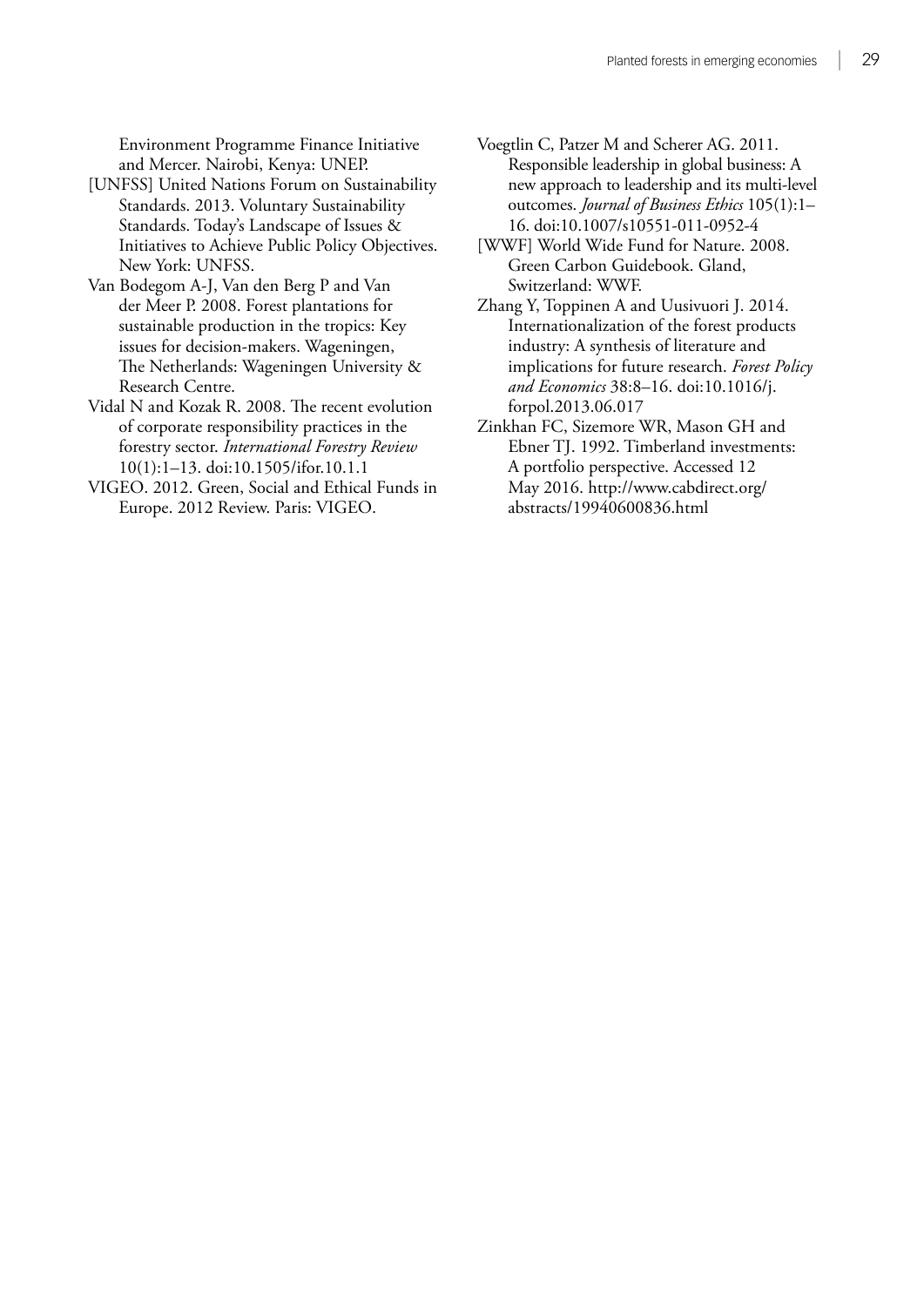Environment Programme Finance Initiative and Mercer. Nairobi, Kenya: UNEP.

[UNFSS] United Nations Forum on Sustainability Standards. 2013. Voluntary Sustainability Standards. Today's Landscape of Issues & Initiatives to Achieve Public Policy Objectives. New York: UNFSS.

Van Bodegom A-J, Van den Berg P and Van der Meer P. 2008. Forest plantations for sustainable production in the tropics: Key issues for decision-makers. Wageningen, The Netherlands: Wageningen University & Research Centre.

Vidal N and Kozak R. 2008. The recent evolution of corporate responsibility practices in the forestry sector. *International Forestry Review* 10(1):1–13. doi:10.1505/ifor.10.1.1

VIGEO. 2012. Green, Social and Ethical Funds in Europe. 2012 Review. Paris: VIGEO.

Voegtlin C, Patzer M and Scherer AG. 2011. Responsible leadership in global business: A new approach to leadership and its multi-level outcomes. *Journal of Business Ethics* 105(1):1–16. doi:10.1007/s10551-011-0952-4

[WWF] World Wide Fund for Nature. 2008. Green Carbon Guidebook. Gland, Switzerland: WWF.

Zhang Y, Toppinen A and Uusivuori J. 2014. Internationalization of the forest products industry: A synthesis of literature and implications for future research. *Forest Policy and Economics* 38:8–16. doi:10.1016/j.forpol.2013.06.017

Zinkhan FC, Sizemore WR, Mason GH and Ebner TJ. 1992. Timberland investments: A portfolio perspective. Accessed 12 May 2016. http://www.cabdirect.org/abstracts/19940600836.html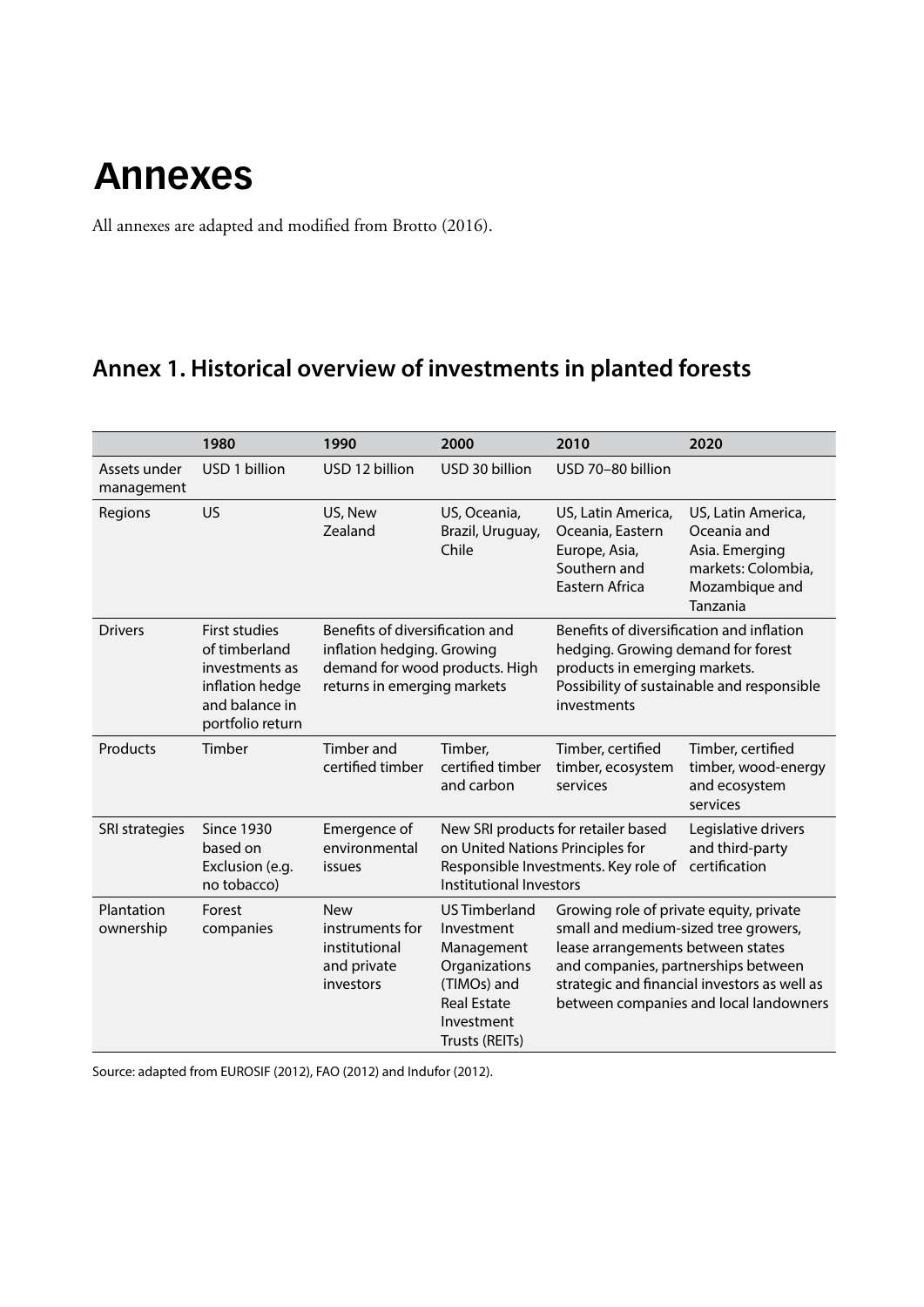# Annexes

All annexes are adapted and modified from Brotto (2016).

## Annex 1. Historical overview of investments in planted forests

| | 1980 | 1990 | 2000 | 2010 | 2020 |
|---|---|---|---|---|---|
| Assets under management | USD 1 billion | USD 12 billion | USD 30 billion | USD 70–80 billion | |
| Regions | US | US, New Zealand | US, Oceania, Brazil, Uruguay, Chile | US, Latin America, Oceania, Eastern Europe, Asia, Southern and Eastern Africa | US, Latin America, Oceania and Asia. Emerging markets: Colombia, Mozambique and Tanzania |
| Drivers | First studies of timberland investments as inflation hedge and balance in portfolio return | Benefits of diversification and inflation hedging. Growing demand for wood products. High returns in emerging markets | | Benefits of diversification and inflation hedging. Growing demand for forest products in emerging markets. Possibility of sustainable and responsible investments | |
| Products | Timber | Timber and certified timber | Timber, certified timber and carbon | Timber, certified timber, ecosystem services | Timber, certified timber, wood-energy and ecosystem services |
| SRI strategies | Since 1930 based on Exclusion (e.g. no tobacco) | Emergence of environmental issues | New SRI products for retailer based on United Nations Principles for Responsible Investments. Key role of Institutional Investors | | Legislative drivers and third-party certification |
| Plantation ownership | Forest companies | New instruments for institutional and private investors | US Timberland Investment Management Organizations (TIMOs) and Real Estate Investment Trusts (REITs) | Growing role of private equity, private small and medium-sized tree growers, lease arrangements between states and companies, partnerships between strategic and financial investors as well as between companies and local landowners | |

Source: adapted from EUROSIF (2012), FAO (2012) and Indufor (2012).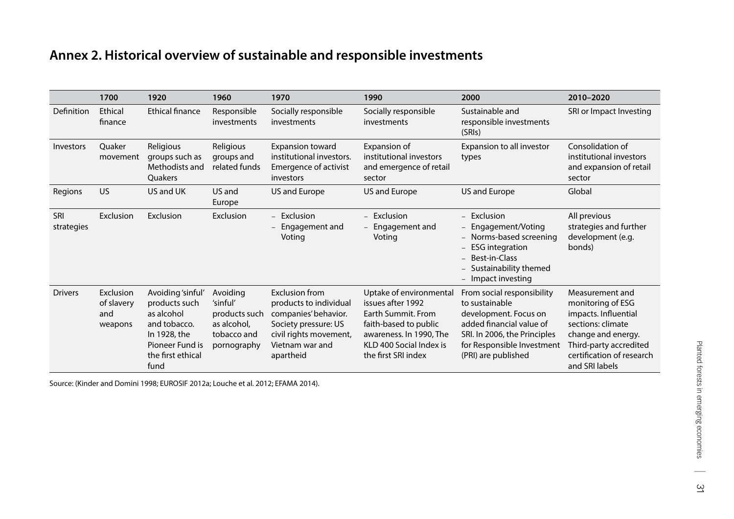## Annex 2. Historical overview of sustainable and responsible investments

| | 1700 | 1920 | 1960 | 1970 | 1990 | 2000 | 2010–2020 |
|---|---|---|---|---|---|---|---|
| Definition | Ethical finance | Ethical finance | Responsible investments | Socially responsible investments | Socially responsible investments | Sustainable and responsible investments (SRIs) | SRI or Impact Investing |
| Investors | Quaker movement | Religious groups such as Methodists and Quakers | Religious groups and related funds | Expansion toward institutional investors. Emergence of activist investors | Expansion of institutional investors and emergence of retail sector | Expansion to all investor types | Consolidation of institutional investors and expansion of retail sector |
| Regions | US | US and UK | US and Europe | US and Europe | US and Europe | US and Europe | Global |
| SRI strategies | Exclusion | Exclusion | Exclusion | – Exclusion<br>– Engagement and Voting | – Exclusion<br>– Engagement and Voting | – Exclusion<br>– Engagement/Voting<br>– Norms-based screening<br>– ESG integration<br>– Best-in-Class<br>– Sustainability themed<br>– Impact investing | All previous strategies and further development (e.g. bonds) |
| Drivers | Exclusion of slavery and weapons | Avoiding 'sinful' products such as alcohol and tobacco. In 1928, the Pioneer Fund is the first ethical fund | Avoiding 'sinful' products such as alcohol, tobacco and pornography | Exclusion from products to individual companies' behavior. Society pressure: US civil rights movement, Vietnam war and apartheid | Uptake of environmental issues after 1992 Earth Summit. From faith-based to public awareness. In 1990, The KLD 400 Social Index is the first SRI index | From social responsibility to sustainable development. Focus on added financial value of SRI. In 2006, the Principles for Responsible Investment (PRI) are published | Measurement and monitoring of ESG impacts. Influential sections: climate change and energy. Third-party accredited certification of research and SRI labels |

Source: (Kinder and Domini 1998; EUROSIF 2012a; Louche et al. 2012; EFAMA 2014).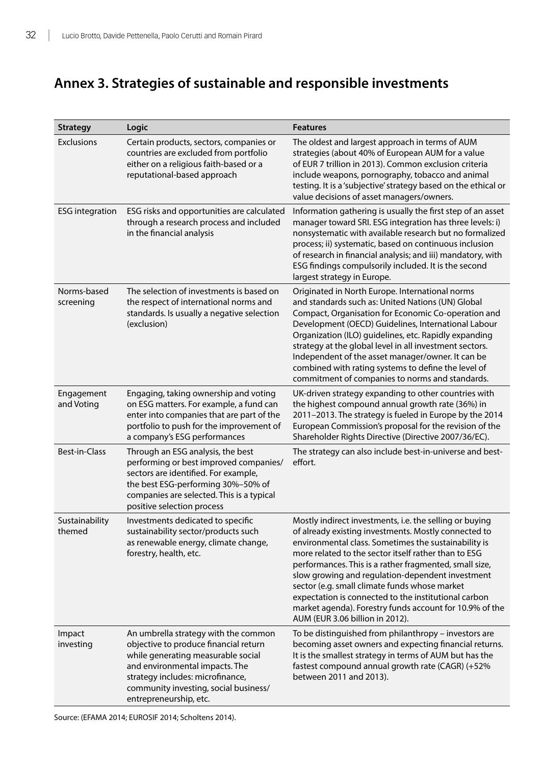## Annex 3. Strategies of sustainable and responsible investments

| Strategy | Logic | Features |
|---|---|---|
| Exclusions | Certain products, sectors, companies or countries are excluded from portfolio either on a religious faith-based or a reputational-based approach | The oldest and largest approach in terms of AUM strategies (about 40% of European AUM for a value of EUR 7 trillion in 2013). Common exclusion criteria include weapons, pornography, tobacco and animal testing. It is a 'subjective' strategy based on the ethical or value decisions of asset managers/owners. |
| ESG integration | ESG risks and opportunities are calculated through a research process and included in the financial analysis | Information gathering is usually the first step of an asset manager toward SRI. ESG integration has three levels: i) nonsystematic with available research but no formalized process; ii) systematic, based on continuous inclusion of research in financial analysis; and iii) mandatory, with ESG findings compulsorily included. It is the second largest strategy in Europe. |
| Norms-based screening | The selection of investments is based on the respect of international norms and standards. Is usually a negative selection (exclusion) | Originated in North Europe. International norms and standards such as: United Nations (UN) Global Compact, Organisation for Economic Co-operation and Development (OECD) Guidelines, International Labour Organization (ILO) guidelines, etc. Rapidly expanding strategy at the global level in all investment sectors. Independent of the asset manager/owner. It can be combined with rating systems to define the level of commitment of companies to norms and standards. |
| Engagement and Voting | Engaging, taking ownership and voting on ESG matters. For example, a fund can enter into companies that are part of the portfolio to push for the improvement of a company's ESG performances | UK-driven strategy expanding to other countries with the highest compound annual growth rate (36%) in 2011–2013. The strategy is fueled in Europe by the 2014 European Commission's proposal for the revision of the Shareholder Rights Directive (Directive 2007/36/EC). |
| Best-in-Class | Through an ESG analysis, the best performing or best improved companies/ sectors are identified. For example, the best ESG-performing 30%–50% of companies are selected. This is a typical positive selection process | The strategy can also include best-in-universe and best-effort. |
| Sustainability themed | Investments dedicated to specific sustainability sector/products such as renewable energy, climate change, forestry, health, etc. | Mostly indirect investments, i.e. the selling or buying of already existing investments. Mostly connected to environmental class. Sometimes the sustainability is more related to the sector itself rather than to ESG performances. This is a rather fragmented, small size, slow growing and regulation-dependent investment sector (e.g. small climate funds whose market expectation is connected to the institutional carbon market agenda). Forestry funds account for 10.9% of the AUM (EUR 3.06 billion in 2012). |
| Impact investing | An umbrella strategy with the common objective to produce financial return while generating measurable social and environmental impacts. The strategy includes: microfinance, community investing, social business/ entrepreneurship, etc. | To be distinguished from philanthropy – investors are becoming asset owners and expecting financial returns. It is the smallest strategy in terms of AUM but has the fastest compound annual growth rate (CAGR) (+52% between 2011 and 2013). |

Source: (EFAMA 2014; EUROSIF 2014; Scholtens 2014).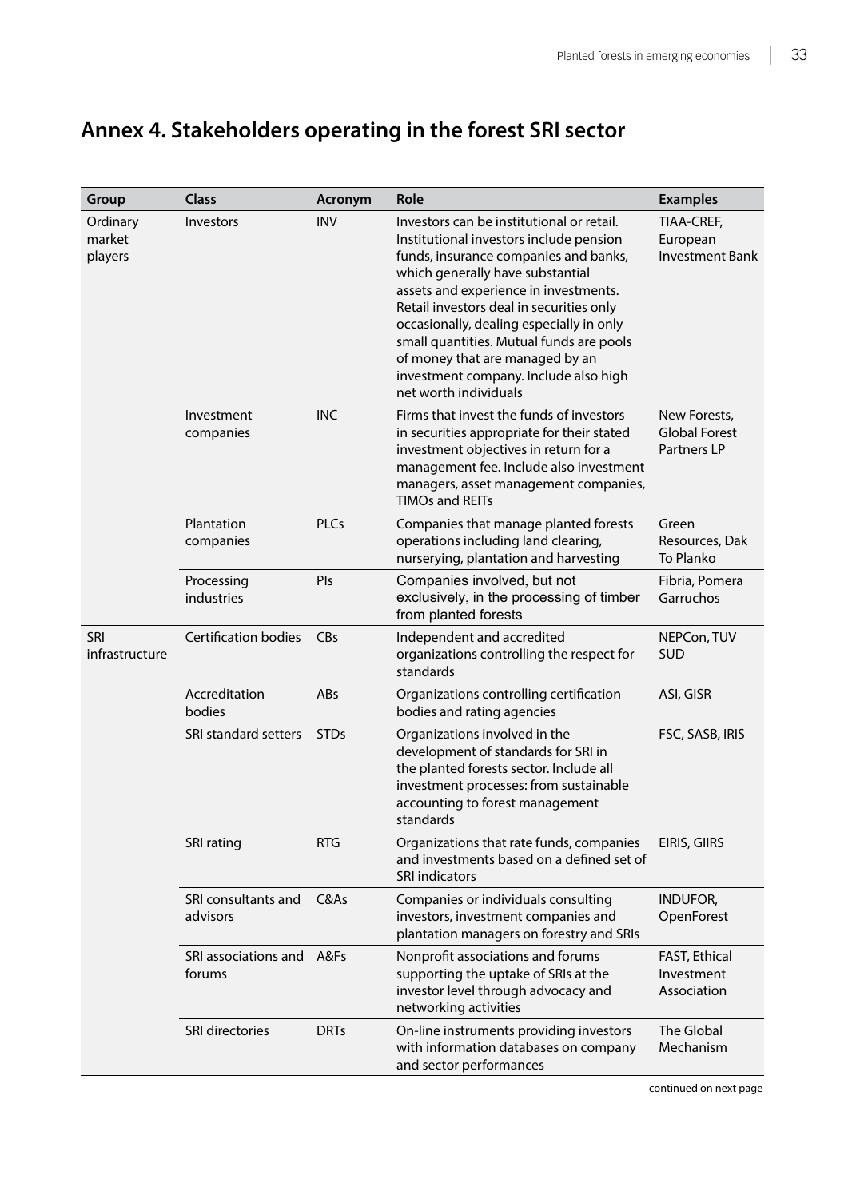## Annex 4. Stakeholders operating in the forest SRI sector

| Group | Class | Acronym | Role | Examples |
|---|---|---|---|---|
| Ordinary market players | Investors | INV | Investors can be institutional or retail. Institutional investors include pension funds, insurance companies and banks, which generally have substantial assets and experience in investments. Retail investors deal in securities only occasionally, dealing especially in only small quantities. Mutual funds are pools of money that are managed by an investment company. Include also high net worth individuals | TIAA-CREF, European Investment Bank |
| | Investment companies | INC | Firms that invest the funds of investors in securities appropriate for their stated investment objectives in return for a management fee. Include also investment managers, asset management companies, TIMOs and REITs | New Forests, Global Forest Partners LP |
| | Plantation companies | PLCs | Companies that manage planted forests operations including land clearing, nurserying, plantation and harvesting | Green Resources, Dak To Planko |
| | Processing industries | PIs | Companies involved, but not exclusively, in the processing of timber from planted forests | Fibria, Pomera Garruchos |
| SRI infrastructure | Certification bodies | CBs | Independent and accredited organizations controlling the respect for standards | NEPCon, TUV SUD |
| | Accreditation bodies | ABs | Organizations controlling certification bodies and rating agencies | ASI, GISR |
| | SRI standard setters | STDs | Organizations involved in the development of standards for SRI in the planted forests sector. Include all investment processes: from sustainable accounting to forest management standards | FSC, SASB, IRIS |
| | SRI rating | RTG | Organizations that rate funds, companies and investments based on a defined set of SRI indicators | EIRIS, GIIRS |
| | SRI consultants and advisors | C&As | Companies or individuals consulting investors, investment companies and plantation managers on forestry and SRIs | INDUFOR, OpenForest |
| | SRI associations and forums | A&Fs | Nonprofit associations and forums supporting the uptake of SRIs at the investor level through advocacy and networking activities | FAST, Ethical Investment Association |
| | SRI directories | DRTs | On-line instruments providing investors with information databases on company and sector performances | The Global Mechanism |

continued on next page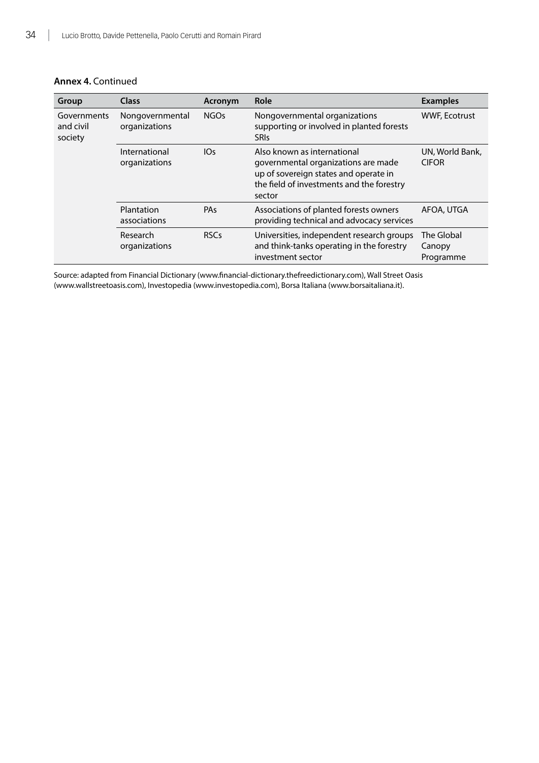**Annex 4.** Continued

| Group | Class | Acronym | Role | Examples |
|---|---|---|---|---|
| Governments and civil society | Nongovernmental organizations | NGOs | Nongovernmental organizations supporting or involved in planted forests SRIs | WWF, Ecotrust |
| | International organizations | IOs | Also known as international governmental organizations are made up of sovereign states and operate in the field of investments and the forestry sector | UN, World Bank, CIFOR |
| | Plantation associations | PAs | Associations of planted forests owners providing technical and advocacy services | AFOA, UTGA |
| | Research organizations | RSCs | Universities, independent research groups and think-tanks operating in the forestry investment sector | The Global Canopy Programme |

Source: adapted from Financial Dictionary (www.financial-dictionary.thefreedictionary.com), Wall Street Oasis (www.wallstreetoasis.com), Investopedia (www.investopedia.com), Borsa Italiana (www.borsaitaliana.it).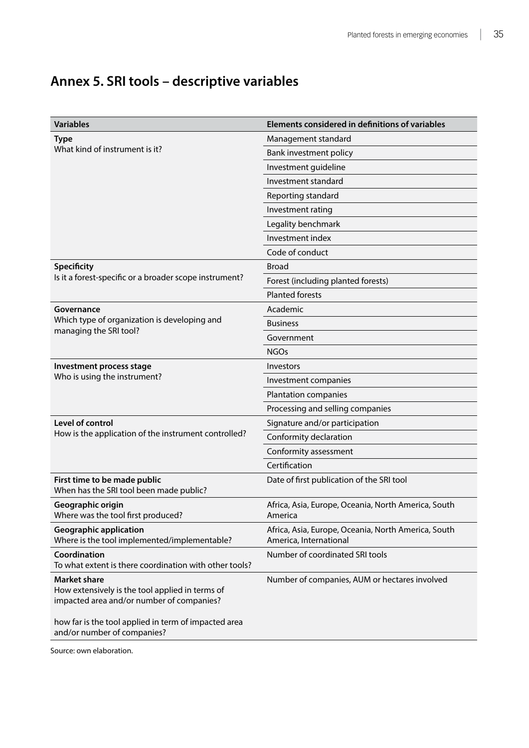## Annex 5. SRI tools – descriptive variables

| Variables | Elements considered in definitions of variables |
|---|---|
| **Type**<br>What kind of instrument is it? | Management standard |
| | Bank investment policy |
| | Investment guideline |
| | Investment standard |
| | Reporting standard |
| | Investment rating |
| | Legality benchmark |
| | Investment index |
| | Code of conduct |
| **Specificity**<br>Is it a forest-specific or a broader scope instrument? | Broad |
| | Forest (including planted forests) |
| | Planted forests |
| **Governance**<br>Which type of organization is developing and managing the SRI tool? | Academic |
| | Business |
| | Government |
| | NGOs |
| **Investment process stage**<br>Who is using the instrument? | Investors |
| | Investment companies |
| | Plantation companies |
| | Processing and selling companies |
| **Level of control**<br>How is the application of the instrument controlled? | Signature and/or participation |
| | Conformity declaration |
| | Conformity assessment |
| | Certification |
| **First time to be made public**<br>When has the SRI tool been made public? | Date of first publication of the SRI tool |
| **Geographic origin**<br>Where was the tool first produced? | Africa, Asia, Europe, Oceania, North America, South America |
| **Geographic application**<br>Where is the tool implemented/implementable? | Africa, Asia, Europe, Oceania, North America, South America, International |
| **Coordination**<br>To what extent is there coordination with other tools? | Number of coordinated SRI tools |
| **Market share**<br>How extensively is the tool applied in terms of impacted area and/or number of companies?<br><br>how far is the tool applied in term of impacted area and/or number of companies? | Number of companies, AUM or hectares involved |

Source: own elaboration.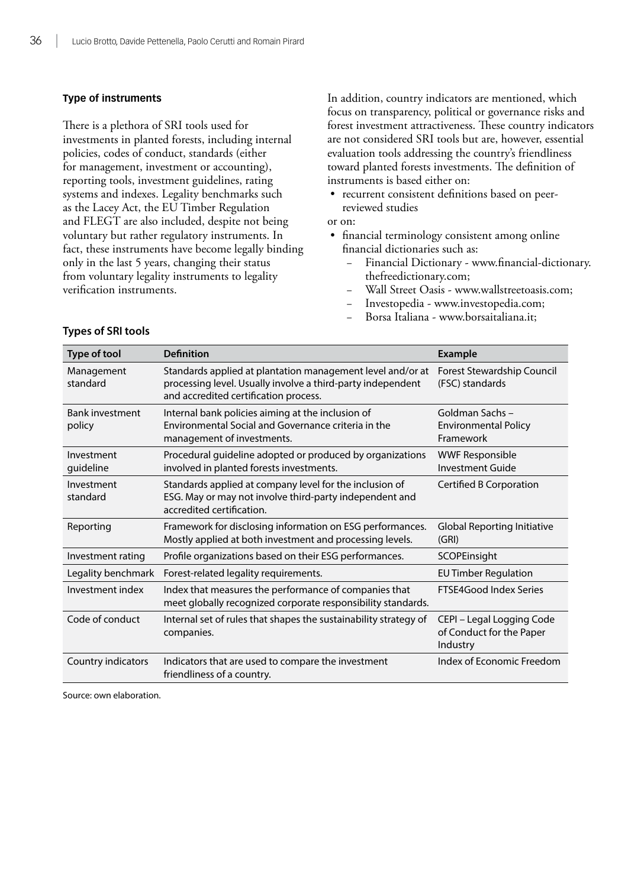### Type of instruments

There is a plethora of SRI tools used for investments in planted forests, including internal policies, codes of conduct, standards (either for management, investment or accounting), reporting tools, investment guidelines, rating systems and indexes. Legality benchmarks such as the Lacey Act, the EU Timber Regulation and FLEGT are also included, despite not being voluntary but rather regulatory instruments. In fact, these instruments have become legally binding only in the last 5 years, changing their status from voluntary legality instruments to legality verification instruments.

In addition, country indicators are mentioned, which focus on transparency, political or governance risks and forest investment attractiveness. These country indicators are not considered SRI tools but are, however, essential evaluation tools addressing the country's friendliness toward planted forests investments. The definition of instruments is based either on:

- recurrent consistent definitions based on peer-reviewed studies

or on:

- financial terminology consistent among online financial dictionaries such as:
  - Financial Dictionary - www.financial-dictionary.thefreedictionary.com;
  - Wall Street Oasis - www.wallstreetoasis.com;
  - Investopedia - www.investopedia.com;
  - Borsa Italiana - www.borsaitaliana.it;

### Types of SRI tools

| Type of tool | Definition | Example |
|---|---|---|
| Management standard | Standards applied at plantation management level and/or at processing level. Usually involve a third-party independent and accredited certification process. | Forest Stewardship Council (FSC) standards |
| Bank investment policy | Internal bank policies aiming at the inclusion of Environmental Social and Governance criteria in the management of investments. | Goldman Sachs – Environmental Policy Framework |
| Investment guideline | Procedural guideline adopted or produced by organizations involved in planted forests investments. | WWF Responsible Investment Guide |
| Investment standard | Standards applied at company level for the inclusion of ESG. May or may not involve third-party independent and accredited certification. | Certified B Corporation |
| Reporting | Framework for disclosing information on ESG performances. Mostly applied at both investment and processing levels. | Global Reporting Initiative (GRI) |
| Investment rating | Profile organizations based on their ESG performances. | SCOPEinsight |
| Legality benchmark | Forest-related legality requirements. | EU Timber Regulation |
| Investment index | Index that measures the performance of companies that meet globally recognized corporate responsibility standards. | FTSE4Good Index Series |
| Code of conduct | Internal set of rules that shapes the sustainability strategy of companies. | CEPI – Legal Logging Code of Conduct for the Paper Industry |
| Country indicators | Indicators that are used to compare the investment friendliness of a country. | Index of Economic Freedom |

Source: own elaboration.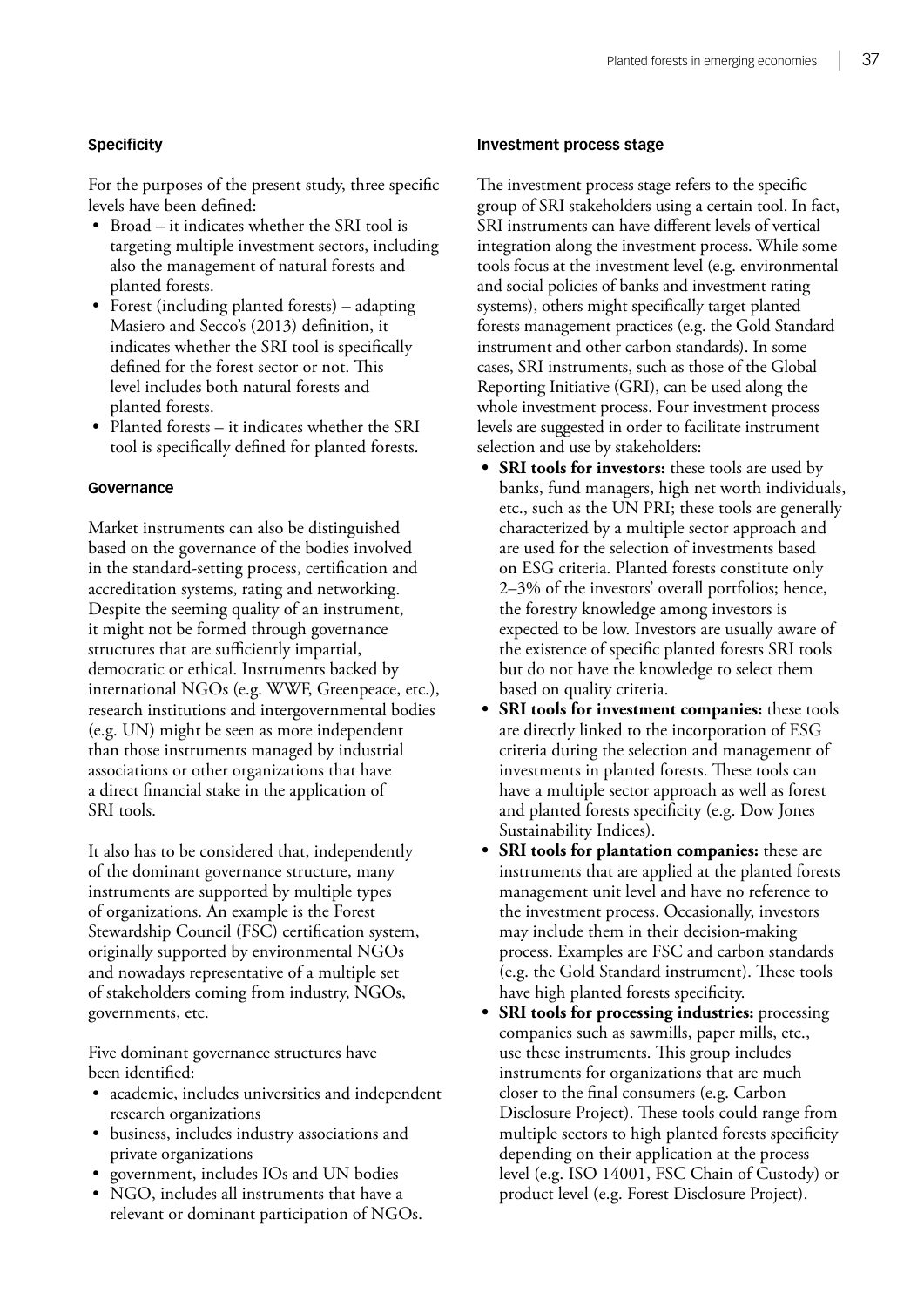### Specificity

For the purposes of the present study, three specific levels have been defined:

- Broad – it indicates whether the SRI tool is targeting multiple investment sectors, including also the management of natural forests and planted forests.
- Forest (including planted forests) – adapting Masiero and Secco's (2013) definition, it indicates whether the SRI tool is specifically defined for the forest sector or not. This level includes both natural forests and planted forests.
- Planted forests – it indicates whether the SRI tool is specifically defined for planted forests.

### Governance

Market instruments can also be distinguished based on the governance of the bodies involved in the standard-setting process, certification and accreditation systems, rating and networking. Despite the seeming quality of an instrument, it might not be formed through governance structures that are sufficiently impartial, democratic or ethical. Instruments backed by international NGOs (e.g. WWF, Greenpeace, etc.), research institutions and intergovernmental bodies (e.g. UN) might be seen as more independent than those instruments managed by industrial associations or other organizations that have a direct financial stake in the application of SRI tools.

It also has to be considered that, independently of the dominant governance structure, many instruments are supported by multiple types of organizations. An example is the Forest Stewardship Council (FSC) certification system, originally supported by environmental NGOs and nowadays representative of a multiple set of stakeholders coming from industry, NGOs, governments, etc.

Five dominant governance structures have been identified:

- academic, includes universities and independent research organizations
- business, includes industry associations and private organizations
- government, includes IOs and UN bodies
- NGO, includes all instruments that have a relevant or dominant participation of NGOs.

### Investment process stage

The investment process stage refers to the specific group of SRI stakeholders using a certain tool. In fact, SRI instruments can have different levels of vertical integration along the investment process. While some tools focus at the investment level (e.g. environmental and social policies of banks and investment rating systems), others might specifically target planted forests management practices (e.g. the Gold Standard instrument and other carbon standards). In some cases, SRI instruments, such as those of the Global Reporting Initiative (GRI), can be used along the whole investment process. Four investment process levels are suggested in order to facilitate instrument selection and use by stakeholders:

- **SRI tools for investors:** these tools are used by banks, fund managers, high net worth individuals, etc., such as the UN PRI; these tools are generally characterized by a multiple sector approach and are used for the selection of investments based on ESG criteria. Planted forests constitute only 2–3% of the investors' overall portfolios; hence, the forestry knowledge among investors is expected to be low. Investors are usually aware of the existence of specific planted forests SRI tools but do not have the knowledge to select them based on quality criteria.
- **SRI tools for investment companies:** these tools are directly linked to the incorporation of ESG criteria during the selection and management of investments in planted forests. These tools can have a multiple sector approach as well as forest and planted forests specificity (e.g. Dow Jones Sustainability Indices).
- **SRI tools for plantation companies:** these are instruments that are applied at the planted forests management unit level and have no reference to the investment process. Occasionally, investors may include them in their decision-making process. Examples are FSC and carbon standards (e.g. the Gold Standard instrument). These tools have high planted forests specificity.
- **SRI tools for processing industries:** processing companies such as sawmills, paper mills, etc., use these instruments. This group includes instruments for organizations that are much closer to the final consumers (e.g. Carbon Disclosure Project). These tools could range from multiple sectors to high planted forests specificity depending on their application at the process level (e.g. ISO 14001, FSC Chain of Custody) or product level (e.g. Forest Disclosure Project).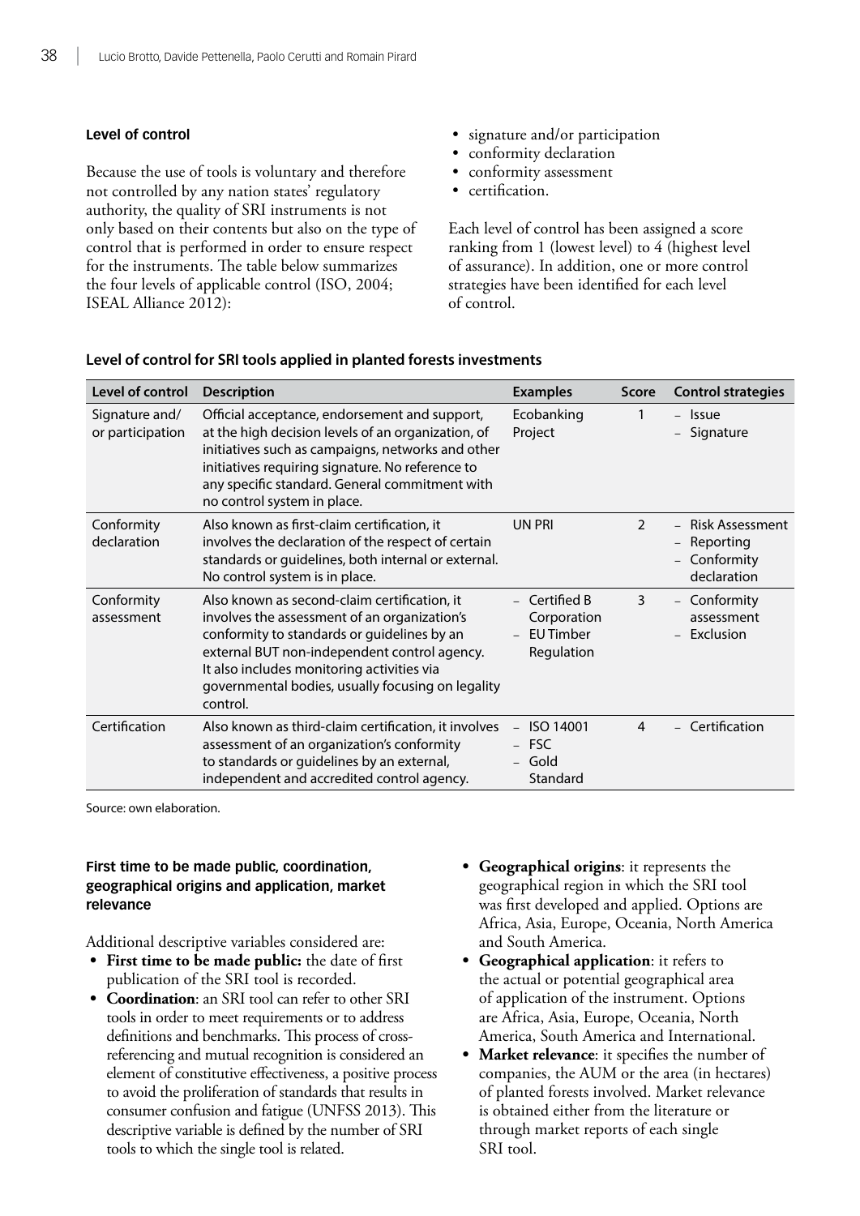### Level of control

Because the use of tools is voluntary and therefore not controlled by any nation states' regulatory authority, the quality of SRI instruments is not only based on their contents but also on the type of control that is performed in order to ensure respect for the instruments. The table below summarizes the four levels of applicable control (ISO, 2004; ISEAL Alliance 2012):

- signature and/or participation
- conformity declaration
- conformity assessment
- certification.

Each level of control has been assigned a score ranking from 1 (lowest level) to 4 (highest level of assurance). In addition, one or more control strategies have been identified for each level of control.

**Level of control for SRI tools applied in planted forests investments**

| Level of control | Description | Examples | Score | Control strategies |
|---|---|---|---|---|
| Signature and/ or participation | Official acceptance, endorsement and support, at the high decision levels of an organization, of initiatives such as campaigns, networks and other initiatives requiring signature. No reference to any specific standard. General commitment with no control system in place. | Ecobanking Project | 1 | – Issue<br>– Signature |
| Conformity declaration | Also known as first-claim certification, it involves the declaration of the respect of certain standards or guidelines, both internal or external. No control system is in place. | UN PRI | 2 | – Risk Assessment<br>– Reporting<br>– Conformity declaration |
| Conformity assessment | Also known as second-claim certification, it involves the assessment of an organization's conformity to standards or guidelines by an external BUT non-independent control agency. It also includes monitoring activities via governmental bodies, usually focusing on legality control. | – Certified B Corporation<br>– EU Timber Regulation | 3 | – Conformity assessment<br>– Exclusion |
| Certification | Also known as third-claim certification, it involves assessment of an organization's conformity to standards or guidelines by an external, independent and accredited control agency. | – ISO 14001<br>– FSC<br>– Gold Standard | 4 | – Certification |

Source: own elaboration.

### First time to be made public, coordination, geographical origins and application, market relevance

Additional descriptive variables considered are:

- **First time to be made public:** the date of first publication of the SRI tool is recorded.
- **Coordination**: an SRI tool can refer to other SRI tools in order to meet requirements or to address definitions and benchmarks. This process of cross-referencing and mutual recognition is considered an element of constitutive effectiveness, a positive process to avoid the proliferation of standards that results in consumer confusion and fatigue (UNFSS 2013). This descriptive variable is defined by the number of SRI tools to which the single tool is related.
- **Geographical origins**: it represents the geographical region in which the SRI tool was first developed and applied. Options are Africa, Asia, Europe, Oceania, North America and South America.
- **Geographical application**: it refers to the actual or potential geographical area of application of the instrument. Options are Africa, Asia, Europe, Oceania, North America, South America and International.
- **Market relevance**: it specifies the number of companies, the AUM or the area (in hectares) of planted forests involved. Market relevance is obtained either from the literature or through market reports of each single SRI tool.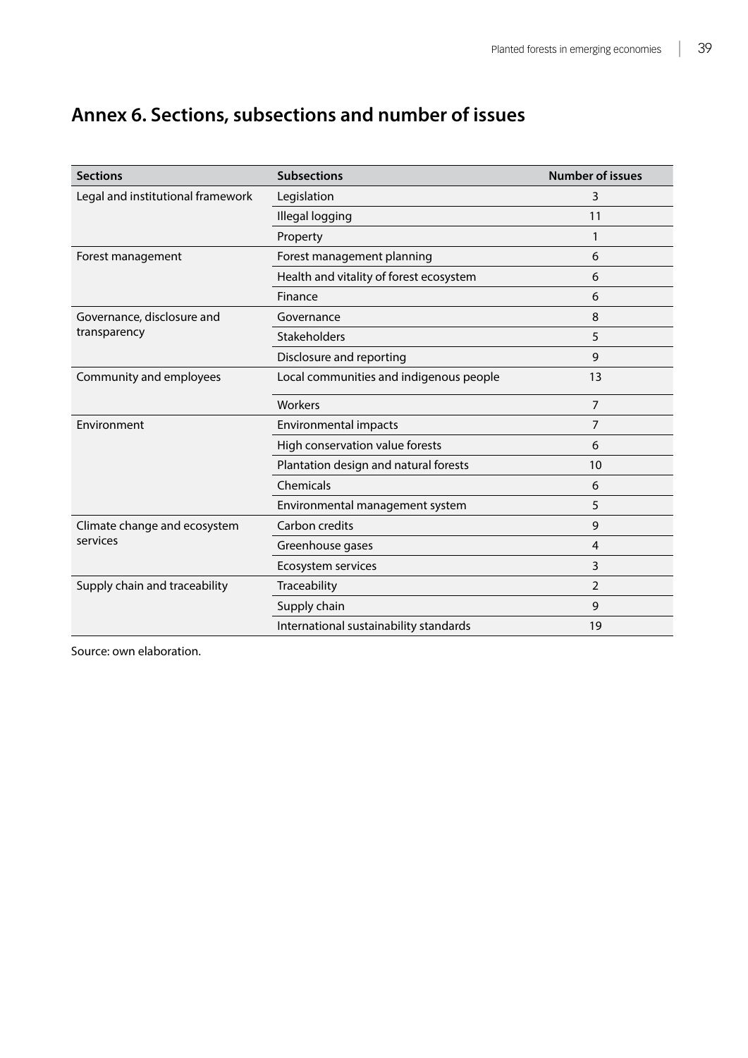## Annex 6. Sections, subsections and number of issues

| Sections | Subsections | Number of issues |
|---|---|---|
| Legal and institutional framework | Legislation | 3 |
| | Illegal logging | 11 |
| | Property | 1 |
| Forest management | Forest management planning | 6 |
| | Health and vitality of forest ecosystem | 6 |
| | Finance | 6 |
| Governance, disclosure and transparency | Governance | 8 |
| | Stakeholders | 5 |
| | Disclosure and reporting | 9 |
| Community and employees | Local communities and indigenous people | 13 |
| | Workers | 7 |
| Environment | Environmental impacts | 7 |
| | High conservation value forests | 6 |
| | Plantation design and natural forests | 10 |
| | Chemicals | 6 |
| | Environmental management system | 5 |
| Climate change and ecosystem services | Carbon credits | 9 |
| | Greenhouse gases | 4 |
| | Ecosystem services | 3 |
| Supply chain and traceability | Traceability | 2 |
| | Supply chain | 9 |
| | International sustainability standards | 19 |

Source: own elaboration.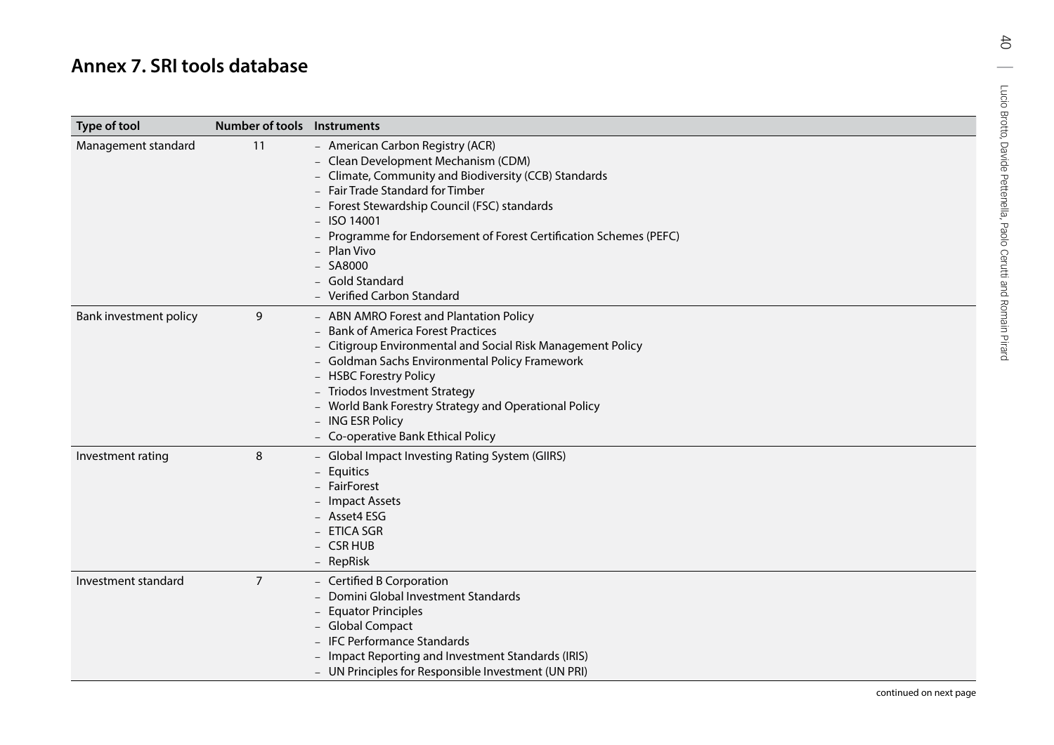# Annex 7. SRI tools database

| Type of tool | Number of tools | Instruments |
|---|---|---|
| Management standard | 11 | – American Carbon Registry (ACR)<br>– Clean Development Mechanism (CDM)<br>– Climate, Community and Biodiversity (CCB) Standards<br>– Fair Trade Standard for Timber<br>– Forest Stewardship Council (FSC) standards<br>– ISO 14001<br>– Programme for Endorsement of Forest Certification Schemes (PEFC)<br>– Plan Vivo<br>– SA8000<br>– Gold Standard<br>– Verified Carbon Standard |
| Bank investment policy | 9 | – ABN AMRO Forest and Plantation Policy<br>– Bank of America Forest Practices<br>– Citigroup Environmental and Social Risk Management Policy<br>– Goldman Sachs Environmental Policy Framework<br>– HSBC Forestry Policy<br>– Triodos Investment Strategy<br>– World Bank Forestry Strategy and Operational Policy<br>– ING ESR Policy<br>– Co-operative Bank Ethical Policy |
| Investment rating | 8 | – Global Impact Investing Rating System (GIIRS)<br>– Equitics<br>– FairForest<br>– Impact Assets<br>– Asset4 ESG<br>– ETICA SGR<br>– CSR HUB<br>– RepRisk |
| Investment standard | 7 | – Certified B Corporation<br>– Domini Global Investment Standards<br>– Equator Principles<br>– Global Compact<br>– IFC Performance Standards<br>– Impact Reporting and Investment Standards (IRIS)<br>– UN Principles for Responsible Investment (UN PRI) |

continued on next page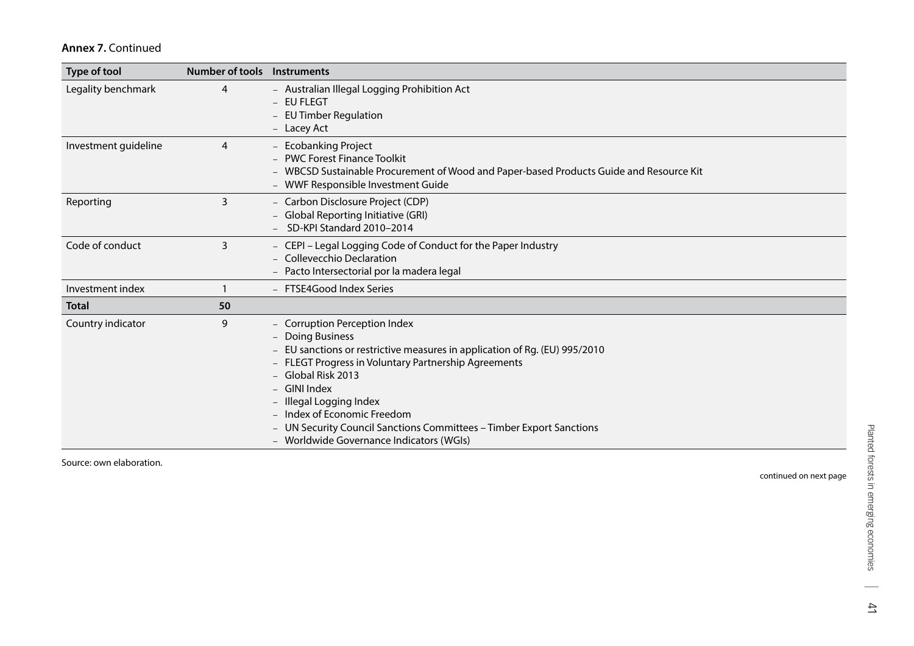**Annex 7.** Continued

| Type of tool | Number of tools | Instruments |
|---|---|---|
| Legality benchmark | 4 | – Australian Illegal Logging Prohibition Act<br>– EU FLEGT<br>– EU Timber Regulation<br>– Lacey Act |
| Investment guideline | 4 | – Ecobanking Project<br>– PWC Forest Finance Toolkit<br>– WBCSD Sustainable Procurement of Wood and Paper-based Products Guide and Resource Kit<br>– WWF Responsible Investment Guide |
| Reporting | 3 | – Carbon Disclosure Project (CDP)<br>– Global Reporting Initiative (GRI)<br>– SD-KPI Standard 2010–2014 |
| Code of conduct | 3 | – CEPI – Legal Logging Code of Conduct for the Paper Industry<br>– Collevecchio Declaration<br>– Pacto Intersectorial por la madera legal |
| Investment index | 1 | – FTSE4Good Index Series |
| **Total** | **50** | |
| Country indicator | 9 | – Corruption Perception Index<br>– Doing Business<br>– EU sanctions or restrictive measures in application of Rg. (EU) 995/2010<br>– FLEGT Progress in Voluntary Partnership Agreements<br>– Global Risk 2013<br>– GINI Index<br>– Illegal Logging Index<br>– Index of Economic Freedom<br>– UN Security Council Sanctions Committees – Timber Export Sanctions<br>– Worldwide Governance Indicators (WGIs) |

Source: own elaboration.

continued on next page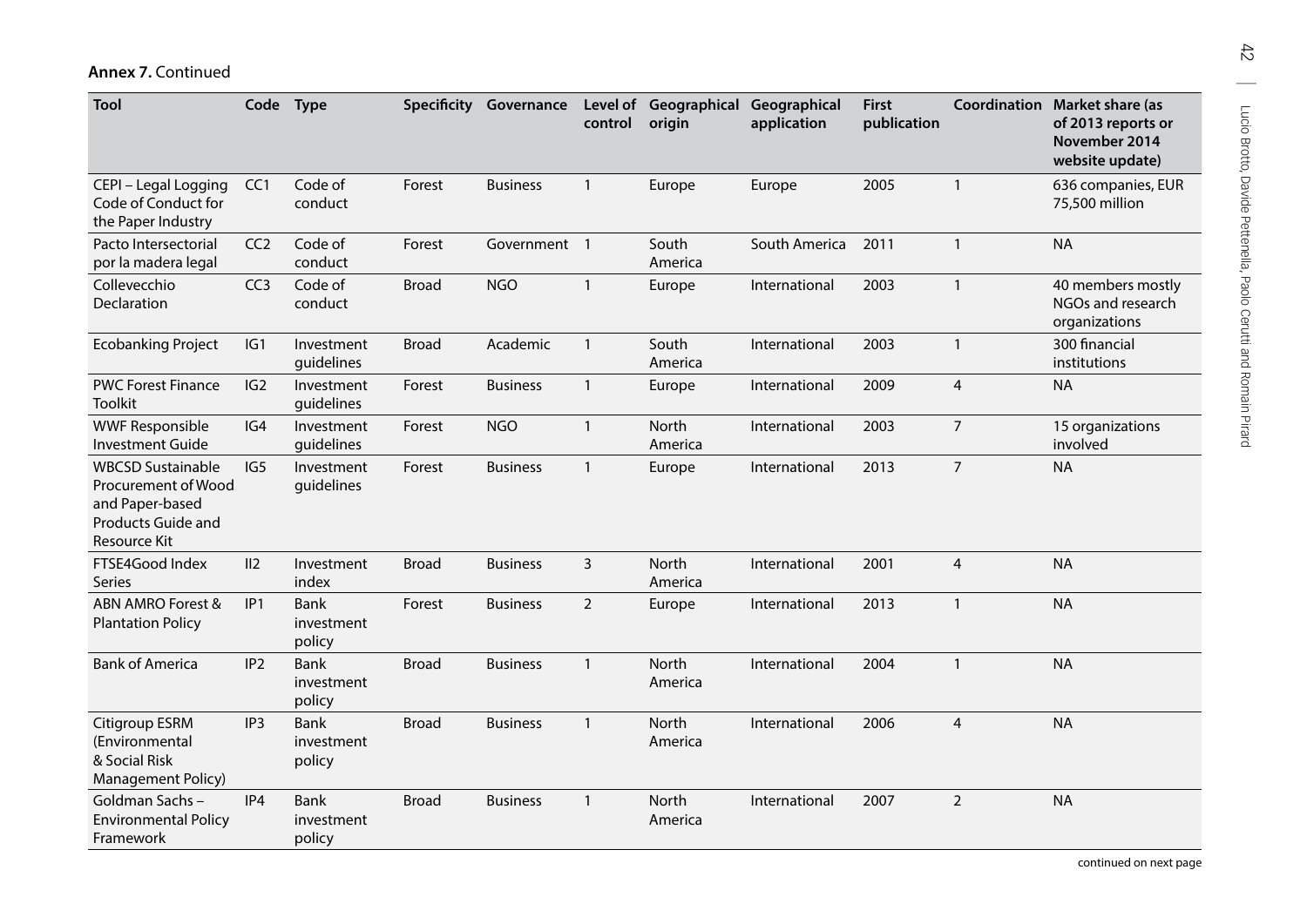**Annex 7.** Continued

| Tool | Code | Type | Specificity | Governance | Level of control | Geographical origin | Geographical application | First publication | Coordination | Market share (as of 2013 reports or November 2014 website update) |
|---|---|---|---|---|---|---|---|---|---|---|
| CEPI – Legal Logging Code of Conduct for the Paper Industry | CC1 | Code of conduct | Forest | Business | 1 | Europe | Europe | 2005 | 1 | 636 companies, EUR 75,500 million |
| Pacto Intersectorial por la madera legal | CC2 | Code of conduct | Forest | Government | 1 | South America | South America | 2011 | 1 | NA |
| Collevecchio Declaration | CC3 | Code of conduct | Broad | NGO | 1 | Europe | International | 2003 | 1 | 40 members mostly NGOs and research organizations |
| Ecobanking Project | IG1 | Investment guidelines | Broad | Academic | 1 | South America | International | 2003 | 1 | 300 financial institutions |
| PWC Forest Finance Toolkit | IG2 | Investment guidelines | Forest | Business | 1 | Europe | International | 2009 | 4 | NA |
| WWF Responsible Investment Guide | IG4 | Investment guidelines | Forest | NGO | 1 | North America | International | 2003 | 7 | 15 organizations involved |
| WBCSD Sustainable Procurement of Wood and Paper-based Products Guide and Resource Kit | IG5 | Investment guidelines | Forest | Business | 1 | Europe | International | 2013 | 7 | NA |
| FTSE4Good Index Series | II2 | Investment index | Broad | Business | 3 | North America | International | 2001 | 4 | NA |
| ABN AMRO Forest & Plantation Policy | IP1 | Bank investment policy | Forest | Business | 2 | Europe | International | 2013 | 1 | NA |
| Bank of America | IP2 | Bank investment policy | Broad | Business | 1 | North America | International | 2004 | 1 | NA |
| Citigroup ESRM (Environmental & Social Risk Management Policy) | IP3 | Bank investment policy | Broad | Business | 1 | North America | International | 2006 | 4 | NA |
| Goldman Sachs – Environmental Policy Framework | IP4 | Bank investment policy | Broad | Business | 1 | North America | International | 2007 | 2 | NA |

continued on next page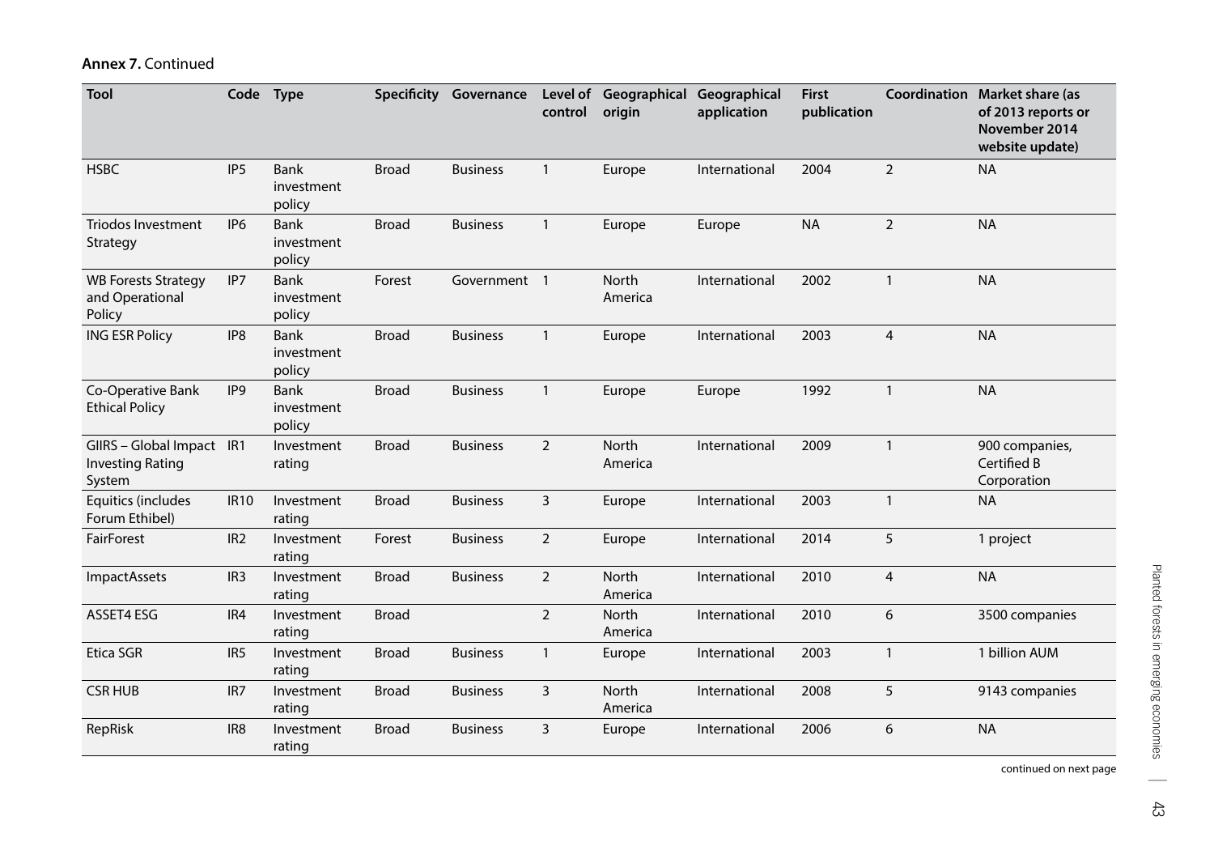**Annex 7.** Continued

| Tool | Code | Type | Specificity | Governance | Level of control | Geographical origin | Geographical application | First publication | Coordination | Market share (as of 2013 reports or November 2014 website update) |
|---|---|---|---|---|---|---|---|---|---|---|
| HSBC | IP5 | Bank investment policy | Broad | Business | 1 | Europe | International | 2004 | 2 | NA |
| Triodos Investment Strategy | IP6 | Bank investment policy | Broad | Business | 1 | Europe | Europe | NA | 2 | NA |
| WB Forests Strategy and Operational Policy | IP7 | Bank investment policy | Forest | Government | 1 | North America | International | 2002 | 1 | NA |
| ING ESR Policy | IP8 | Bank investment policy | Broad | Business | 1 | Europe | International | 2003 | 4 | NA |
| Co-Operative Bank Ethical Policy | IP9 | Bank investment policy | Broad | Business | 1 | Europe | Europe | 1992 | 1 | NA |
| GIIRS – Global Impact Investing Rating System | IR1 | Investment rating | Broad | Business | 2 | North America | International | 2009 | 1 | 900 companies, Certified B Corporation |
| Equitics (includes Forum Ethibel) | IR10 | Investment rating | Broad | Business | 3 | Europe | International | 2003 | 1 | NA |
| FairForest | IR2 | Investment rating | Forest | Business | 2 | Europe | International | 2014 | 5 | 1 project |
| ImpactAssets | IR3 | Investment rating | Broad | Business | 2 | North America | International | 2010 | 4 | NA |
| ASSET4 ESG | IR4 | Investment rating | Broad | | 2 | North America | International | 2010 | 6 | 3500 companies |
| Etica SGR | IR5 | Investment rating | Broad | Business | 1 | Europe | International | 2003 | 1 | 1 billion AUM |
| CSR HUB | IR7 | Investment rating | Broad | Business | 3 | North America | International | 2008 | 5 | 9143 companies |
| RepRisk | IR8 | Investment rating | Broad | Business | 3 | Europe | International | 2006 | 6 | NA |

continued on next page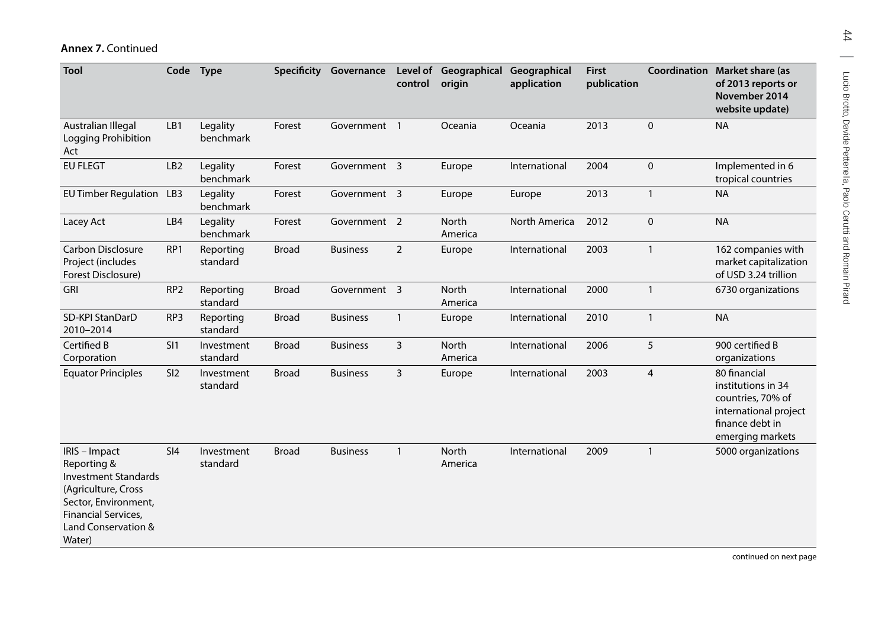**Annex 7.** Continued

| Tool | Code | Type | Specificity | Governance | Level of control | Geographical origin | Geographical application | First publication | Coordination | Market share (as of 2013 reports or November 2014 website update) |
|---|---|---|---|---|---|---|---|---|---|---|
| Australian Illegal Logging Prohibition Act | LB1 | Legality benchmark | Forest | Government | 1 | Oceania | Oceania | 2013 | 0 | NA |
| EU FLEGT | LB2 | Legality benchmark | Forest | Government | 3 | Europe | International | 2004 | 0 | Implemented in 6 tropical countries |
| EU Timber Regulation | LB3 | Legality benchmark | Forest | Government | 3 | Europe | Europe | 2013 | 1 | NA |
| Lacey Act | LB4 | Legality benchmark | Forest | Government | 2 | North America | North America | 2012 | 0 | NA |
| Carbon Disclosure Project (includes Forest Disclosure) | RP1 | Reporting standard | Broad | Business | 2 | Europe | International | 2003 | 1 | 162 companies with market capitalization of USD 3.24 trillion |
| GRI | RP2 | Reporting standard | Broad | Government | 3 | North America | International | 2000 | 1 | 6730 organizations |
| SD-KPI StanDarD 2010–2014 | RP3 | Reporting standard | Broad | Business | 1 | Europe | International | 2010 | 1 | NA |
| Certified B Corporation | SI1 | Investment standard | Broad | Business | 3 | North America | International | 2006 | 5 | 900 certified B organizations |
| Equator Principles | SI2 | Investment standard | Broad | Business | 3 | Europe | International | 2003 | 4 | 80 financial institutions in 34 countries, 70% of international project finance debt in emerging markets |
| IRIS – Impact Reporting & Investment Standards (Agriculture, Cross Sector, Environment, Financial Services, Land Conservation & Water) | SI4 | Investment standard | Broad | Business | 1 | North America | International | 2009 | 1 | 5000 organizations |

continued on next page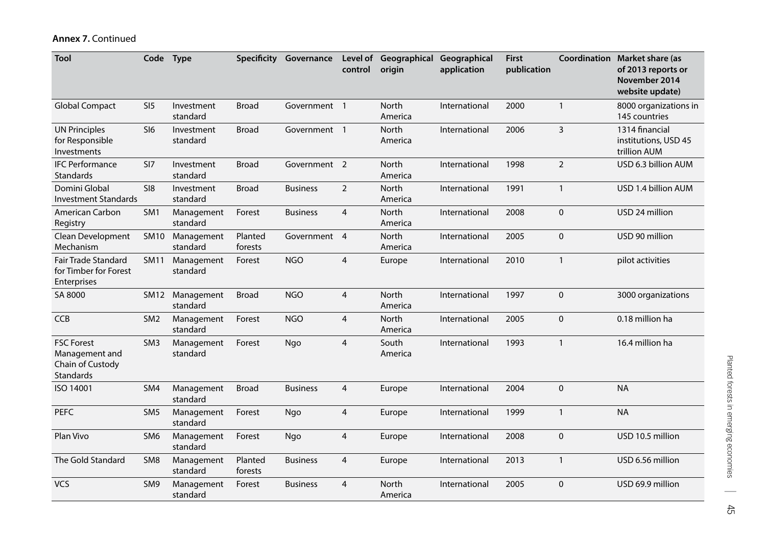**Annex 7.** Continued

| Tool | Code | Type | Specificity | Governance | Level of control | Geographical origin | Geographical application | First publication | Coordination | Market share (as of 2013 reports or November 2014 website update) |
|---|---|---|---|---|---|---|---|---|---|---|
| Global Compact | SI5 | Investment standard | Broad | Government | 1 | North America | International | 2000 | 1 | 8000 organizations in 145 countries |
| UN Principles for Responsible Investments | SI6 | Investment standard | Broad | Government | 1 | North America | International | 2006 | 3 | 1314 financial institutions, USD 45 trillion AUM |
| IFC Performance Standards | SI7 | Investment standard | Broad | Government | 2 | North America | International | 1998 | 2 | USD 6.3 billion AUM |
| Domini Global Investment Standards | SI8 | Investment standard | Broad | Business | 2 | North America | International | 1991 | 1 | USD 1.4 billion AUM |
| American Carbon Registry | SM1 | Management standard | Forest | Business | 4 | North America | International | 2008 | 0 | USD 24 million |
| Clean Development Mechanism | SM10 | Management standard | Planted forests | Government | 4 | North America | International | 2005 | 0 | USD 90 million |
| Fair Trade Standard for Timber for Forest Enterprises | SM11 | Management standard | Forest | NGO | 4 | Europe | International | 2010 | 1 | pilot activities |
| SA 8000 | SM12 | Management standard | Broad | NGO | 4 | North America | International | 1997 | 0 | 3000 organizations |
| CCB | SM2 | Management standard | Forest | NGO | 4 | North America | International | 2005 | 0 | 0.18 million ha |
| FSC Forest Management and Chain of Custody Standards | SM3 | Management standard | Forest | Ngo | 4 | South America | International | 1993 | 1 | 16.4 million ha |
| ISO 14001 | SM4 | Management standard | Broad | Business | 4 | Europe | International | 2004 | 0 | NA |
| PEFC | SM5 | Management standard | Forest | Ngo | 4 | Europe | International | 1999 | 1 | NA |
| Plan Vivo | SM6 | Management standard | Forest | Ngo | 4 | Europe | International | 2008 | 0 | USD 10.5 million |
| The Gold Standard | SM8 | Management standard | Planted forests | Business | 4 | Europe | International | 2013 | 1 | USD 6.56 million |
| VCS | SM9 | Management standard | Forest | Business | 4 | North America | International | 2005 | 0 | USD 69.9 million |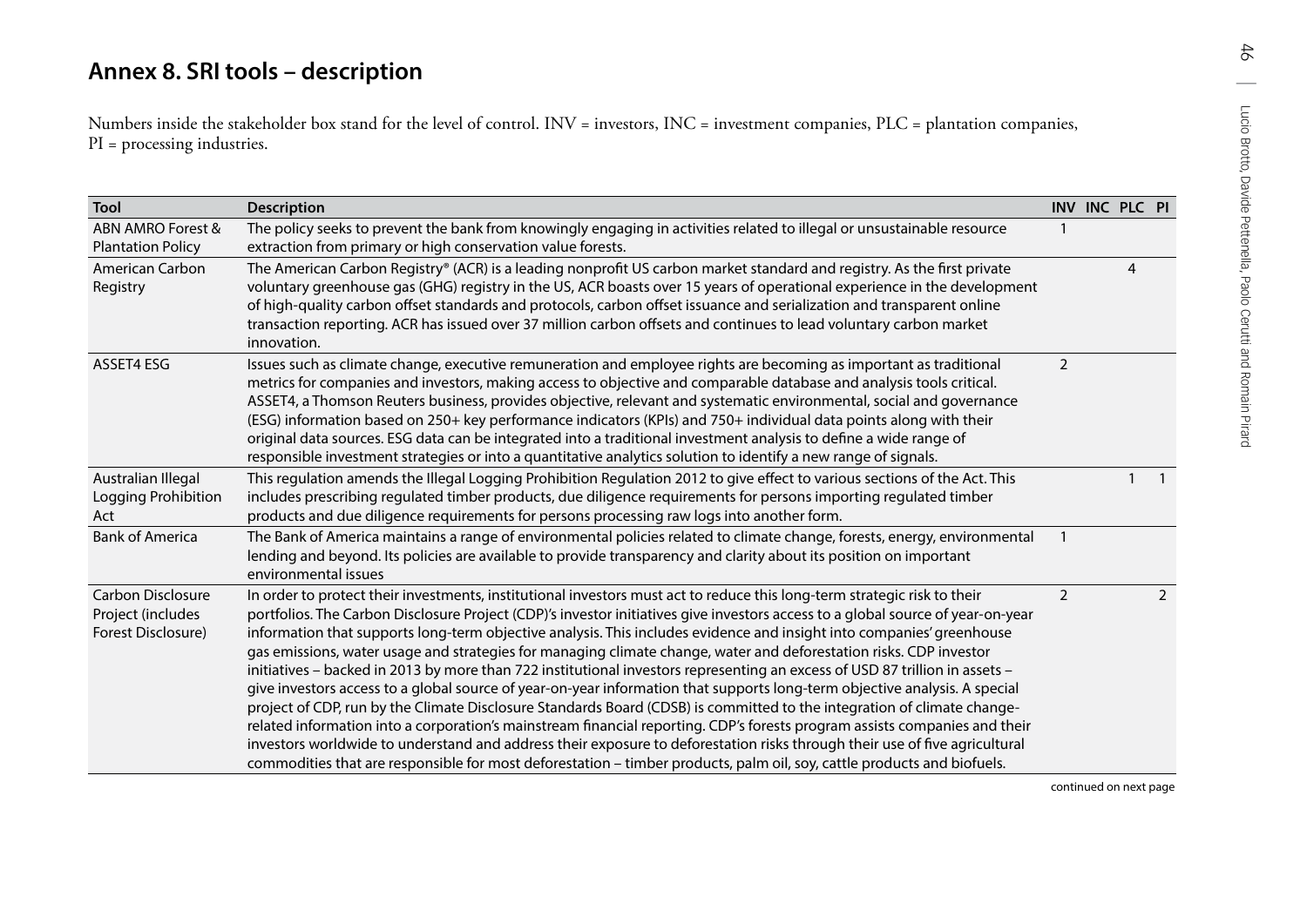## Annex 8. SRI tools – description

Numbers inside the stakeholder box stand for the level of control. INV = investors, INC = investment companies, PLC = plantation companies, PI = processing industries.

| Tool | Description | INV | INC | PLC | PI |
|---|---|---|---|---|---|
| ABN AMRO Forest & Plantation Policy | The policy seeks to prevent the bank from knowingly engaging in activities related to illegal or unsustainable resource extraction from primary or high conservation value forests. | 1 | | | |
| American Carbon Registry | The American Carbon Registry® (ACR) is a leading nonprofit US carbon market standard and registry. As the first private voluntary greenhouse gas (GHG) registry in the US, ACR boasts over 15 years of operational experience in the development of high-quality carbon offset standards and protocols, carbon offset issuance and serialization and transparent online transaction reporting. ACR has issued over 37 million carbon offsets and continues to lead voluntary carbon market innovation. | | | 4 | |
| ASSET4 ESG | Issues such as climate change, executive remuneration and employee rights are becoming as important as traditional metrics for companies and investors, making access to objective and comparable database and analysis tools critical. ASSET4, a Thomson Reuters business, provides objective, relevant and systematic environmental, social and governance (ESG) information based on 250+ key performance indicators (KPIs) and 750+ individual data points along with their original data sources. ESG data can be integrated into a traditional investment analysis to define a wide range of responsible investment strategies or into a quantitative analytics solution to identify a new range of signals. | 2 | | | |
| Australian Illegal Logging Prohibition Act | This regulation amends the Illegal Logging Prohibition Regulation 2012 to give effect to various sections of the Act. This includes prescribing regulated timber products, due diligence requirements for persons importing regulated timber products and due diligence requirements for persons processing raw logs into another form. | | | 1 | 1 |
| Bank of America | The Bank of America maintains a range of environmental policies related to climate change, forests, energy, environmental lending and beyond. Its policies are available to provide transparency and clarity about its position on important environmental issues | 1 | | | |
| Carbon Disclosure Project (includes Forest Disclosure) | In order to protect their investments, institutional investors must act to reduce this long-term strategic risk to their portfolios. The Carbon Disclosure Project (CDP)'s investor initiatives give investors access to a global source of year-on-year information that supports long-term objective analysis. This includes evidence and insight into companies' greenhouse gas emissions, water usage and strategies for managing climate change, water and deforestation risks. CDP investor initiatives – backed in 2013 by more than 722 institutional investors representing an excess of USD 87 trillion in assets – give investors access to a global source of year-on-year information that supports long-term objective analysis. A special project of CDP, run by the Climate Disclosure Standards Board (CDSB) is committed to the integration of climate change-related information into a corporation's mainstream financial reporting. CDP's forests program assists companies and their investors worldwide to understand and address their exposure to deforestation risks through their use of five agricultural commodities that are responsible for most deforestation – timber products, palm oil, soy, cattle products and biofuels. | 2 | | | 2 |

continued on next page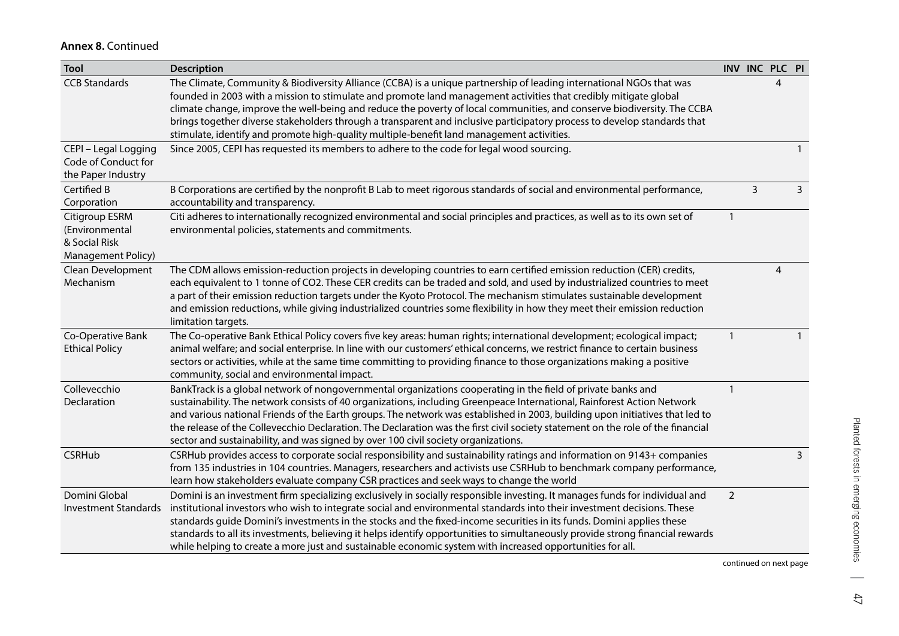**Annex 8.** Continued

| Tool | Description | INV | INC | PLC | PI |
|---|---|---|---|---|---|
| CCB Standards | The Climate, Community & Biodiversity Alliance (CCBA) is a unique partnership of leading international NGOs that was founded in 2003 with a mission to stimulate and promote land management activities that credibly mitigate global climate change, improve the well-being and reduce the poverty of local communities, and conserve biodiversity. The CCBA brings together diverse stakeholders through a transparent and inclusive participatory process to develop standards that stimulate, identify and promote high-quality multiple-benefit land management activities. | | | 4 | |
| CEPI – Legal Logging Code of Conduct for the Paper Industry | Since 2005, CEPI has requested its members to adhere to the code for legal wood sourcing. | | | | 1 |
| Certified B Corporation | B Corporations are certified by the nonprofit B Lab to meet rigorous standards of social and environmental performance, accountability and transparency. | | 3 | | 3 |
| Citigroup ESRM (Environmental & Social Risk Management Policy) | Citi adheres to internationally recognized environmental and social principles and practices, as well as to its own set of environmental policies, statements and commitments. | 1 | | | |
| Clean Development Mechanism | The CDM allows emission-reduction projects in developing countries to earn certified emission reduction (CER) credits, each equivalent to 1 tonne of $CO_2$. These CER credits can be traded and sold, and used by industrialized countries to meet a part of their emission reduction targets under the Kyoto Protocol. The mechanism stimulates sustainable development and emission reductions, while giving industrialized countries some flexibility in how they meet their emission reduction limitation targets. | | | 4 | |
| Co-Operative Bank Ethical Policy | The Co-operative Bank Ethical Policy covers five key areas: human rights; international development; ecological impact; animal welfare; and social enterprise. In line with our customers' ethical concerns, we restrict finance to certain business sectors or activities, while at the same time committing to providing finance to those organizations making a positive community, social and environmental impact. | 1 | | | 1 |
| Collevecchio Declaration | BankTrack is a global network of nongovernmental organizations cooperating in the field of private banks and sustainability. The network consists of 40 organizations, including Greenpeace International, Rainforest Action Network and various national Friends of the Earth groups. The network was established in 2003, building upon initiatives that led to the release of the Collevecchio Declaration. The Declaration was the first civil society statement on the role of the financial sector and sustainability, and was signed by over 100 civil society organizations. | 1 | | | |
| CSRHub | CSRHub provides access to corporate social responsibility and sustainability ratings and information on 9143+ companies from 135 industries in 104 countries. Managers, researchers and activists use CSRHub to benchmark company performance, learn how stakeholders evaluate company CSR practices and seek ways to change the world | | | | 3 |
| Domini Global Investment Standards | Domini is an investment firm specializing exclusively in socially responsible investing. It manages funds for individual and institutional investors who wish to integrate social and environmental standards into their investment decisions. These standards guide Domini's investments in the stocks and the fixed-income securities in its funds. Domini applies these standards to all its investments, believing it helps identify opportunities to simultaneously provide strong financial rewards while helping to create a more just and sustainable economic system with increased opportunities for all. | 2 | | | |

continued on next page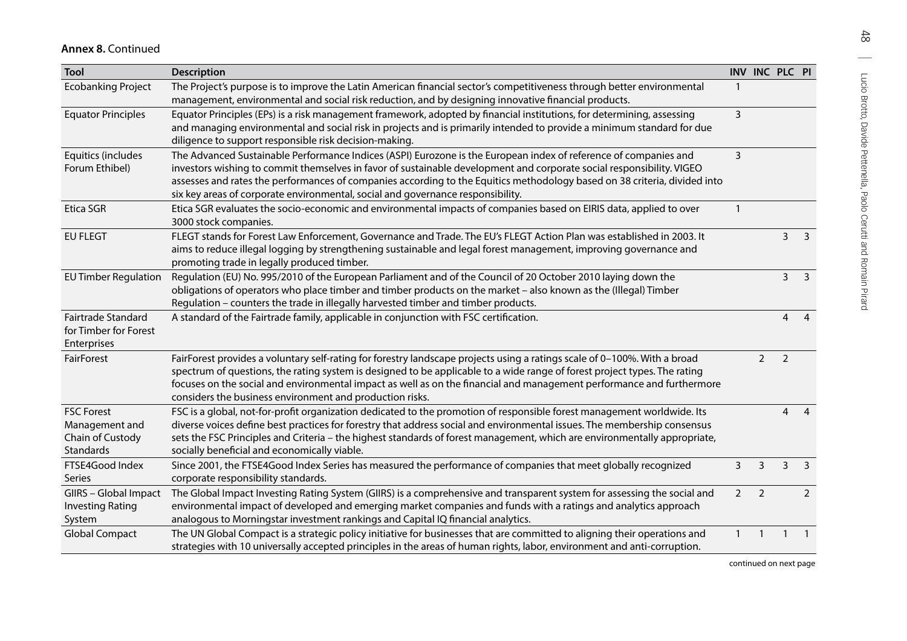**Annex 8.** Continued

| Tool | Description | INV | INC | PLC | PI |
|---|---|---|---|---|---|
| Ecobanking Project | The Project's purpose is to improve the Latin American financial sector's competitiveness through better environmental management, environmental and social risk reduction, and by designing innovative financial products. | 1 | | | |
| Equator Principles | Equator Principles (EPs) is a risk management framework, adopted by financial institutions, for determining, assessing and managing environmental and social risk in projects and is primarily intended to provide a minimum standard for due diligence to support responsible risk decision-making. | 3 | | | |
| Equitics (includes Forum Ethibel) | The Advanced Sustainable Performance Indices (ASPI) Eurozone is the European index of reference of companies and investors wishing to commit themselves in favor of sustainable development and corporate social responsibility. VIGEO assesses and rates the performances of companies according to the Equitics methodology based on 38 criteria, divided into six key areas of corporate environmental, social and governance responsibility. | 3 | | | |
| Etica SGR | Etica SGR evaluates the socio-economic and environmental impacts of companies based on EIRIS data, applied to over 3000 stock companies. | 1 | | | |
| EU FLEGT | FLEGT stands for Forest Law Enforcement, Governance and Trade. The EU's FLEGT Action Plan was established in 2003. It aims to reduce illegal logging by strengthening sustainable and legal forest management, improving governance and promoting trade in legally produced timber. | | | 3 | 3 |
| EU Timber Regulation | Regulation (EU) No. 995/2010 of the European Parliament and of the Council of 20 October 2010 laying down the obligations of operators who place timber and timber products on the market – also known as the (Illegal) Timber Regulation – counters the trade in illegally harvested timber and timber products. | | | 3 | 3 |
| Fairtrade Standard for Timber for Forest Enterprises | A standard of the Fairtrade family, applicable in conjunction with FSC certification. | | | 4 | 4 |
| FairForest | FairForest provides a voluntary self-rating for forestry landscape projects using a ratings scale of 0–100%. With a broad spectrum of questions, the rating system is designed to be applicable to a wide range of forest project types. The rating focuses on the social and environmental impact as well as on the financial and management performance and furthermore considers the business environment and production risks. | | 2 | 2 | |
| FSC Forest Management and Chain of Custody Standards | FSC is a global, not-for-profit organization dedicated to the promotion of responsible forest management worldwide. Its diverse voices define best practices for forestry that address social and environmental issues. The membership consensus sets the FSC Principles and Criteria – the highest standards of forest management, which are environmentally appropriate, socially beneficial and economically viable. | | | 4 | 4 |
| FTSE4Good Index Series | Since 2001, the FTSE4Good Index Series has measured the performance of companies that meet globally recognized corporate responsibility standards. | 3 | 3 | 3 | 3 |
| GIIRS – Global Impact Investing Rating System | The Global Impact Investing Rating System (GIIRS) is a comprehensive and transparent system for assessing the social and environmental impact of developed and emerging market companies and funds with a ratings and analytics approach analogous to Morningstar investment rankings and Capital IQ financial analytics. | 2 | 2 | | 2 |
| Global Compact | The UN Global Compact is a strategic policy initiative for businesses that are committed to aligning their operations and strategies with 10 universally accepted principles in the areas of human rights, labor, environment and anti-corruption. | 1 | 1 | 1 | 1 |

continued on next page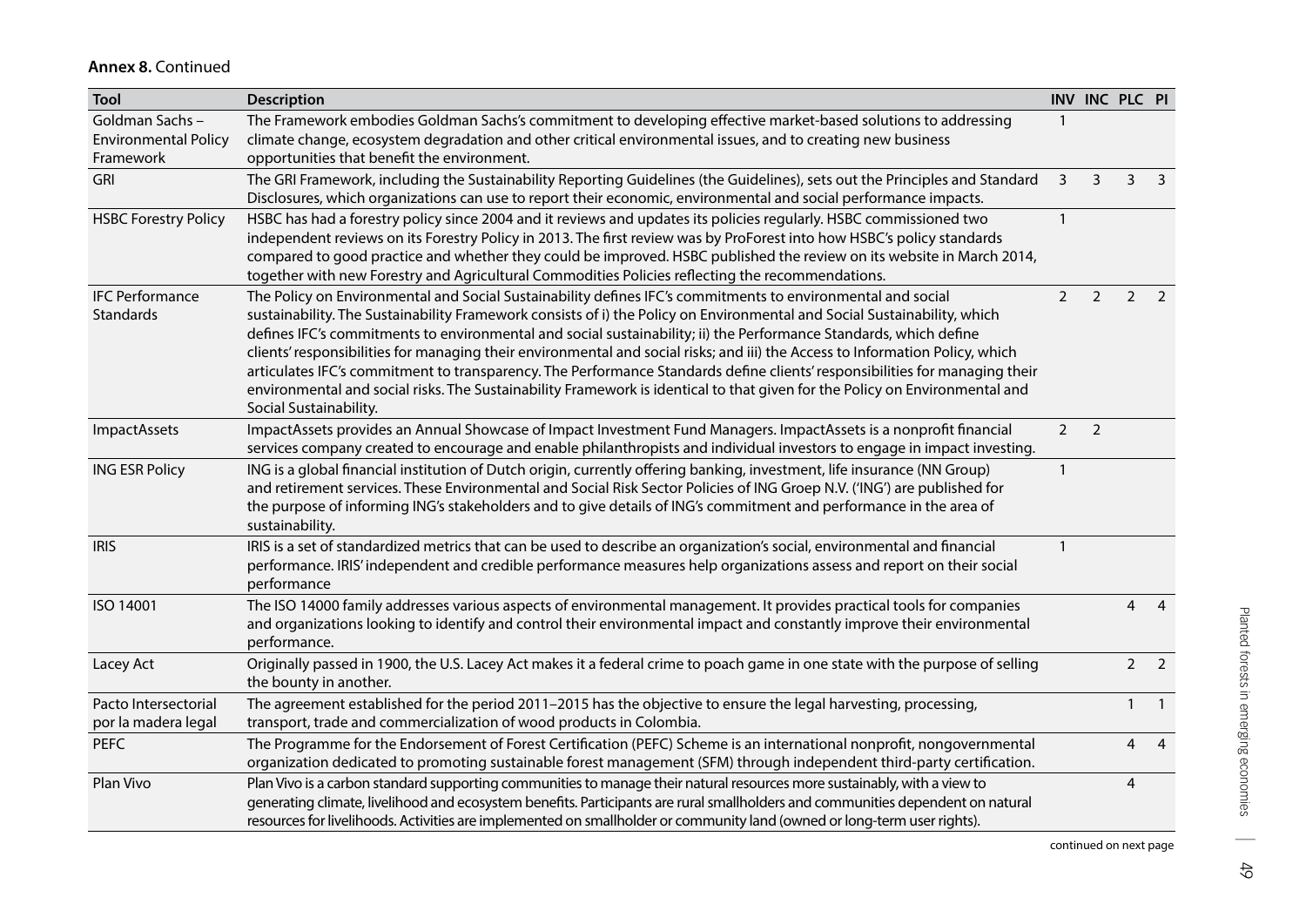**Annex 8.** Continued

| Tool | Description | INV | INC | PLC | PI |
|---|---|---|---|---|---|
| Goldman Sachs – Environmental Policy Framework | The Framework embodies Goldman Sachs's commitment to developing effective market-based solutions to addressing climate change, ecosystem degradation and other critical environmental issues, and to creating new business opportunities that benefit the environment. | 1 | | | |
| GRI | The GRI Framework, including the Sustainability Reporting Guidelines (the Guidelines), sets out the Principles and Standard Disclosures, which organizations can use to report their economic, environmental and social performance impacts. | 3 | 3 | 3 | 3 |
| HSBC Forestry Policy | HSBC has had a forestry policy since 2004 and it reviews and updates its policies regularly. HSBC commissioned two independent reviews on its Forestry Policy in 2013. The first review was by ProForest into how HSBC's policy standards compared to good practice and whether they could be improved. HSBC published the review on its website in March 2014, together with new Forestry and Agricultural Commodities Policies reflecting the recommendations. | 1 | | | |
| IFC Performance Standards | The Policy on Environmental and Social Sustainability defines IFC's commitments to environmental and social sustainability. The Sustainability Framework consists of i) the Policy on Environmental and Social Sustainability, which defines IFC's commitments to environmental and social sustainability; ii) the Performance Standards, which define clients' responsibilities for managing their environmental and social risks; and iii) the Access to Information Policy, which articulates IFC's commitment to transparency. The Performance Standards define clients' responsibilities for managing their environmental and social risks. The Sustainability Framework is identical to that given for the Policy on Environmental and Social Sustainability. | 2 | 2 | 2 | 2 |
| ImpactAssets | ImpactAssets provides an Annual Showcase of Impact Investment Fund Managers. ImpactAssets is a nonprofit financial services company created to encourage and enable philanthropists and individual investors to engage in impact investing. | 2 | 2 | | |
| ING ESR Policy | ING is a global financial institution of Dutch origin, currently offering banking, investment, life insurance (NN Group) and retirement services. These Environmental and Social Risk Sector Policies of ING Groep N.V. ('ING') are published for the purpose of informing ING's stakeholders and to give details of ING's commitment and performance in the area of sustainability. | 1 | | | |
| IRIS | IRIS is a set of standardized metrics that can be used to describe an organization's social, environmental and financial performance. IRIS' independent and credible performance measures help organizations assess and report on their social performance | 1 | | | |
| ISO 14001 | The ISO 14000 family addresses various aspects of environmental management. It provides practical tools for companies and organizations looking to identify and control their environmental impact and constantly improve their environmental performance. | | | 4 | 4 |
| Lacey Act | Originally passed in 1900, the U.S. Lacey Act makes it a federal crime to poach game in one state with the purpose of selling the bounty in another. | | | 2 | 2 |
| Pacto Intersectorial por la madera legal | The agreement established for the period 2011–2015 has the objective to ensure the legal harvesting, processing, transport, trade and commercialization of wood products in Colombia. | | | 1 | 1 |
| PEFC | The Programme for the Endorsement of Forest Certification (PEFC) Scheme is an international nonprofit, nongovernmental organization dedicated to promoting sustainable forest management (SFM) through independent third-party certification. | | | 4 | 4 |
| Plan Vivo | Plan Vivo is a carbon standard supporting communities to manage their natural resources more sustainably, with a view to generating climate, livelihood and ecosystem benefits. Participants are rural smallholders and communities dependent on natural resources for livelihoods. Activities are implemented on smallholder or community land (owned or long-term user rights). | | | 4 | |

continued on next page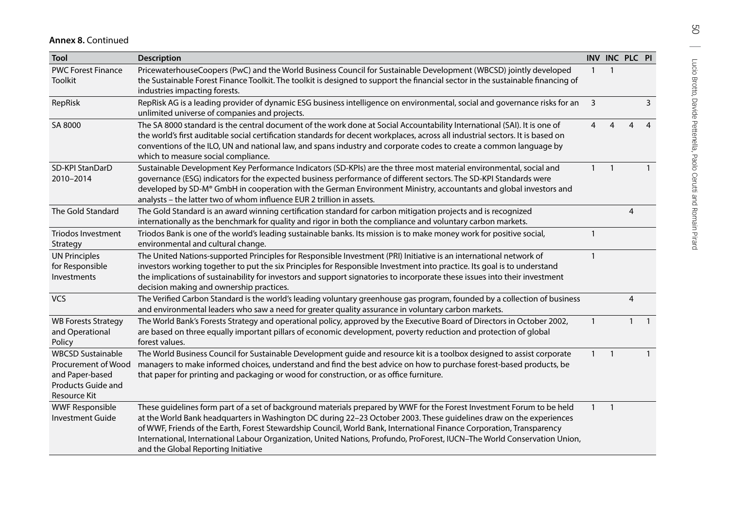**Annex 8.** Continued

| Tool | Description | INV | INC | PLC | PI |
|---|---|---|---|---|---|
| PWC Forest Finance Toolkit | PricewaterhouseCoopers (PwC) and the World Business Council for Sustainable Development (WBCSD) jointly developed the Sustainable Forest Finance Toolkit. The toolkit is designed to support the financial sector in the sustainable financing of industries impacting forests. | 1 | 1 | | |
| RepRisk | RepRisk AG is a leading provider of dynamic ESG business intelligence on environmental, social and governance risks for an unlimited universe of companies and projects. | 3 | | | 3 |
| SA 8000 | The SA 8000 standard is the central document of the work done at Social Accountability International (SAI). It is one of the world's first auditable social certification standards for decent workplaces, across all industrial sectors. It is based on conventions of the ILO, UN and national law, and spans industry and corporate codes to create a common language by which to measure social compliance. | 4 | 4 | 4 | 4 |
| SD-KPI StanDarD 2010–2014 | Sustainable Development Key Performance Indicators (SD-KPIs) are the three most material environmental, social and governance (ESG) indicators for the expected business performance of different sectors. The SD-KPI Standards were developed by SD-M® GmbH in cooperation with the German Environment Ministry, accountants and global investors and analysts – the latter two of whom influence EUR 2 trillion in assets. | 1 | 1 | | 1 |
| The Gold Standard | The Gold Standard is an award winning certification standard for carbon mitigation projects and is recognized internationally as the benchmark for quality and rigor in both the compliance and voluntary carbon markets. | | | 4 | |
| Triodos Investment Strategy | Triodos Bank is one of the world's leading sustainable banks. Its mission is to make money work for positive social, environmental and cultural change. | 1 | | | |
| UN Principles for Responsible Investments | The United Nations-supported Principles for Responsible Investment (PRI) Initiative is an international network of investors working together to put the six Principles for Responsible Investment into practice. Its goal is to understand the implications of sustainability for investors and support signatories to incorporate these issues into their investment decision making and ownership practices. | 1 | | | |
| VCS | The Verified Carbon Standard is the world's leading voluntary greenhouse gas program, founded by a collection of business and environmental leaders who saw a need for greater quality assurance in voluntary carbon markets. | | | 4 | |
| WB Forests Strategy and Operational Policy | The World Bank's Forests Strategy and operational policy, approved by the Executive Board of Directors in October 2002, are based on three equally important pillars of economic development, poverty reduction and protection of global forest values. | 1 | | 1 | 1 |
| WBCSD Sustainable Procurement of Wood and Paper-based Products Guide and Resource Kit | The World Business Council for Sustainable Development guide and resource kit is a toolbox designed to assist corporate managers to make informed choices, understand and find the best advice on how to purchase forest-based products, be that paper for printing and packaging or wood for construction, or as office furniture. | 1 | 1 | | 1 |
| WWF Responsible Investment Guide | These guidelines form part of a set of background materials prepared by WWF for the Forest Investment Forum to be held at the World Bank headquarters in Washington DC during 22–23 October 2003. These guidelines draw on the experiences of WWF, Friends of the Earth, Forest Stewardship Council, World Bank, International Finance Corporation, Transparency International, International Labour Organization, United Nations, Profundo, ProForest, IUCN–The World Conservation Union, and the Global Reporting Initiative | 1 | 1 | | |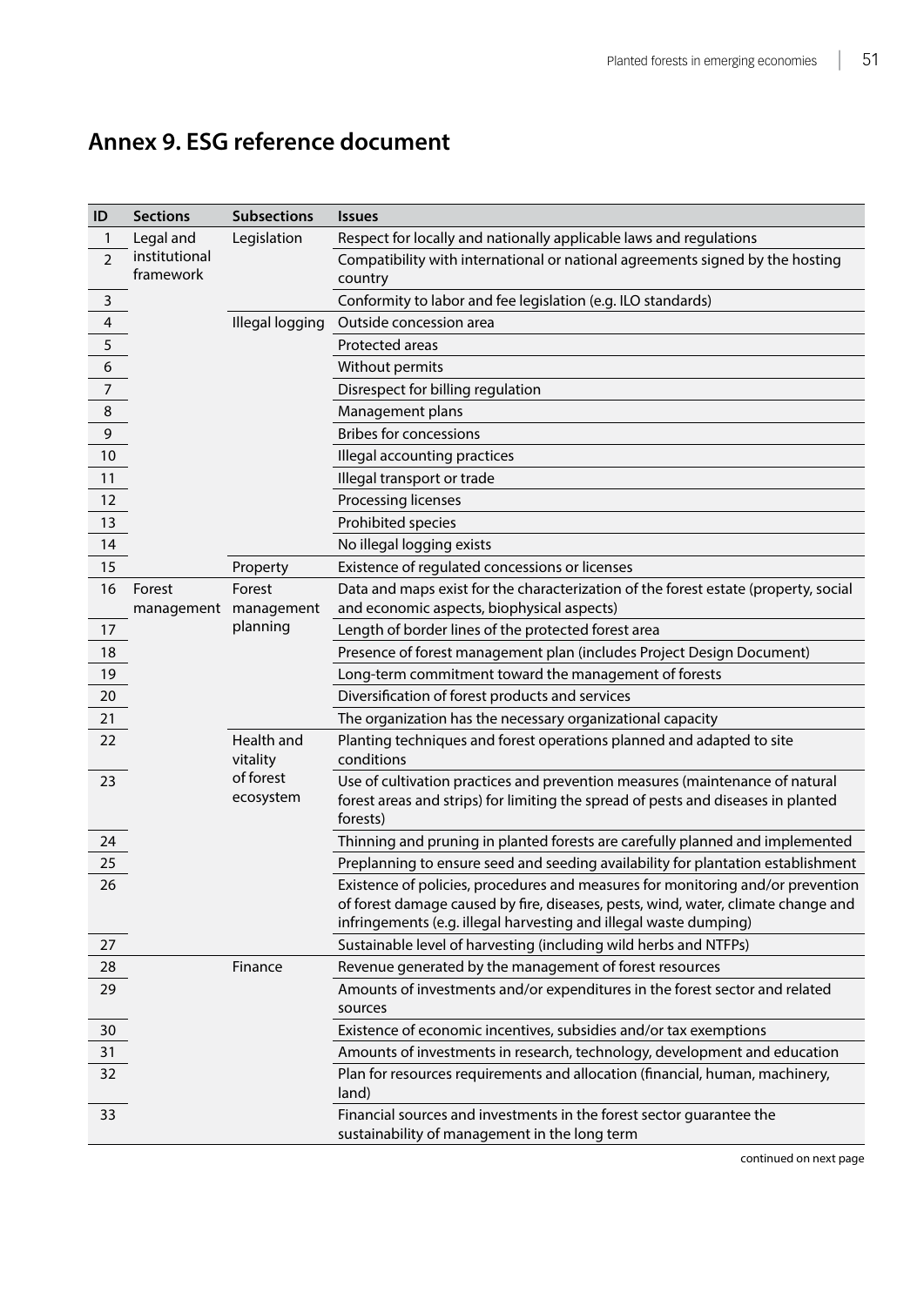# Annex 9. ESG reference document

| ID | Sections | Subsections | Issues |
|---|---|---|---|
| 1 | Legal and institutional framework | Legislation | Respect for locally and nationally applicable laws and regulations |
| 2 | | | Compatibility with international or national agreements signed by the hosting country |
| 3 | | | Conformity to labor and fee legislation (e.g. ILO standards) |
| 4 | | Illegal logging | Outside concession area |
| 5 | | | Protected areas |
| 6 | | | Without permits |
| 7 | | | Disrespect for billing regulation |
| 8 | | | Management plans |
| 9 | | | Bribes for concessions |
| 10 | | | Illegal accounting practices |
| 11 | | | Illegal transport or trade |
| 12 | | | Processing licenses |
| 13 | | | Prohibited species |
| 14 | | | No illegal logging exists |
| 15 | | Property | Existence of regulated concessions or licenses |
| 16 | Forest management | Forest management planning | Data and maps exist for the characterization of the forest estate (property, social and economic aspects, biophysical aspects) |
| 17 | | | Length of border lines of the protected forest area |
| 18 | | | Presence of forest management plan (includes Project Design Document) |
| 19 | | | Long-term commitment toward the management of forests |
| 20 | | | Diversification of forest products and services |
| 21 | | | The organization has the necessary organizational capacity |
| 22 | | Health and vitality of forest ecosystem | Planting techniques and forest operations planned and adapted to site conditions |
| 23 | | | Use of cultivation practices and prevention measures (maintenance of natural forest areas and strips) for limiting the spread of pests and diseases in planted forests) |
| 24 | | | Thinning and pruning in planted forests are carefully planned and implemented |
| 25 | | | Preplanning to ensure seed and seeding availability for plantation establishment |
| 26 | | | Existence of policies, procedures and measures for monitoring and/or prevention of forest damage caused by fire, diseases, pests, wind, water, climate change and infringements (e.g. illegal harvesting and illegal waste dumping) |
| 27 | | | Sustainable level of harvesting (including wild herbs and NTFPs) |
| 28 | | Finance | Revenue generated by the management of forest resources |
| 29 | | | Amounts of investments and/or expenditures in the forest sector and related sources |
| 30 | | | Existence of economic incentives, subsidies and/or tax exemptions |
| 31 | | | Amounts of investments in research, technology, development and education |
| 32 | | | Plan for resources requirements and allocation (financial, human, machinery, land) |
| 33 | | | Financial sources and investments in the forest sector guarantee the sustainability of management in the long term |

continued on next page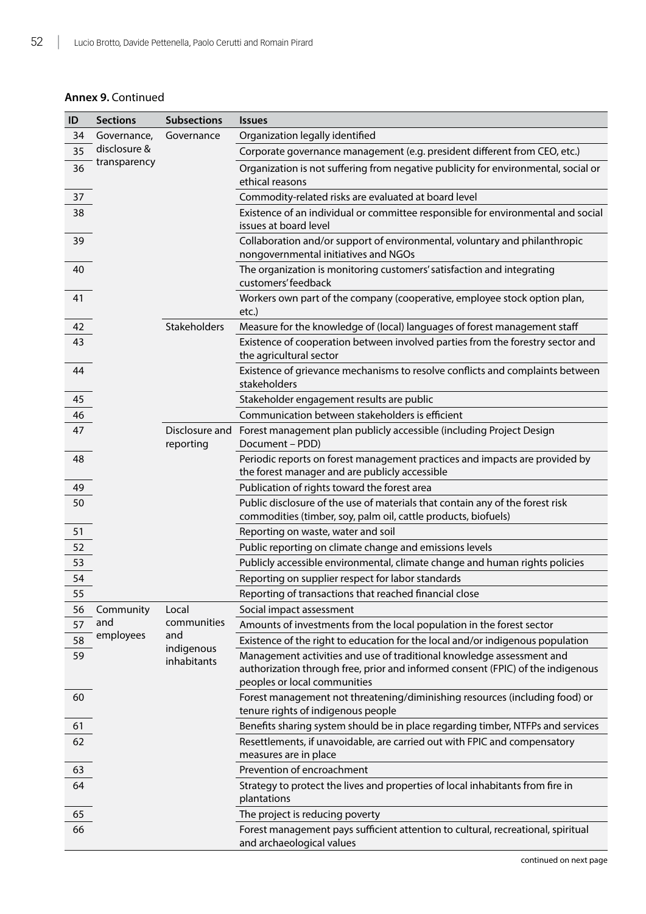**Annex 9.** Continued

| ID | Sections | Subsections | Issues |
|---|---|---|---|
| 34 | Governance, disclosure & transparency | Governance | Organization legally identified |
| 35 | | | Corporate governance management (e.g. president different from CEO, etc.) |
| 36 | | | Organization is not suffering from negative publicity for environmental, social or ethical reasons |
| 37 | | | Commodity-related risks are evaluated at board level |
| 38 | | | Existence of an individual or committee responsible for environmental and social issues at board level |
| 39 | | | Collaboration and/or support of environmental, voluntary and philanthropic nongovernmental initiatives and NGOs |
| 40 | | | The organization is monitoring customers' satisfaction and integrating customers' feedback |
| 41 | | | Workers own part of the company (cooperative, employee stock option plan, etc.) |
| 42 | | Stakeholders | Measure for the knowledge of (local) languages of forest management staff |
| 43 | | | Existence of cooperation between involved parties from the forestry sector and the agricultural sector |
| 44 | | | Existence of grievance mechanisms to resolve conflicts and complaints between stakeholders |
| 45 | | | Stakeholder engagement results are public |
| 46 | | | Communication between stakeholders is efficient |
| 47 | | Disclosure and reporting | Forest management plan publicly accessible (including Project Design Document – PDD) |
| 48 | | | Periodic reports on forest management practices and impacts are provided by the forest manager and are publicly accessible |
| 49 | | | Publication of rights toward the forest area |
| 50 | | | Public disclosure of the use of materials that contain any of the forest risk commodities (timber, soy, palm oil, cattle products, biofuels) |
| 51 | | | Reporting on waste, water and soil |
| 52 | | | Public reporting on climate change and emissions levels |
| 53 | | | Publicly accessible environmental, climate change and human rights policies |
| 54 | | | Reporting on supplier respect for labor standards |
| 55 | | | Reporting of transactions that reached financial close |
| 56 | Community and employees | Local communities and indigenous inhabitants | Social impact assessment |
| 57 | | | Amounts of investments from the local population in the forest sector |
| 58 | | | Existence of the right to education for the local and/or indigenous population |
| 59 | | | Management activities and use of traditional knowledge assessment and authorization through free, prior and informed consent (FPIC) of the indigenous peoples or local communities |
| 60 | | | Forest management not threatening/diminishing resources (including food) or tenure rights of indigenous people |
| 61 | | | Benefits sharing system should be in place regarding timber, NTFPs and services |
| 62 | | | Resettlements, if unavoidable, are carried out with FPIC and compensatory measures are in place |
| 63 | | | Prevention of encroachment |
| 64 | | | Strategy to protect the lives and properties of local inhabitants from fire in plantations |
| 65 | | | The project is reducing poverty |
| 66 | | | Forest management pays sufficient attention to cultural, recreational, spiritual and archaeological values |

continued on next page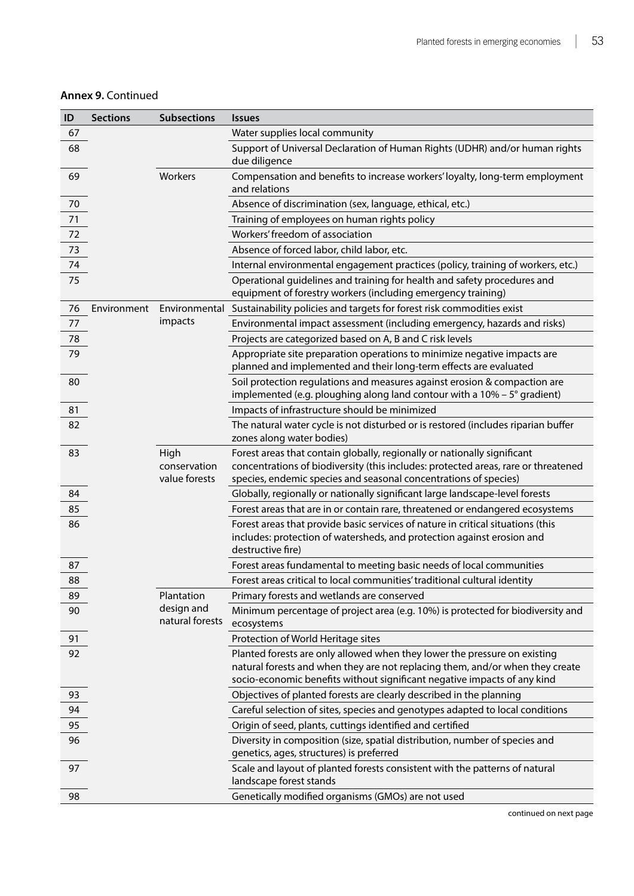**Annex 9.** Continued

| ID | Sections | Subsections | Issues |
|---|---|---|---|
| 67 | | | Water supplies local community |
| 68 | | | Support of Universal Declaration of Human Rights (UDHR) and/or human rights due diligence |
| 69 | | Workers | Compensation and benefits to increase workers' loyalty, long-term employment and relations |
| 70 | | | Absence of discrimination (sex, language, ethical, etc.) |
| 71 | | | Training of employees on human rights policy |
| 72 | | | Workers' freedom of association |
| 73 | | | Absence of forced labor, child labor, etc. |
| 74 | | | Internal environmental engagement practices (policy, training of workers, etc.) |
| 75 | | | Operational guidelines and training for health and safety procedures and equipment of forestry workers (including emergency training) |
| 76 | Environment | Environmental impacts | Sustainability policies and targets for forest risk commodities exist |
| 77 | | | Environmental impact assessment (including emergency, hazards and risks) |
| 78 | | | Projects are categorized based on A, B and C risk levels |
| 79 | | | Appropriate site preparation operations to minimize negative impacts are planned and implemented and their long-term effects are evaluated |
| 80 | | | Soil protection regulations and measures against erosion & compaction are implemented (e.g. ploughing along land contour with a 10% – 5° gradient) |
| 81 | | | Impacts of infrastructure should be minimized |
| 82 | | | The natural water cycle is not disturbed or is restored (includes riparian buffer zones along water bodies) |
| 83 | | High conservation value forests | Forest areas that contain globally, regionally or nationally significant concentrations of biodiversity (this includes: protected areas, rare or threatened species, endemic species and seasonal concentrations of species) |
| 84 | | | Globally, regionally or nationally significant large landscape-level forests |
| 85 | | | Forest areas that are in or contain rare, threatened or endangered ecosystems |
| 86 | | | Forest areas that provide basic services of nature in critical situations (this includes: protection of watersheds, and protection against erosion and destructive fire) |
| 87 | | | Forest areas fundamental to meeting basic needs of local communities |
| 88 | | | Forest areas critical to local communities' traditional cultural identity |
| 89 | | Plantation design and natural forests | Primary forests and wetlands are conserved |
| 90 | | | Minimum percentage of project area (e.g. 10%) is protected for biodiversity and ecosystems |
| 91 | | | Protection of World Heritage sites |
| 92 | | | Planted forests are only allowed when they lower the pressure on existing natural forests and when they are not replacing them, and/or when they create socio-economic benefits without significant negative impacts of any kind |
| 93 | | | Objectives of planted forests are clearly described in the planning |
| 94 | | | Careful selection of sites, species and genotypes adapted to local conditions |
| 95 | | | Origin of seed, plants, cuttings identified and certified |
| 96 | | | Diversity in composition (size, spatial distribution, number of species and genetics, ages, structures) is preferred |
| 97 | | | Scale and layout of planted forests consistent with the patterns of natural landscape forest stands |
| 98 | | | Genetically modified organisms (GMOs) are not used |

continued on next page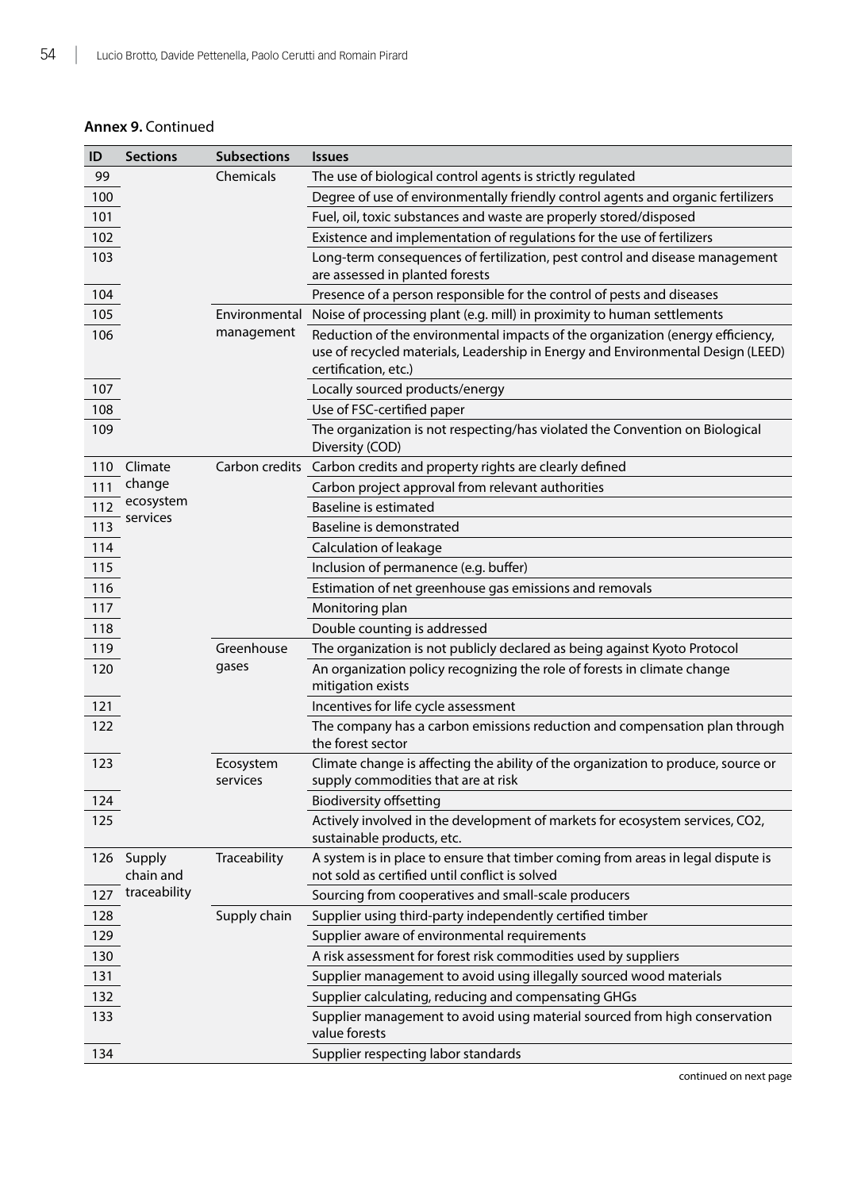**Annex 9.** Continued

| ID | Sections | Subsections | Issues |
|---|---|---|---|
| 99 | | Chemicals | The use of biological control agents is strictly regulated |
| 100 | | | Degree of use of environmentally friendly control agents and organic fertilizers |
| 101 | | | Fuel, oil, toxic substances and waste are properly stored/disposed |
| 102 | | | Existence and implementation of regulations for the use of fertilizers |
| 103 | | | Long-term consequences of fertilization, pest control and disease management are assessed in planted forests |
| 104 | | | Presence of a person responsible for the control of pests and diseases |
| 105 | | Environmental management | Noise of processing plant (e.g. mill) in proximity to human settlements |
| 106 | | | Reduction of the environmental impacts of the organization (energy efficiency, use of recycled materials, Leadership in Energy and Environmental Design (LEED) certification, etc.) |
| 107 | | | Locally sourced products/energy |
| 108 | | | Use of FSC-certified paper |
| 109 | | | The organization is not respecting/has violated the Convention on Biological Diversity (COD) |
| 110 | Climate change ecosystem services | Carbon credits | Carbon credits and property rights are clearly defined |
| 111 | | | Carbon project approval from relevant authorities |
| 112 | | | Baseline is estimated |
| 113 | | | Baseline is demonstrated |
| 114 | | | Calculation of leakage |
| 115 | | | Inclusion of permanence (e.g. buffer) |
| 116 | | | Estimation of net greenhouse gas emissions and removals |
| 117 | | | Monitoring plan |
| 118 | | | Double counting is addressed |
| 119 | | Greenhouse gases | The organization is not publicly declared as being against Kyoto Protocol |
| 120 | | | An organization policy recognizing the role of forests in climate change mitigation exists |
| 121 | | | Incentives for life cycle assessment |
| 122 | | | The company has a carbon emissions reduction and compensation plan through the forest sector |
| 123 | | Ecosystem services | Climate change is affecting the ability of the organization to produce, source or supply commodities that are at risk |
| 124 | | | Biodiversity offsetting |
| 125 | | | Actively involved in the development of markets for ecosystem services, CO2, sustainable products, etc. |
| 126 | Supply chain and traceability | Traceability | A system is in place to ensure that timber coming from areas in legal dispute is not sold as certified until conflict is solved |
| 127 | | | Sourcing from cooperatives and small-scale producers |
| 128 | | Supply chain | Supplier using third-party independently certified timber |
| 129 | | | Supplier aware of environmental requirements |
| 130 | | | A risk assessment for forest risk commodities used by suppliers |
| 131 | | | Supplier management to avoid using illegally sourced wood materials |
| 132 | | | Supplier calculating, reducing and compensating GHGs |
| 133 | | | Supplier management to avoid using material sourced from high conservation value forests |
| 134 | | | Supplier respecting labor standards |

continued on next page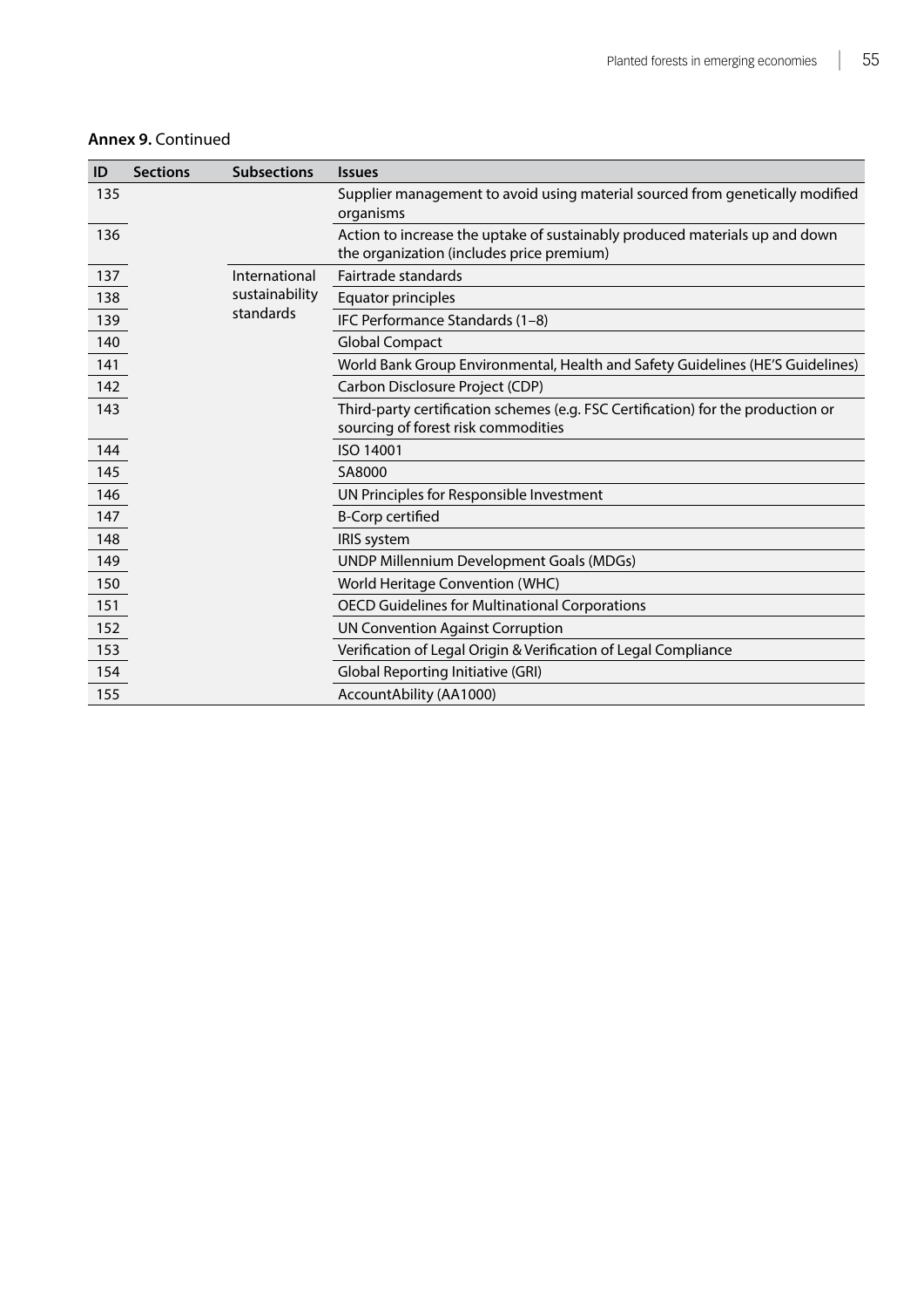**Annex 9.** Continued

| ID | Sections | Subsections | Issues |
| --- | --- | --- | --- |
| 135 | | | Supplier management to avoid using material sourced from genetically modified organisms |
| 136 | | | Action to increase the uptake of sustainably produced materials up and down the organization (includes price premium) |
| 137 | | International sustainability standards | Fairtrade standards |
| 138 | | | Equator principles |
| 139 | | | IFC Performance Standards (1–8) |
| 140 | | | Global Compact |
| 141 | | | World Bank Group Environmental, Health and Safety Guidelines (HE'S Guidelines) |
| 142 | | | Carbon Disclosure Project (CDP) |
| 143 | | | Third-party certification schemes (e.g. FSC Certification) for the production or sourcing of forest risk commodities |
| 144 | | | ISO 14001 |
| 145 | | | SA8000 |
| 146 | | | UN Principles for Responsible Investment |
| 147 | | | B-Corp certified |
| 148 | | | IRIS system |
| 149 | | | UNDP Millennium Development Goals (MDGs) |
| 150 | | | World Heritage Convention (WHC) |
| 151 | | | OECD Guidelines for Multinational Corporations |
| 152 | | | UN Convention Against Corruption |
| 153 | | | Verification of Legal Origin & Verification of Legal Compliance |
| 154 | | | Global Reporting Initiative (GRI) |
| 155 | | | AccountAbility (AA1000) |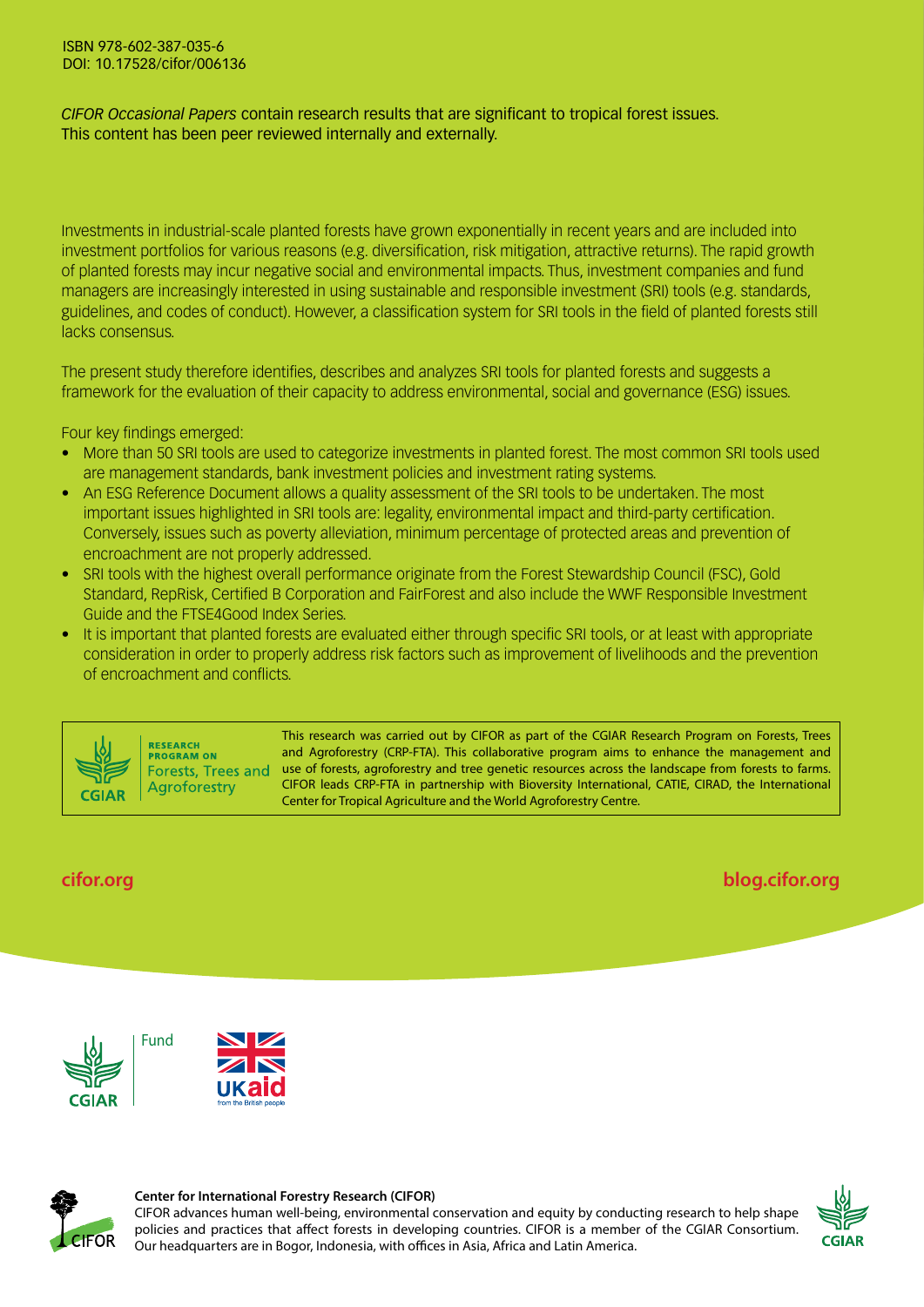ISBN 978-602-387-035-6
DOI: 10.17528/cifor/006136

*CIFOR Occasional Papers* contain research results that are significant to tropical forest issues. This content has been peer reviewed internally and externally.

Investments in industrial-scale planted forests have grown exponentially in recent years and are included into investment portfolios for various reasons (e.g. diversification, risk mitigation, attractive returns). The rapid growth of planted forests may incur negative social and environmental impacts. Thus, investment companies and fund managers are increasingly interested in using sustainable and responsible investment (SRI) tools (e.g. standards, guidelines, and codes of conduct). However, a classification system for SRI tools in the field of planted forests still lacks consensus.

The present study therefore identifies, describes and analyzes SRI tools for planted forests and suggests a framework for the evaluation of their capacity to address environmental, social and governance (ESG) issues.

Four key findings emerged:

- More than 50 SRI tools are used to categorize investments in planted forest. The most common SRI tools used are management standards, bank investment policies and investment rating systems.
- An ESG Reference Document allows a quality assessment of the SRI tools to be undertaken. The most important issues highlighted in SRI tools are: legality, environmental impact and third-party certification. Conversely, issues such as poverty alleviation, minimum percentage of protected areas and prevention of encroachment are not properly addressed.
- SRI tools with the highest overall performance originate from the Forest Stewardship Council (FSC), Gold Standard, RepRisk, Certified B Corporation and FairForest and also include the WWF Responsible Investment Guide and the FTSE4Good Index Series.
- It is important that planted forests are evaluated either through specific SRI tools, or at least with appropriate consideration in order to properly address risk factors such as improvement of livelihoods and the prevention of encroachment and conflicts.

RESEARCH PROGRAM ON Forests, Trees and Agroforestry

This research was carried out by CIFOR as part of the CGIAR Research Program on Forests, Trees and Agroforestry (CRP-FTA). This collaborative program aims to enhance the management and use of forests, agroforestry and tree genetic resources across the landscape from forests to farms. CIFOR leads CRP-FTA in partnership with Bioversity International, CATIE, CIRAD, the International Center for Tropical Agriculture and the World Agroforestry Centre.

cifor.org

blog.cifor.org

CGIAR Fund

UKaid from the British people

**Center for International Forestry Research (CIFOR)**
CIFOR advances human well-being, environmental conservation and equity by conducting research to help shape policies and practices that affect forests in developing countries. CIFOR is a member of the CGIAR Consortium. Our headquarters are in Bogor, Indonesia, with offices in Asia, Africa and Latin America.